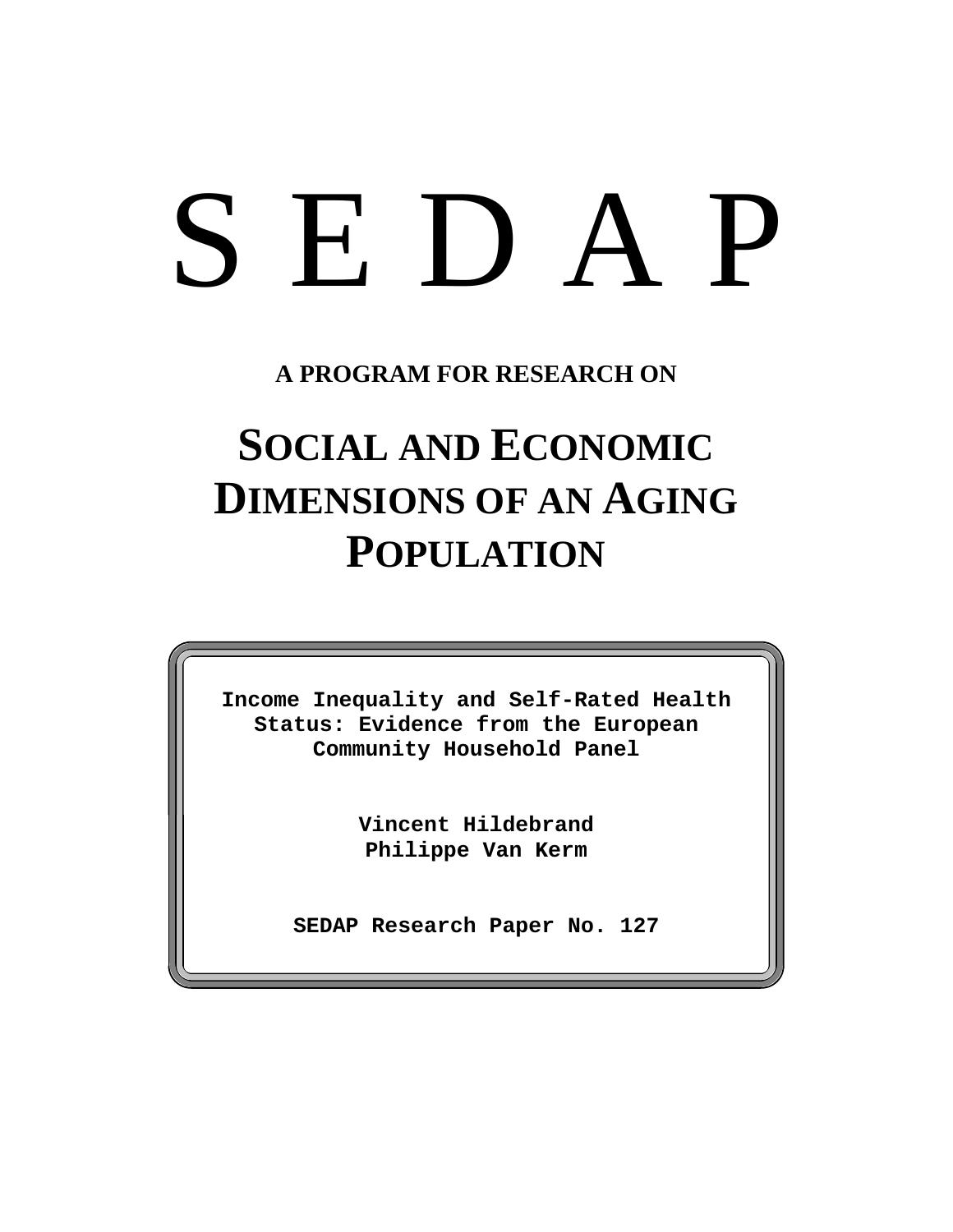# S E D A P

**A PROGRAM FOR RESEARCH ON**

# SOCIAL AND ECONOMIC DIMENSIONS OF AN AGING POPULATION

**Income Inequality and Self-Rated Health Status: Evidence from the European Community Household Panel**

**Vincent Hildebrand**
**Philippe Van Kerm**

**SEDAP Research Paper No. 127**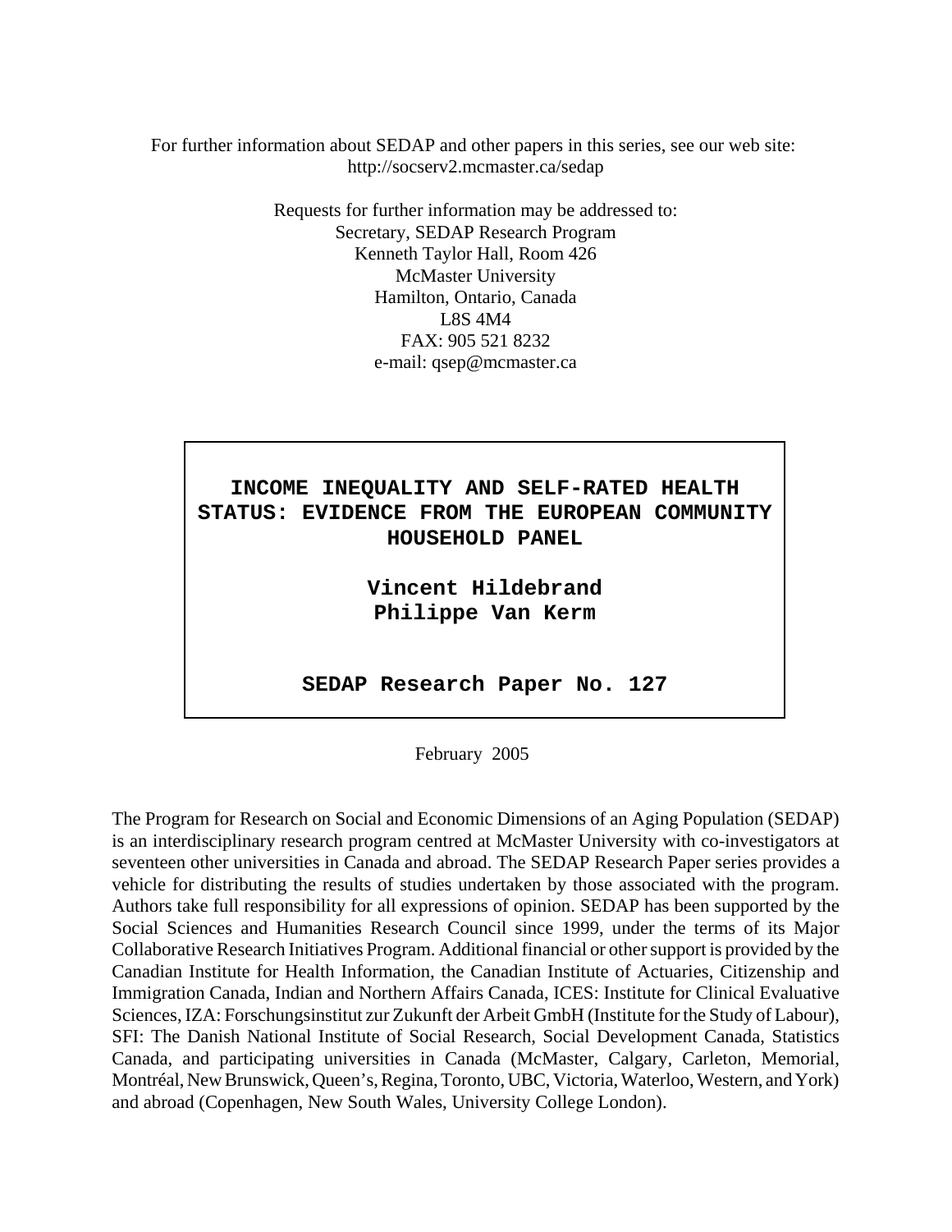For further information about SEDAP and other papers in this series, see our web site: http://socserv2.mcmaster.ca/sedap

Requests for further information may be addressed to:
Secretary, SEDAP Research Program
Kenneth Taylor Hall, Room 426
McMaster University
Hamilton, Ontario, Canada
L8S 4M4
FAX: 905 521 8232
e-mail: qsep@mcmaster.ca

# INCOME INEQUALITY AND SELF-RATED HEALTH STATUS: EVIDENCE FROM THE EUROPEAN COMMUNITY HOUSEHOLD PANEL

**Vincent Hildebrand**
**Philippe Van Kerm**

**SEDAP Research Paper No. 127**

February 2005

The Program for Research on Social and Economic Dimensions of an Aging Population (SEDAP) is an interdisciplinary research program centred at McMaster University with co-investigators at seventeen other universities in Canada and abroad. The SEDAP Research Paper series provides a vehicle for distributing the results of studies undertaken by those associated with the program. Authors take full responsibility for all expressions of opinion. SEDAP has been supported by the Social Sciences and Humanities Research Council since 1999, under the terms of its Major Collaborative Research Initiatives Program. Additional financial or other support is provided by the Canadian Institute for Health Information, the Canadian Institute of Actuaries, Citizenship and Immigration Canada, Indian and Northern Affairs Canada, ICES: Institute for Clinical Evaluative Sciences, IZA: Forschungsinstitut zur Zukunft der Arbeit GmbH (Institute for the Study of Labour), SFI: The Danish National Institute of Social Research, Social Development Canada, Statistics Canada, and participating universities in Canada (McMaster, Calgary, Carleton, Memorial, Montréal, New Brunswick, Queen's, Regina, Toronto, UBC, Victoria, Waterloo, Western, and York) and abroad (Copenhagen, New South Wales, University College London).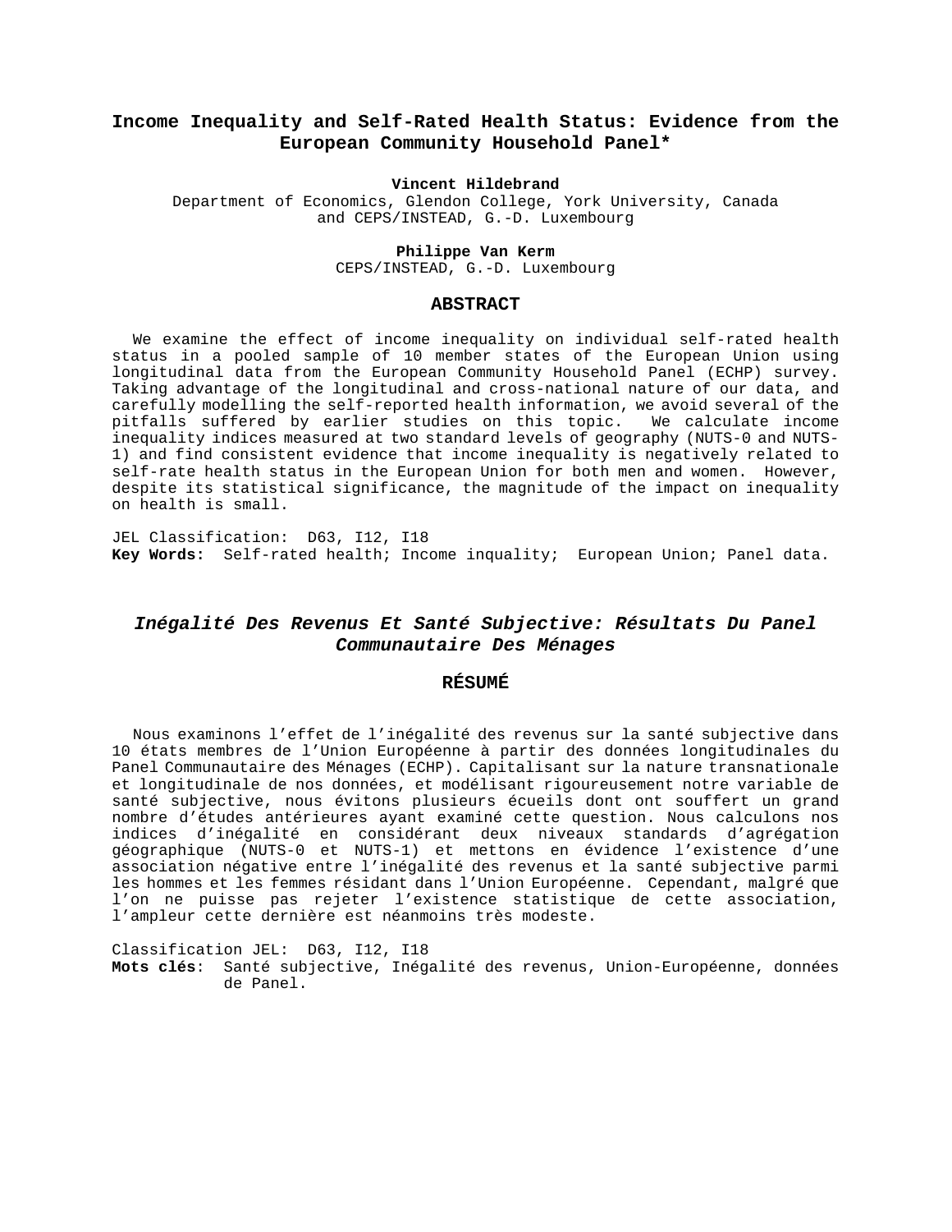# Income Inequality and Self-Rated Health Status: Evidence from the European Community Household Panel*

**Vincent Hildebrand**
Department of Economics, Glendon College, York University, Canada
and CEPS/INSTEAD, G.-D. Luxembourg

**Philippe Van Kerm**
CEPS/INSTEAD, G.-D. Luxembourg

## ABSTRACT

We examine the effect of income inequality on individual self-rated health status in a pooled sample of 10 member states of the European Union using longitudinal data from the European Community Household Panel (ECHP) survey. Taking advantage of the longitudinal and cross-national nature of our data, and carefully modelling the self-reported health information, we avoid several of the pitfalls suffered by earlier studies on this topic. We calculate income inequality indices measured at two standard levels of geography (NUTS-0 and NUTS-1) and find consistent evidence that income inequality is negatively related to self-rate health status in the European Union for both men and women. However, despite its statistical significance, the magnitude of the impact on inequality on health is small.

JEL Classification: D63, I12, I18
**Key Words:** Self-rated health; Income inquality; European Union; Panel data.

## *Inégalité Des Revenus Et Santé Subjective: Résultats Du Panel Communautaire Des Ménages*

## RÉSUMÉ

Nous examinons l'effet de l'inégalité des revenus sur la santé subjective dans 10 états membres de l'Union Européenne à partir des données longitudinales du Panel Communautaire des Ménages (ECHP). Capitalisant sur la nature transnationale et longitudinale de nos données, et modélisant rigoureusement notre variable de santé subjective, nous évitons plusieurs écueils dont ont souffert un grand nombre d'études antérieures ayant examiné cette question. Nous calculons nos indices d'inégalité en considérant deux niveaux standards d'agrégation géographique (NUTS-0 et NUTS-1) et mettons en évidence l'existence d'une association négative entre l'inégalité des revenus et la santé subjective parmi les hommes et les femmes résidant dans l'Union Européenne. Cependant, malgré que l'on ne puisse pas rejeter l'existence statistique de cette association, l'ampleur cette dernière est néanmoins très modeste.

Classification JEL: D63, I12, I18
**Mots clés**: Santé subjective, Inégalité des revenus, Union-Européenne, données de Panel.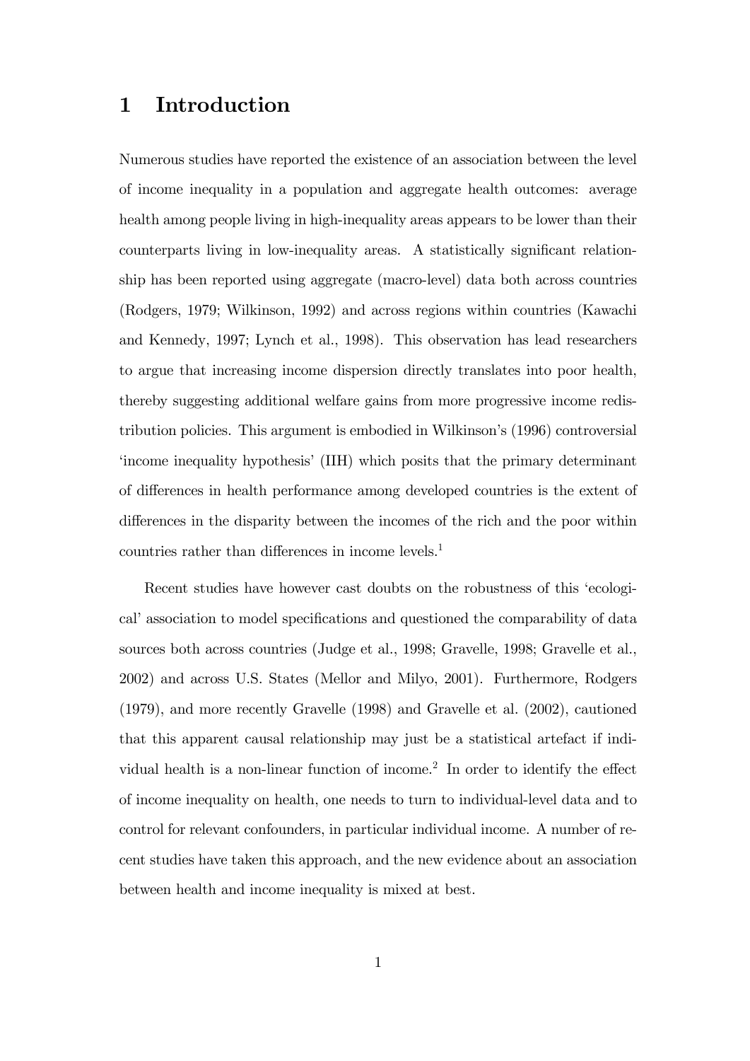# 1 Introduction

Numerous studies have reported the existence of an association between the level of income inequality in a population and aggregate health outcomes: average health among people living in high-inequality areas appears to be lower than their counterparts living in low-inequality areas. A statistically significant relationship has been reported using aggregate (macro-level) data both across countries (Rodgers, 1979; Wilkinson, 1992) and across regions within countries (Kawachi and Kennedy, 1997; Lynch et al., 1998). This observation has lead researchers to argue that increasing income dispersion directly translates into poor health, thereby suggesting additional welfare gains from more progressive income redistribution policies. This argument is embodied in Wilkinson's (1996) controversial 'income inequality hypothesis' (IIH) which posits that the primary determinant of differences in health performance among developed countries is the extent of differences in the disparity between the incomes of the rich and the poor within countries rather than differences in income levels.[1]

Recent studies have however cast doubts on the robustness of this 'ecological' association to model specifications and questioned the comparability of data sources both across countries (Judge et al., 1998; Gravelle, 1998; Gravelle et al., 2002) and across U.S. States (Mellor and Milyo, 2001). Furthermore, Rodgers (1979), and more recently Gravelle (1998) and Gravelle et al. (2002), cautioned that this apparent causal relationship may just be a statistical artefact if individual health is a non-linear function of income.[2] In order to identify the effect of income inequality on health, one needs to turn to individual-level data and to control for relevant confounders, in particular individual income. A number of recent studies have taken this approach, and the new evidence about an association between health and income inequality is mixed at best.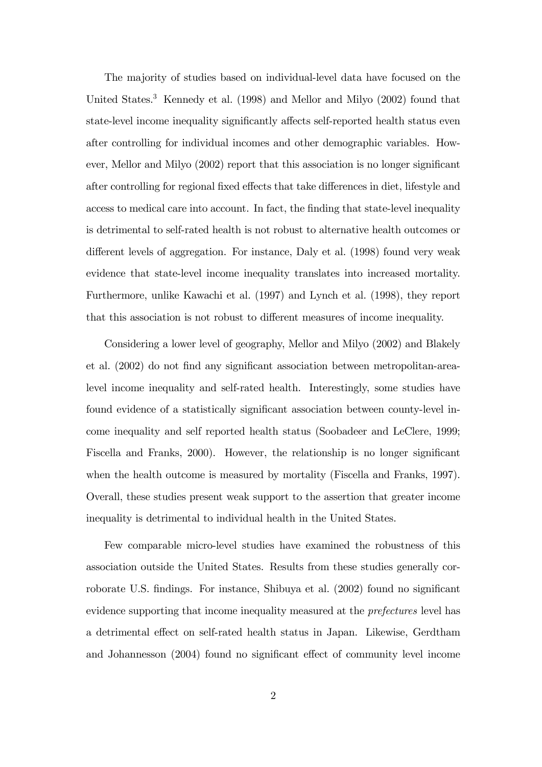The majority of studies based on individual-level data have focused on the United States.[3] Kennedy et al. (1998) and Mellor and Milyo (2002) found that state-level income inequality significantly affects self-reported health status even after controlling for individual incomes and other demographic variables. However, Mellor and Milyo (2002) report that this association is no longer significant after controlling for regional fixed effects that take differences in diet, lifestyle and access to medical care into account. In fact, the finding that state-level inequality is detrimental to self-rated health is not robust to alternative health outcomes or different levels of aggregation. For instance, Daly et al. (1998) found very weak evidence that state-level income inequality translates into increased mortality. Furthermore, unlike Kawachi et al. (1997) and Lynch et al. (1998), they report that this association is not robust to different measures of income inequality.

Considering a lower level of geography, Mellor and Milyo (2002) and Blakely et al. (2002) do not find any significant association between metropolitan-area-level income inequality and self-rated health. Interestingly, some studies have found evidence of a statistically significant association between county-level income inequality and self reported health status (Soobadeer and LeClere, 1999; Fiscella and Franks, 2000). However, the relationship is no longer significant when the health outcome is measured by mortality (Fiscella and Franks, 1997). Overall, these studies present weak support to the assertion that greater income inequality is detrimental to individual health in the United States.

Few comparable micro-level studies have examined the robustness of this association outside the United States. Results from these studies generally corroborate U.S. findings. For instance, Shibuya et al. (2002) found no significant evidence supporting that income inequality measured at the *prefectures* level has a detrimental effect on self-rated health status in Japan. Likewise, Gerdtham and Johannesson (2004) found no significant effect of community level income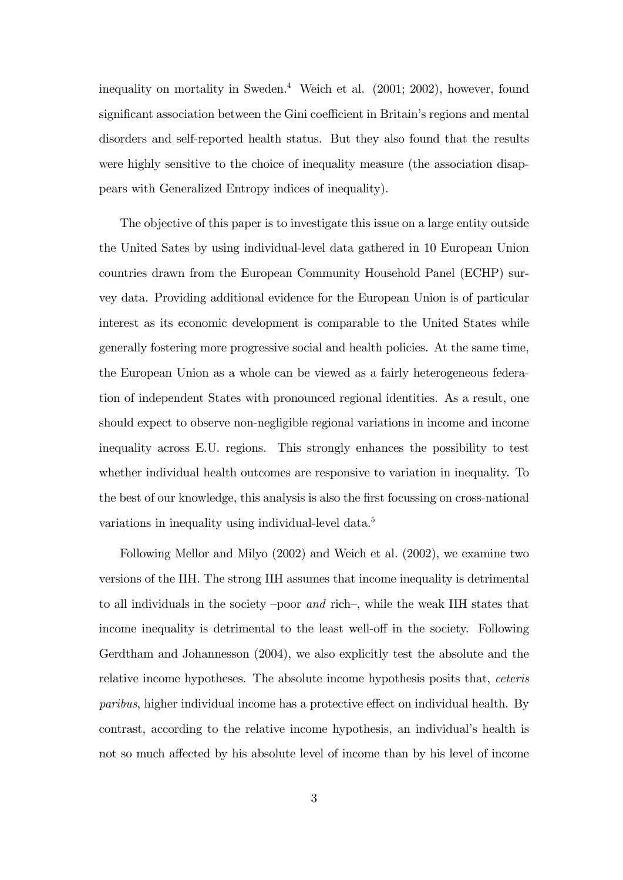inequality on mortality in Sweden.[4] Weich et al. (2001; 2002), however, found significant association between the Gini coefficient in Britain's regions and mental disorders and self-reported health status. But they also found that the results were highly sensitive to the choice of inequality measure (the association disappears with Generalized Entropy indices of inequality).

The objective of this paper is to investigate this issue on a large entity outside the United Sates by using individual-level data gathered in 10 European Union countries drawn from the European Community Household Panel (ECHP) survey data. Providing additional evidence for the European Union is of particular interest as its economic development is comparable to the United States while generally fostering more progressive social and health policies. At the same time, the European Union as a whole can be viewed as a fairly heterogeneous federation of independent States with pronounced regional identities. As a result, one should expect to observe non-negligible regional variations in income and income inequality across E.U. regions. This strongly enhances the possibility to test whether individual health outcomes are responsive to variation in inequality. To the best of our knowledge, this analysis is also the first focussing on cross-national variations in inequality using individual-level data.[5]

Following Mellor and Milyo (2002) and Weich et al. (2002), we examine two versions of the IIH. The strong IIH assumes that income inequality is detrimental to all individuals in the society –poor *and* rich–, while the weak IIH states that income inequality is detrimental to the least well-off in the society. Following Gerdtham and Johannesson (2004), we also explicitly test the absolute and the relative income hypotheses. The absolute income hypothesis posits that, *ceteris paribus*, higher individual income has a protective effect on individual health. By contrast, according to the relative income hypothesis, an individual's health is not so much affected by his absolute level of income than by his level of income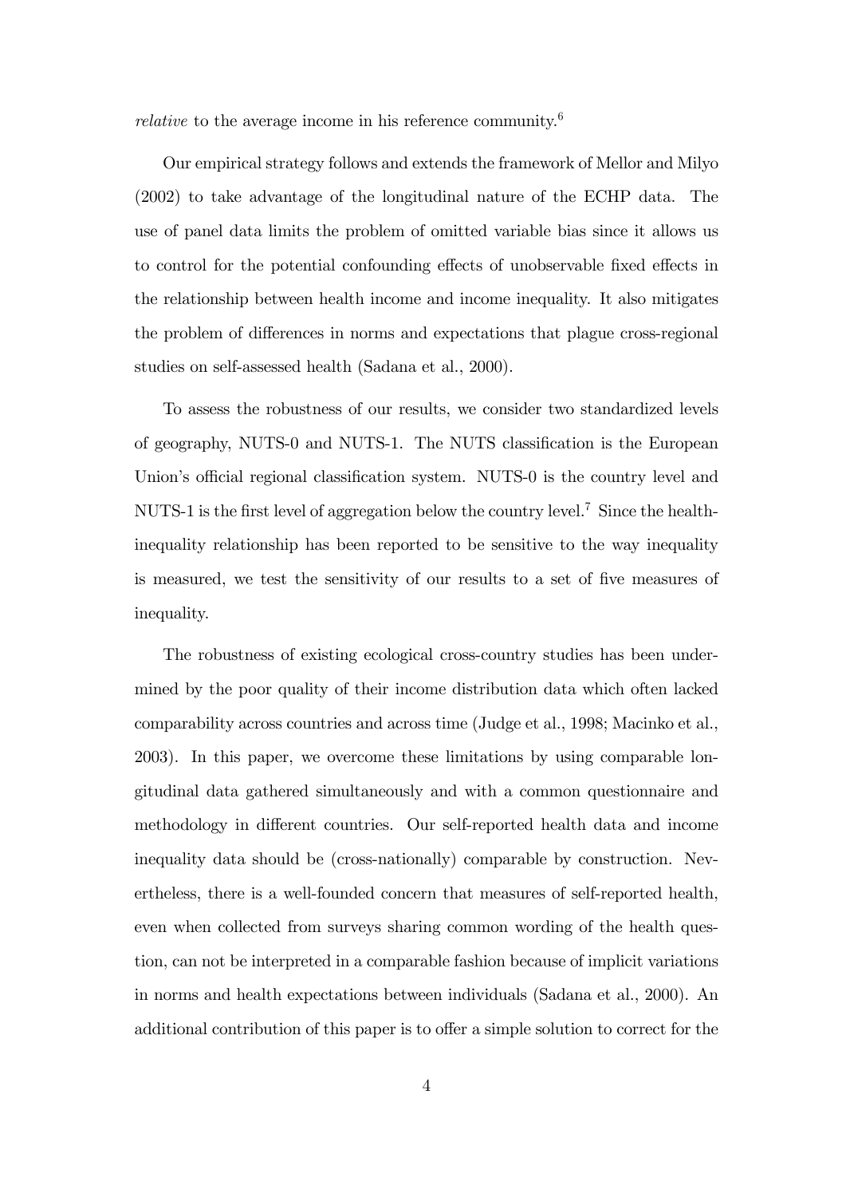*relative* to the average income in his reference community.[6]

Our empirical strategy follows and extends the framework of Mellor and Milyo (2002) to take advantage of the longitudinal nature of the ECHP data. The use of panel data limits the problem of omitted variable bias since it allows us to control for the potential confounding effects of unobservable fixed effects in the relationship between health income and income inequality. It also mitigates the problem of differences in norms and expectations that plague cross-regional studies on self-assessed health (Sadana et al., 2000).

To assess the robustness of our results, we consider two standardized levels of geography, NUTS-0 and NUTS-1. The NUTS classification is the European Union's official regional classification system. NUTS-0 is the country level and NUTS-1 is the first level of aggregation below the country level.[7] Since the health-inequality relationship has been reported to be sensitive to the way inequality is measured, we test the sensitivity of our results to a set of five measures of inequality.

The robustness of existing ecological cross-country studies has been undermined by the poor quality of their income distribution data which often lacked comparability across countries and across time (Judge et al., 1998; Macinko et al., 2003). In this paper, we overcome these limitations by using comparable longitudinal data gathered simultaneously and with a common questionnaire and methodology in different countries. Our self-reported health data and income inequality data should be (cross-nationally) comparable by construction. Nevertheless, there is a well-founded concern that measures of self-reported health, even when collected from surveys sharing common wording of the health question, can not be interpreted in a comparable fashion because of implicit variations in norms and health expectations between individuals (Sadana et al., 2000). An additional contribution of this paper is to offer a simple solution to correct for the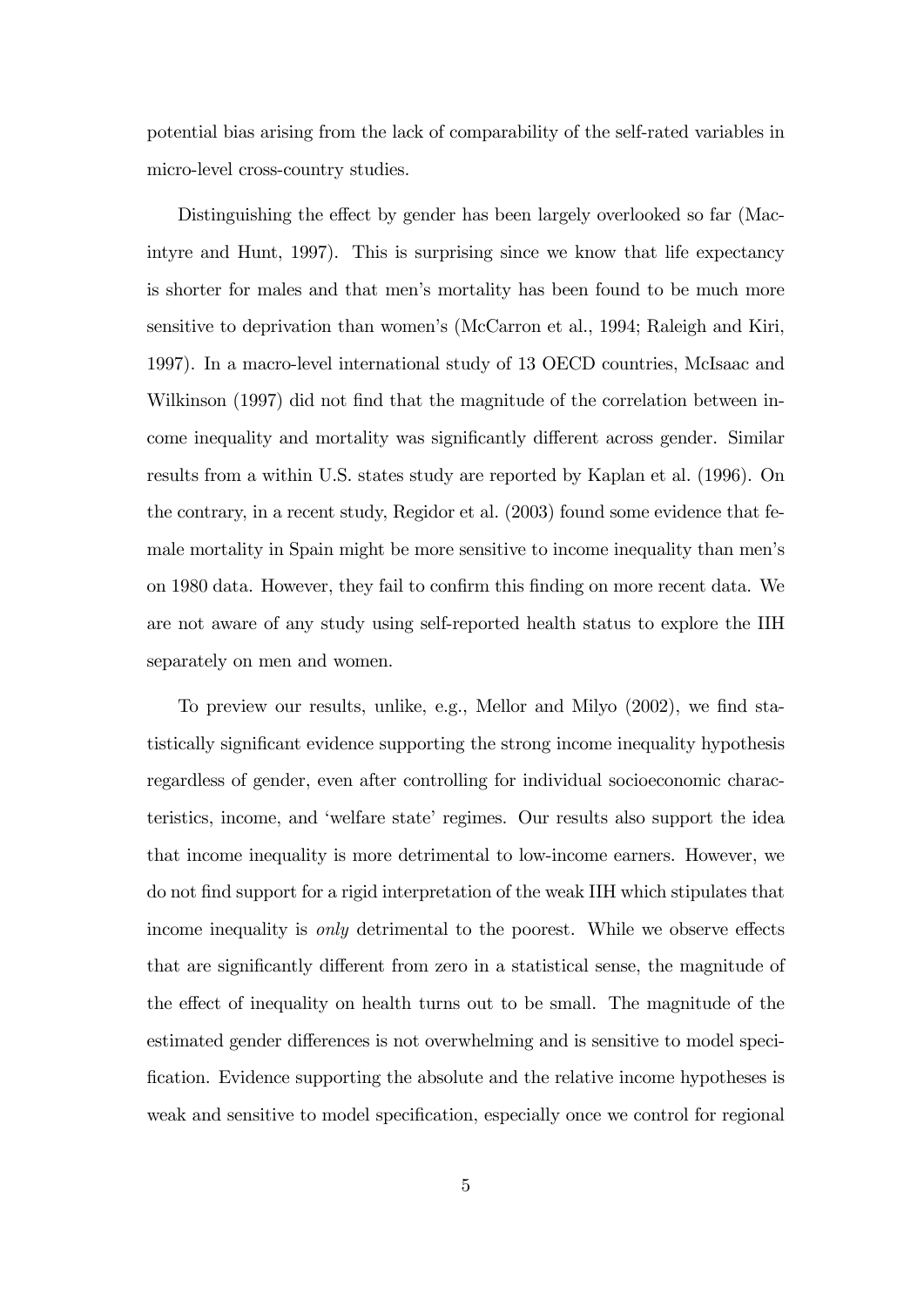potential bias arising from the lack of comparability of the self-rated variables in micro-level cross-country studies.

Distinguishing the effect by gender has been largely overlooked so far (Macintyre and Hunt, 1997). This is surprising since we know that life expectancy is shorter for males and that men's mortality has been found to be much more sensitive to deprivation than women's (McCarron et al., 1994; Raleigh and Kiri, 1997). In a macro-level international study of 13 OECD countries, McIsaac and Wilkinson (1997) did not find that the magnitude of the correlation between income inequality and mortality was significantly different across gender. Similar results from a within U.S. states study are reported by Kaplan et al. (1996). On the contrary, in a recent study, Regidor et al. (2003) found some evidence that female mortality in Spain might be more sensitive to income inequality than men's on 1980 data. However, they fail to confirm this finding on more recent data. We are not aware of any study using self-reported health status to explore the IIH separately on men and women.

To preview our results, unlike, e.g., Mellor and Milyo (2002), we find statistically significant evidence supporting the strong income inequality hypothesis regardless of gender, even after controlling for individual socioeconomic characteristics, income, and 'welfare state' regimes. Our results also support the idea that income inequality is more detrimental to low-income earners. However, we do not find support for a rigid interpretation of the weak IIH which stipulates that income inequality is *only* detrimental to the poorest. While we observe effects that are significantly different from zero in a statistical sense, the magnitude of the effect of inequality on health turns out to be small. The magnitude of the estimated gender differences is not overwhelming and is sensitive to model specification. Evidence supporting the absolute and the relative income hypotheses is weak and sensitive to model specification, especially once we control for regional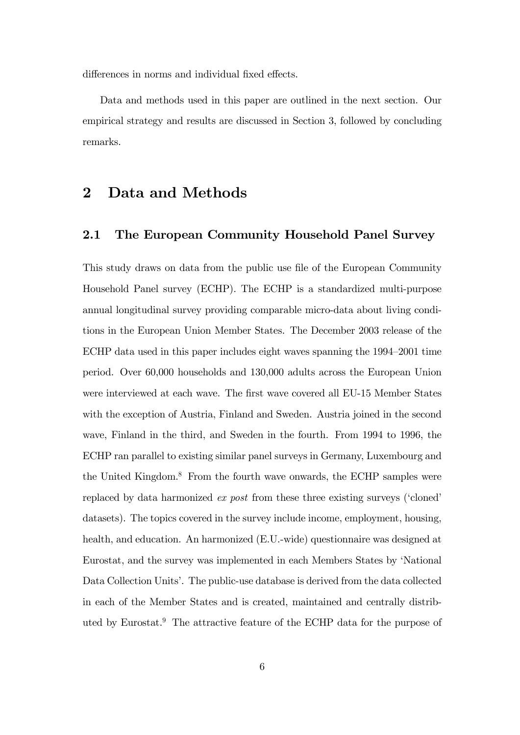differences in norms and individual fixed effects.

Data and methods used in this paper are outlined in the next section. Our empirical strategy and results are discussed in Section 3, followed by concluding remarks.

# 2 Data and Methods

## 2.1 The European Community Household Panel Survey

This study draws on data from the public use file of the European Community Household Panel survey (ECHP). The ECHP is a standardized multi-purpose annual longitudinal survey providing comparable micro-data about living conditions in the European Union Member States. The December 2003 release of the ECHP data used in this paper includes eight waves spanning the 1994–2001 time period. Over 60,000 households and 130,000 adults across the European Union were interviewed at each wave. The first wave covered all EU-15 Member States with the exception of Austria, Finland and Sweden. Austria joined in the second wave, Finland in the third, and Sweden in the fourth. From 1994 to 1996, the ECHP ran parallel to existing similar panel surveys in Germany, Luxembourg and the United Kingdom.[8] From the fourth wave onwards, the ECHP samples were replaced by data harmonized *ex post* from these three existing surveys ('cloned' datasets). The topics covered in the survey include income, employment, housing, health, and education. An harmonized (E.U.-wide) questionnaire was designed at Eurostat, and the survey was implemented in each Members States by 'National Data Collection Units'. The public-use database is derived from the data collected in each of the Member States and is created, maintained and centrally distributed by Eurostat.[9] The attractive feature of the ECHP data for the purpose of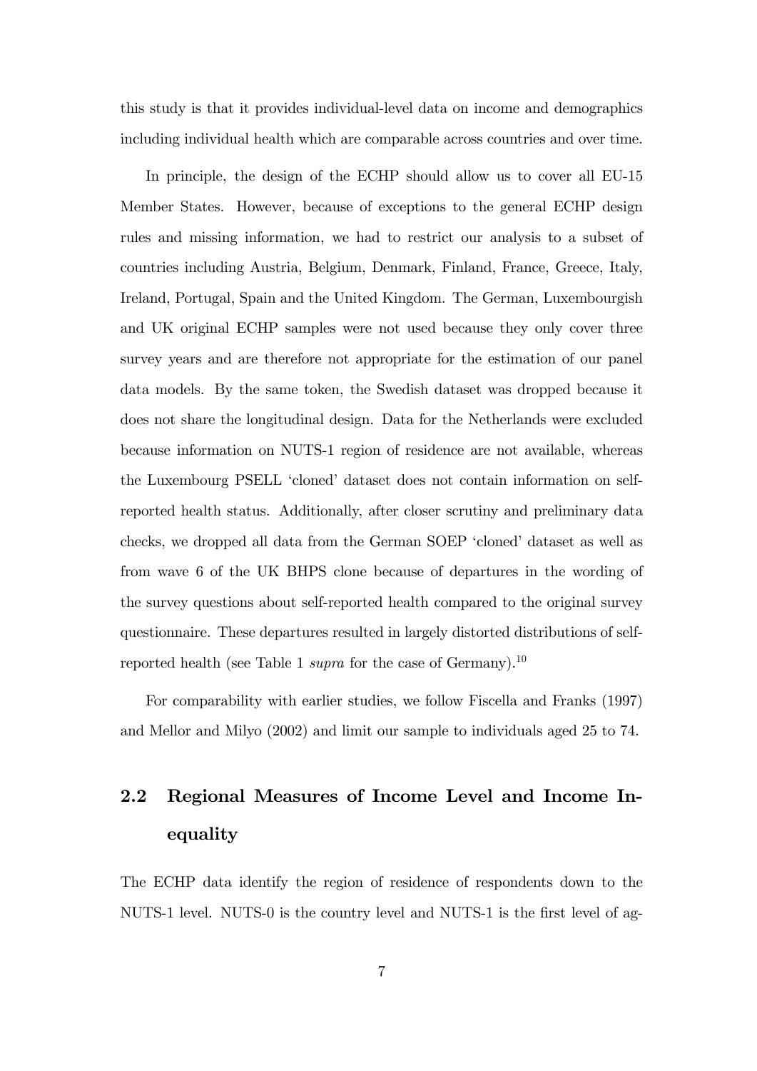this study is that it provides individual-level data on income and demographics including individual health which are comparable across countries and over time.

In principle, the design of the ECHP should allow us to cover all EU-15 Member States. However, because of exceptions to the general ECHP design rules and missing information, we had to restrict our analysis to a subset of countries including Austria, Belgium, Denmark, Finland, France, Greece, Italy, Ireland, Portugal, Spain and the United Kingdom. The German, Luxembourgish and UK original ECHP samples were not used because they only cover three survey years and are therefore not appropriate for the estimation of our panel data models. By the same token, the Swedish dataset was dropped because it does not share the longitudinal design. Data for the Netherlands were excluded because information on NUTS-1 region of residence are not available, whereas the Luxembourg PSELL 'cloned' dataset does not contain information on self-reported health status. Additionally, after closer scrutiny and preliminary data checks, we dropped all data from the German SOEP 'cloned' dataset as well as from wave 6 of the UK BHPS clone because of departures in the wording of the survey questions about self-reported health compared to the original survey questionnaire. These departures resulted in largely distorted distributions of self-reported health (see Table 1 *supra* for the case of Germany).[10]

For comparability with earlier studies, we follow Fiscella and Franks (1997) and Mellor and Milyo (2002) and limit our sample to individuals aged 25 to 74.

## 2.2 Regional Measures of Income Level and Income Inequality

The ECHP data identify the region of residence of respondents down to the NUTS-1 level. NUTS-0 is the country level and NUTS-1 is the first level of ag-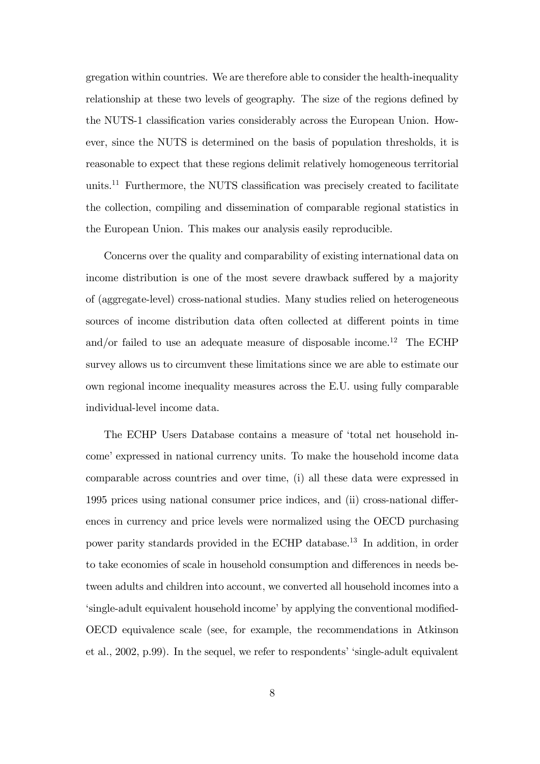gregation within countries. We are therefore able to consider the health-inequality relationship at these two levels of geography. The size of the regions defined by the NUTS-1 classification varies considerably across the European Union. However, since the NUTS is determined on the basis of population thresholds, it is reasonable to expect that these regions delimit relatively homogeneous territorial units.[11] Furthermore, the NUTS classification was precisely created to facilitate the collection, compiling and dissemination of comparable regional statistics in the European Union. This makes our analysis easily reproducible.

Concerns over the quality and comparability of existing international data on income distribution is one of the most severe drawback suffered by a majority of (aggregate-level) cross-national studies. Many studies relied on heterogeneous sources of income distribution data often collected at different points in time and/or failed to use an adequate measure of disposable income.[12] The ECHP survey allows us to circumvent these limitations since we are able to estimate our own regional income inequality measures across the E.U. using fully comparable individual-level income data.

The ECHP Users Database contains a measure of 'total net household income' expressed in national currency units. To make the household income data comparable across countries and over time, (i) all these data were expressed in 1995 prices using national consumer price indices, and (ii) cross-national differences in currency and price levels were normalized using the OECD purchasing power parity standards provided in the ECHP database.[13] In addition, in order to take economies of scale in household consumption and differences in needs between adults and children into account, we converted all household incomes into a 'single-adult equivalent household income' by applying the conventional modified-OECD equivalence scale (see, for example, the recommendations in Atkinson et al., 2002, p.99). In the sequel, we refer to respondents' 'single-adult equivalent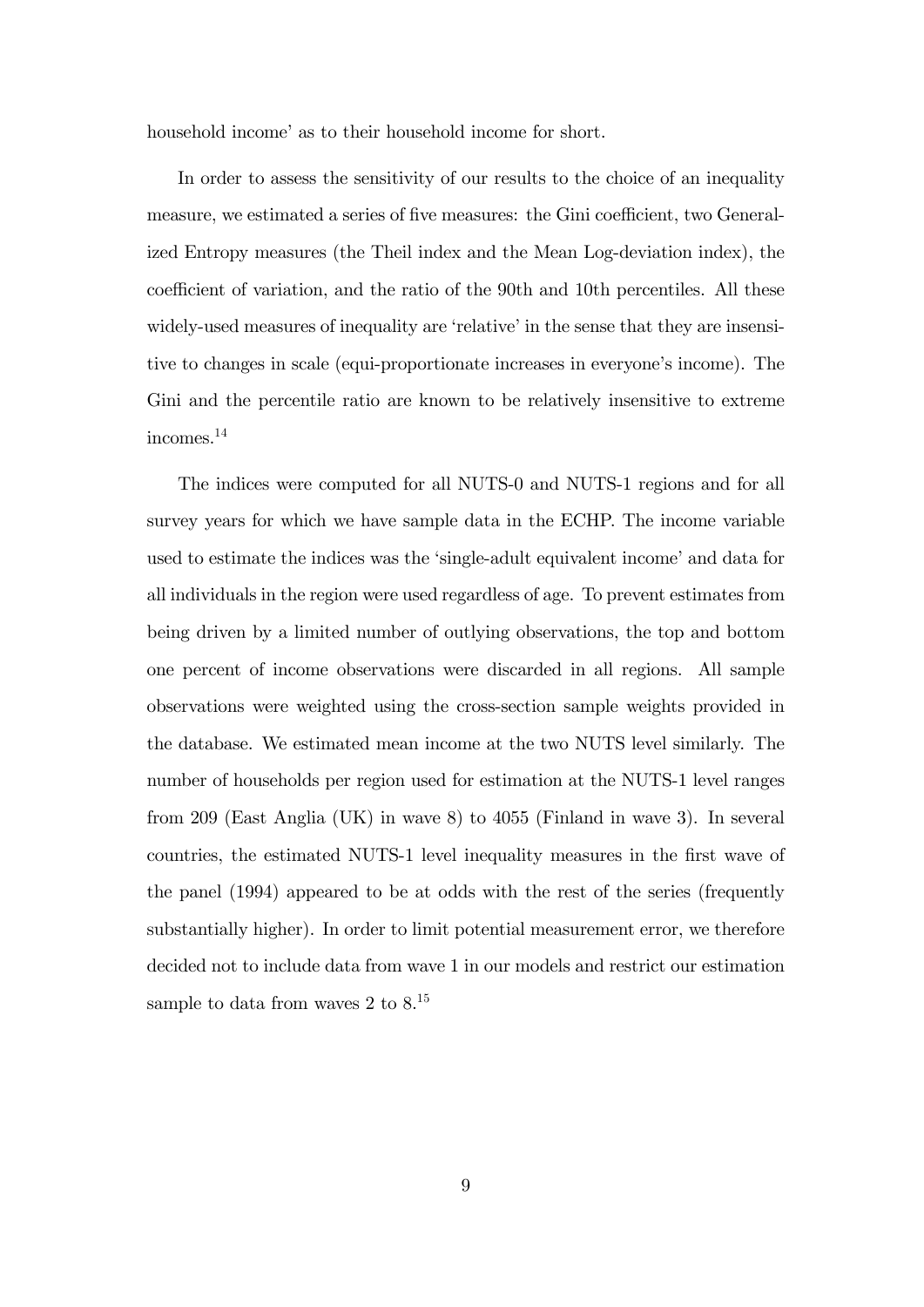household income' as to their household income for short.

In order to assess the sensitivity of our results to the choice of an inequality measure, we estimated a series of five measures: the Gini coefficient, two Generalized Entropy measures (the Theil index and the Mean Log-deviation index), the coefficient of variation, and the ratio of the 90th and 10th percentiles. All these widely-used measures of inequality are 'relative' in the sense that they are insensitive to changes in scale (equi-proportionate increases in everyone's income). The Gini and the percentile ratio are known to be relatively insensitive to extreme incomes.[14]

The indices were computed for all NUTS-0 and NUTS-1 regions and for all survey years for which we have sample data in the ECHP. The income variable used to estimate the indices was the 'single-adult equivalent income' and data for all individuals in the region were used regardless of age. To prevent estimates from being driven by a limited number of outlying observations, the top and bottom one percent of income observations were discarded in all regions. All sample observations were weighted using the cross-section sample weights provided in the database. We estimated mean income at the two NUTS level similarly. The number of households per region used for estimation at the NUTS-1 level ranges from 209 (East Anglia (UK) in wave 8) to 4055 (Finland in wave 3). In several countries, the estimated NUTS-1 level inequality measures in the first wave of the panel (1994) appeared to be at odds with the rest of the series (frequently substantially higher). In order to limit potential measurement error, we therefore decided not to include data from wave 1 in our models and restrict our estimation sample to data from waves 2 to 8.[15]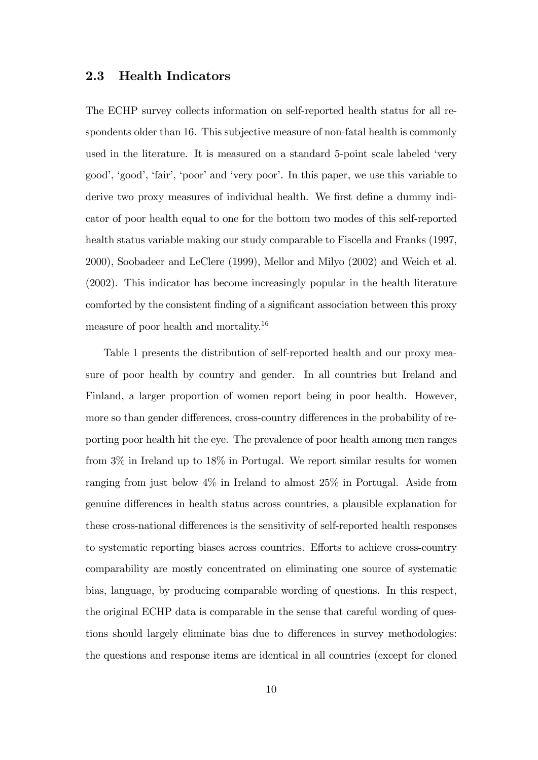## 2.3 Health Indicators

The ECHP survey collects information on self-reported health status for all respondents older than 16. This subjective measure of non-fatal health is commonly used in the literature. It is measured on a standard 5-point scale labeled 'very good', 'good', 'fair', 'poor' and 'very poor'. In this paper, we use this variable to derive two proxy measures of individual health. We first define a dummy indicator of poor health equal to one for the bottom two modes of this self-reported health status variable making our study comparable to Fiscella and Franks (1997, 2000), Soobadeer and LeClere (1999), Mellor and Milyo (2002) and Weich et al. (2002). This indicator has become increasingly popular in the health literature comforted by the consistent finding of a significant association between this proxy measure of poor health and mortality.[16]

Table 1 presents the distribution of self-reported health and our proxy measure of poor health by country and gender. In all countries but Ireland and Finland, a larger proportion of women report being in poor health. However, more so than gender differences, cross-country differences in the probability of reporting poor health hit the eye. The prevalence of poor health among men ranges from 3% in Ireland up to 18% in Portugal. We report similar results for women ranging from just below 4% in Ireland to almost 25% in Portugal. Aside from genuine differences in health status across countries, a plausible explanation for these cross-national differences is the sensitivity of self-reported health responses to systematic reporting biases across countries. Efforts to achieve cross-country comparability are mostly concentrated on eliminating one source of systematic bias, language, by producing comparable wording of questions. In this respect, the original ECHP data is comparable in the sense that careful wording of questions should largely eliminate bias due to differences in survey methodologies: the questions and response items are identical in all countries (except for cloned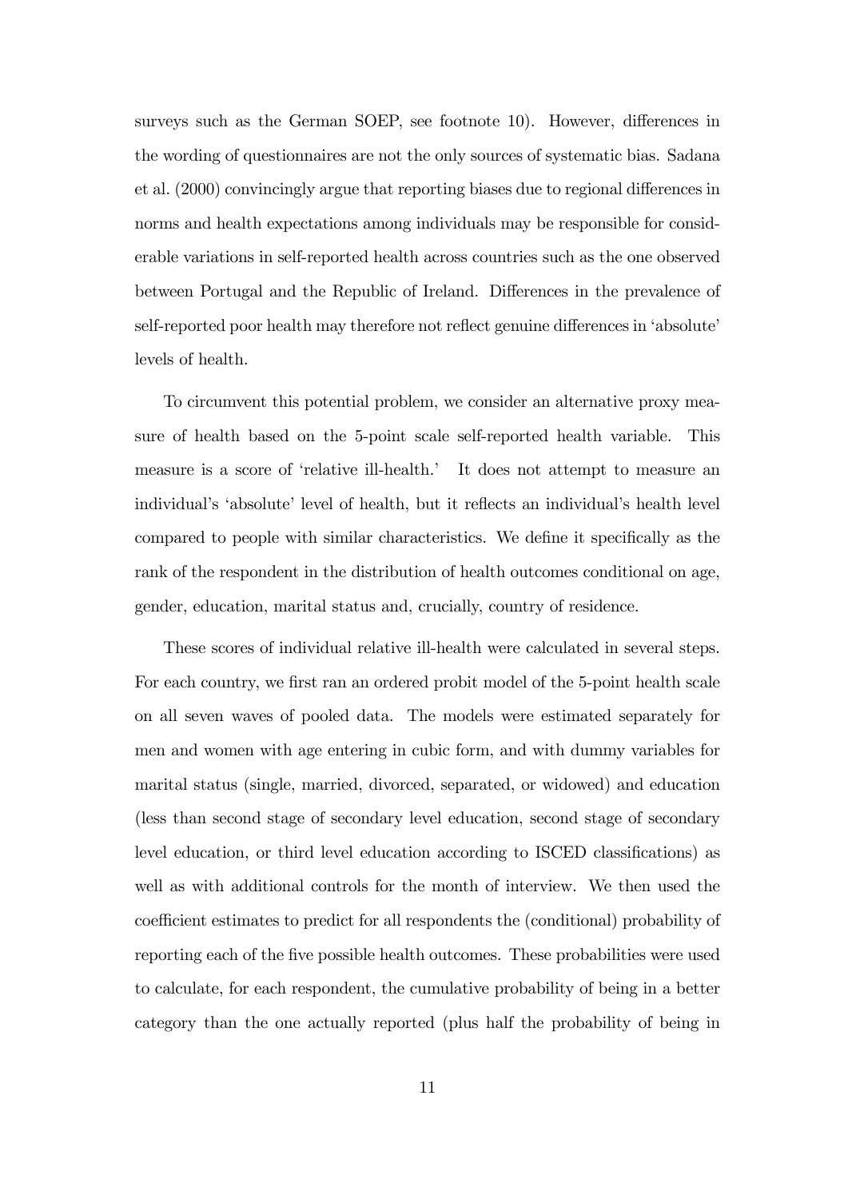surveys such as the German SOEP, see footnote 10). However, differences in the wording of questionnaires are not the only sources of systematic bias. Sadana et al. (2000) convincingly argue that reporting biases due to regional differences in norms and health expectations among individuals may be responsible for considerable variations in self-reported health across countries such as the one observed between Portugal and the Republic of Ireland. Differences in the prevalence of self-reported poor health may therefore not reflect genuine differences in 'absolute' levels of health.

To circumvent this potential problem, we consider an alternative proxy measure of health based on the 5-point scale self-reported health variable. This measure is a score of 'relative ill-health.' It does not attempt to measure an individual's 'absolute' level of health, but it reflects an individual's health level compared to people with similar characteristics. We define it specifically as the rank of the respondent in the distribution of health outcomes conditional on age, gender, education, marital status and, crucially, country of residence.

These scores of individual relative ill-health were calculated in several steps. For each country, we first ran an ordered probit model of the 5-point health scale on all seven waves of pooled data. The models were estimated separately for men and women with age entering in cubic form, and with dummy variables for marital status (single, married, divorced, separated, or widowed) and education (less than second stage of secondary level education, second stage of secondary level education, or third level education according to ISCED classifications) as well as with additional controls for the month of interview. We then used the coefficient estimates to predict for all respondents the (conditional) probability of reporting each of the five possible health outcomes. These probabilities were used to calculate, for each respondent, the cumulative probability of being in a better category than the one actually reported (plus half the probability of being in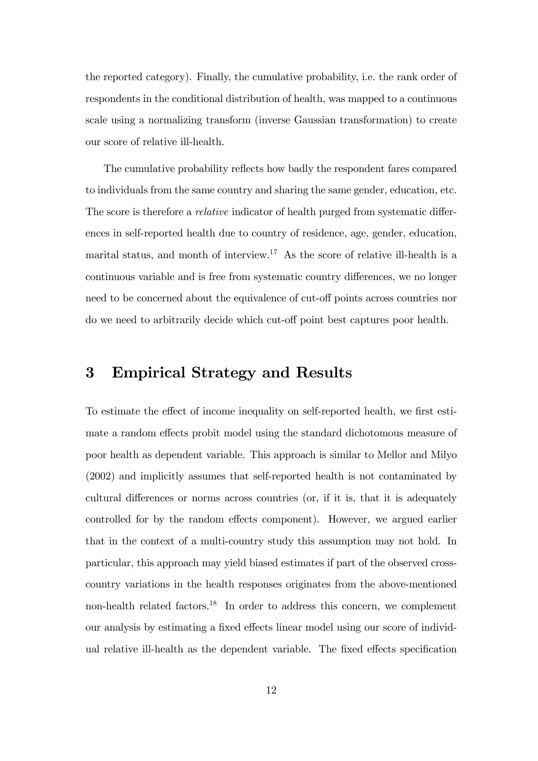the reported category). Finally, the cumulative probability, i.e. the rank order of respondents in the conditional distribution of health, was mapped to a continuous scale using a normalizing transform (inverse Gaussian transformation) to create our score of relative ill-health.

The cumulative probability reflects how badly the respondent fares compared to individuals from the same country and sharing the same gender, education, etc. The score is therefore a *relative* indicator of health purged from systematic differences in self-reported health due to country of residence, age, gender, education, marital status, and month of interview.[17] As the score of relative ill-health is a continuous variable and is free from systematic country differences, we no longer need to be concerned about the equivalence of cut-off points across countries nor do we need to arbitrarily decide which cut-off point best captures poor health.

# 3 Empirical Strategy and Results

To estimate the effect of income inequality on self-reported health, we first estimate a random effects probit model using the standard dichotomous measure of poor health as dependent variable. This approach is similar to Mellor and Milyo (2002) and implicitly assumes that self-reported health is not contaminated by cultural differences or norms across countries (or, if it is, that it is adequately controlled for by the random effects component). However, we argued earlier that in the context of a multi-country study this assumption may not hold. In particular, this approach may yield biased estimates if part of the observed cross-country variations in the health responses originates from the above-mentioned non-health related factors.[18] In order to address this concern, we complement our analysis by estimating a fixed effects linear model using our score of individual relative ill-health as the dependent variable. The fixed effects specification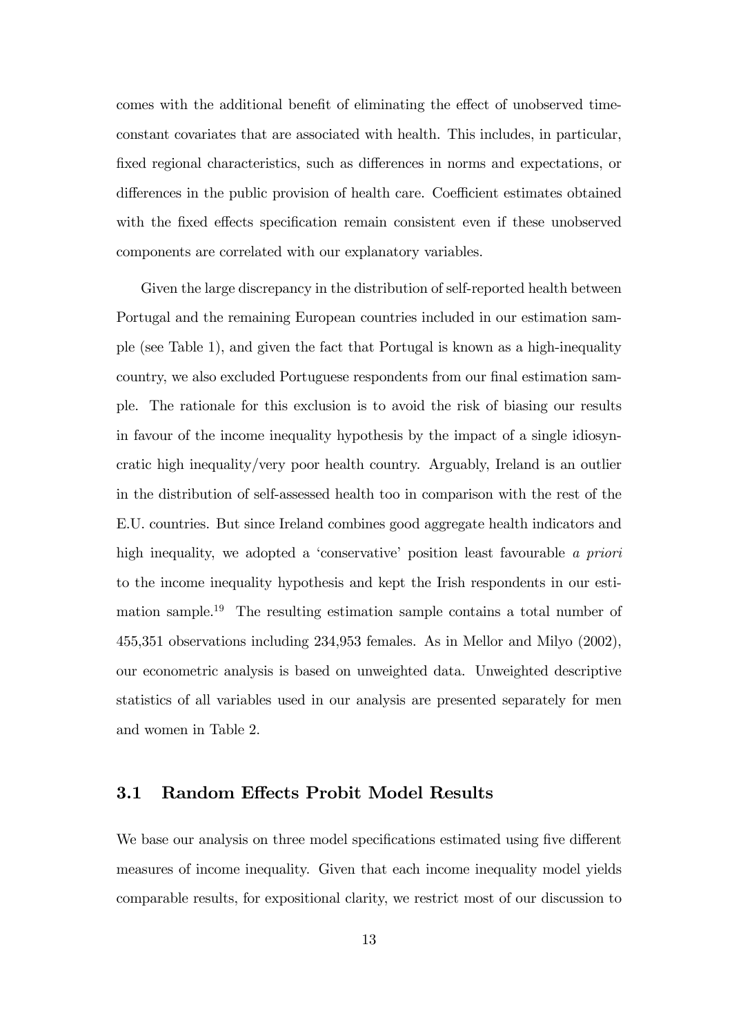comes with the additional benefit of eliminating the effect of unobserved time-constant covariates that are associated with health. This includes, in particular, fixed regional characteristics, such as differences in norms and expectations, or differences in the public provision of health care. Coefficient estimates obtained with the fixed effects specification remain consistent even if these unobserved components are correlated with our explanatory variables.

Given the large discrepancy in the distribution of self-reported health between Portugal and the remaining European countries included in our estimation sample (see Table 1), and given the fact that Portugal is known as a high-inequality country, we also excluded Portuguese respondents from our final estimation sample. The rationale for this exclusion is to avoid the risk of biasing our results in favour of the income inequality hypothesis by the impact of a single idiosyncratic high inequality/very poor health country. Arguably, Ireland is an outlier in the distribution of self-assessed health too in comparison with the rest of the E.U. countries. But since Ireland combines good aggregate health indicators and high inequality, we adopted a 'conservative' position least favourable *a priori* to the income inequality hypothesis and kept the Irish respondents in our estimation sample.[19] The resulting estimation sample contains a total number of 455,351 observations including 234,953 females. As in Mellor and Milyo (2002), our econometric analysis is based on unweighted data. Unweighted descriptive statistics of all variables used in our analysis are presented separately for men and women in Table 2.

### 3.1 Random Effects Probit Model Results

We base our analysis on three model specifications estimated using five different measures of income inequality. Given that each income inequality model yields comparable results, for expositional clarity, we restrict most of our discussion to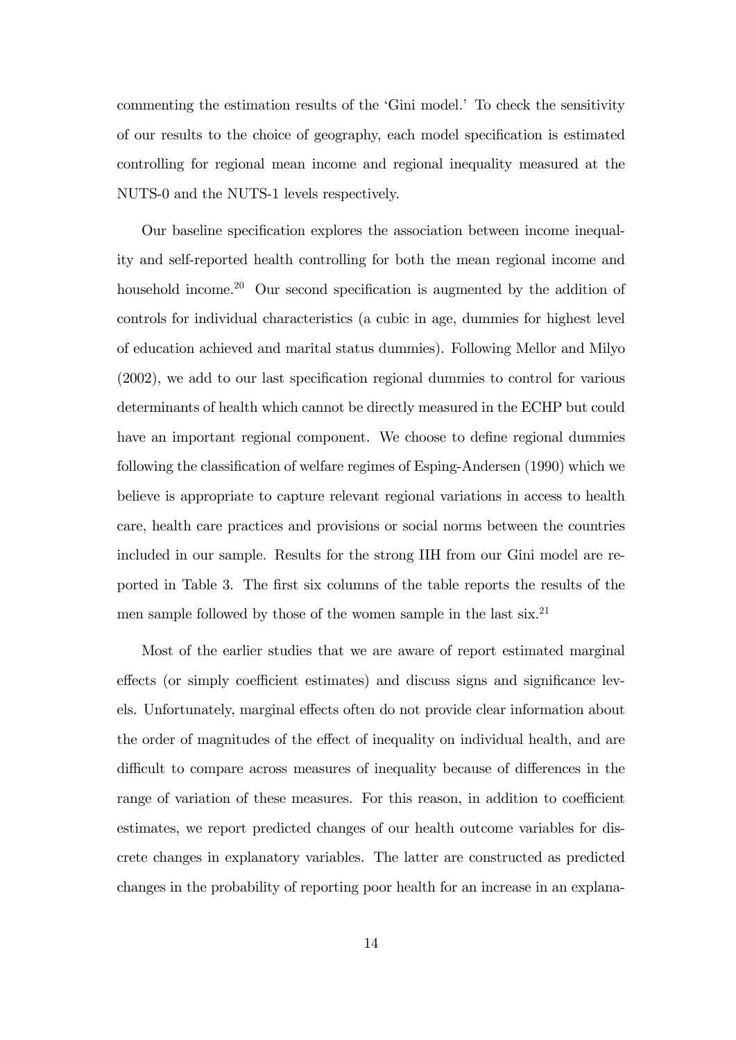commenting the estimation results of the 'Gini model.' To check the sensitivity of our results to the choice of geography, each model specification is estimated controlling for regional mean income and regional inequality measured at the NUTS-0 and the NUTS-1 levels respectively.

Our baseline specification explores the association between income inequality and self-reported health controlling for both the mean regional income and household income.[20] Our second specification is augmented by the addition of controls for individual characteristics (a cubic in age, dummies for highest level of education achieved and marital status dummies). Following Mellor and Milyo (2002), we add to our last specification regional dummies to control for various determinants of health which cannot be directly measured in the ECHP but could have an important regional component. We choose to define regional dummies following the classification of welfare regimes of Esping-Andersen (1990) which we believe is appropriate to capture relevant regional variations in access to health care, health care practices and provisions or social norms between the countries included in our sample. Results for the strong IIH from our Gini model are reported in Table 3. The first six columns of the table reports the results of the men sample followed by those of the women sample in the last six.[21]

Most of the earlier studies that we are aware of report estimated marginal effects (or simply coefficient estimates) and discuss signs and significance levels. Unfortunately, marginal effects often do not provide clear information about the order of magnitudes of the effect of inequality on individual health, and are difficult to compare across measures of inequality because of differences in the range of variation of these measures. For this reason, in addition to coefficient estimates, we report predicted changes of our health outcome variables for discrete changes in explanatory variables. The latter are constructed as predicted changes in the probability of reporting poor health for an increase in an explana-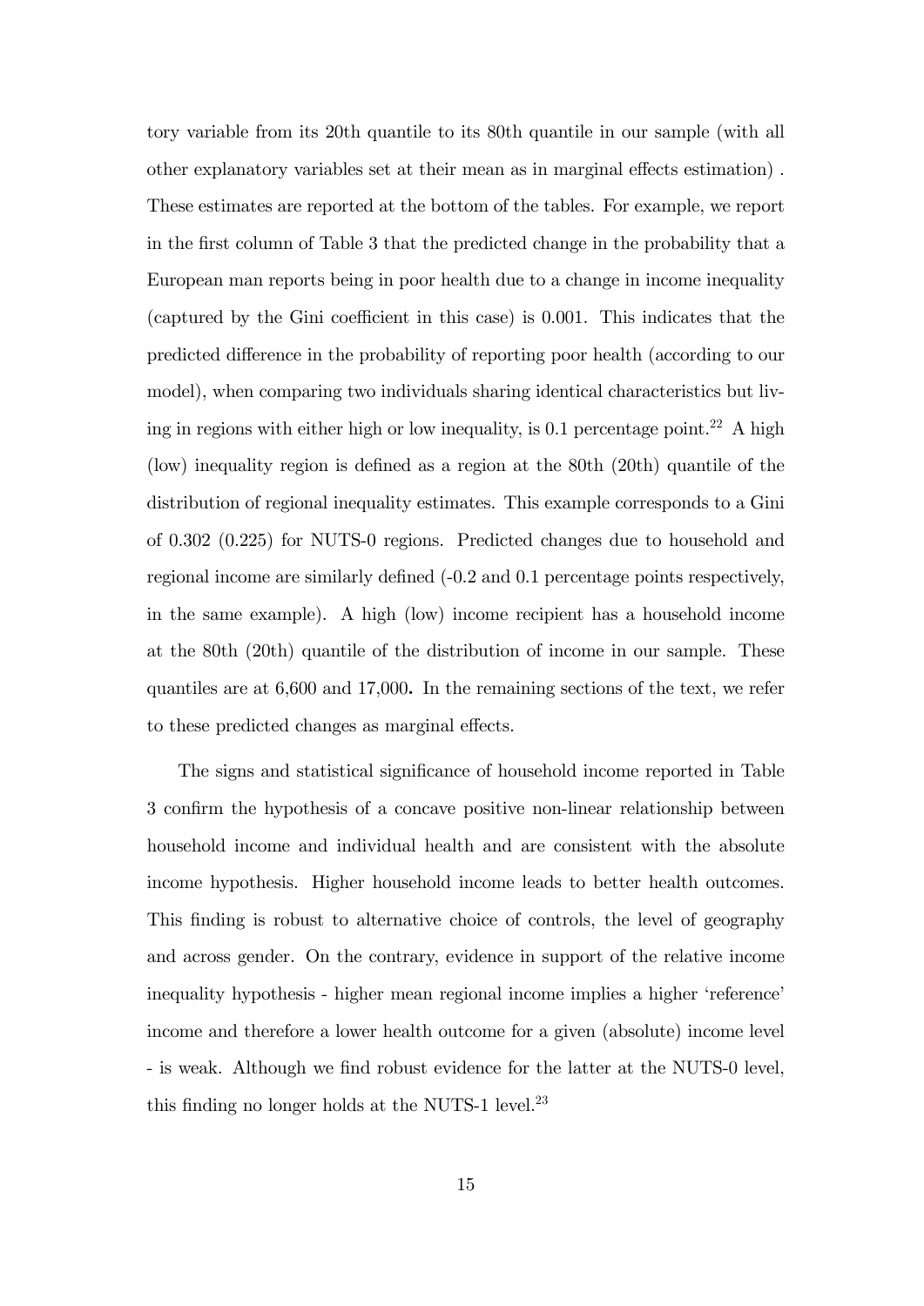tory variable from its 20th quantile to its 80th quantile in our sample (with all other explanatory variables set at their mean as in marginal effects estimation) . These estimates are reported at the bottom of the tables. For example, we report in the first column of Table 3 that the predicted change in the probability that a European man reports being in poor health due to a change in income inequality (captured by the Gini coefficient in this case) is 0.001. This indicates that the predicted difference in the probability of reporting poor health (according to our model), when comparing two individuals sharing identical characteristics but living in regions with either high or low inequality, is 0.1 percentage point.[22] A high (low) inequality region is defined as a region at the 80th (20th) quantile of the distribution of regional inequality estimates. This example corresponds to a Gini of 0.302 (0.225) for NUTS-0 regions. Predicted changes due to household and regional income are similarly defined (-0.2 and 0.1 percentage points respectively, in the same example). A high (low) income recipient has a household income at the 80th (20th) quantile of the distribution of income in our sample. These quantiles are at 6,600 and 17,000**.** In the remaining sections of the text, we refer to these predicted changes as marginal effects.

The signs and statistical significance of household income reported in Table 3 confirm the hypothesis of a concave positive non-linear relationship between household income and individual health and are consistent with the absolute income hypothesis. Higher household income leads to better health outcomes. This finding is robust to alternative choice of controls, the level of geography and across gender. On the contrary, evidence in support of the relative income inequality hypothesis - higher mean regional income implies a higher 'reference' income and therefore a lower health outcome for a given (absolute) income level - is weak. Although we find robust evidence for the latter at the NUTS-0 level, this finding no longer holds at the NUTS-1 level.[23]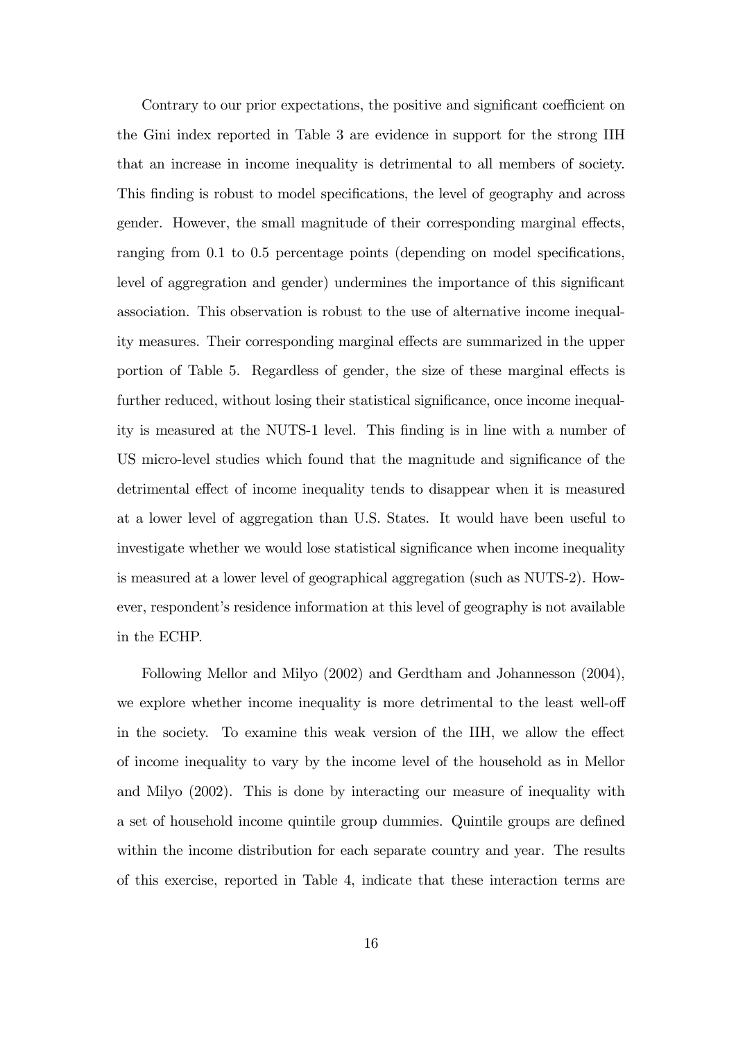Contrary to our prior expectations, the positive and significant coefficient on the Gini index reported in Table 3 are evidence in support for the strong IIH that an increase in income inequality is detrimental to all members of society. This finding is robust to model specifications, the level of geography and across gender. However, the small magnitude of their corresponding marginal effects, ranging from 0.1 to 0.5 percentage points (depending on model specifications, level of aggregration and gender) undermines the importance of this significant association. This observation is robust to the use of alternative income inequality measures. Their corresponding marginal effects are summarized in the upper portion of Table 5. Regardless of gender, the size of these marginal effects is further reduced, without losing their statistical significance, once income inequality is measured at the NUTS-1 level. This finding is in line with a number of US micro-level studies which found that the magnitude and significance of the detrimental effect of income inequality tends to disappear when it is measured at a lower level of aggregation than U.S. States. It would have been useful to investigate whether we would lose statistical significance when income inequality is measured at a lower level of geographical aggregation (such as NUTS-2). However, respondent's residence information at this level of geography is not available in the ECHP.

Following Mellor and Milyo (2002) and Gerdtham and Johannesson (2004), we explore whether income inequality is more detrimental to the least well-off in the society. To examine this weak version of the IIH, we allow the effect of income inequality to vary by the income level of the household as in Mellor and Milyo (2002). This is done by interacting our measure of inequality with a set of household income quintile group dummies. Quintile groups are defined within the income distribution for each separate country and year. The results of this exercise, reported in Table 4, indicate that these interaction terms are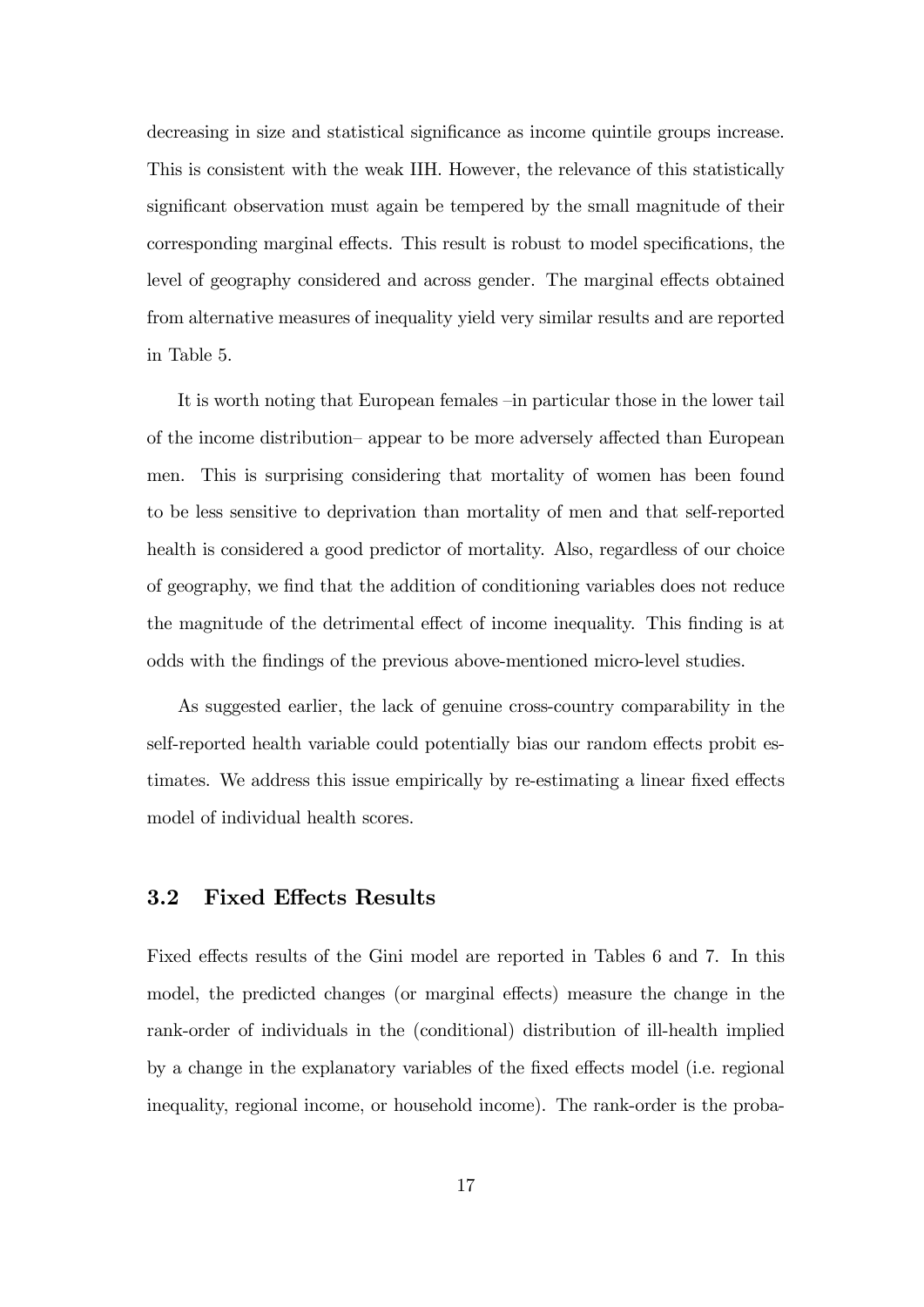decreasing in size and statistical significance as income quintile groups increase. This is consistent with the weak IIH. However, the relevance of this statistically significant observation must again be tempered by the small magnitude of their corresponding marginal effects. This result is robust to model specifications, the level of geography considered and across gender. The marginal effects obtained from alternative measures of inequality yield very similar results and are reported in Table 5.

It is worth noting that European females –in particular those in the lower tail of the income distribution– appear to be more adversely affected than European men. This is surprising considering that mortality of women has been found to be less sensitive to deprivation than mortality of men and that self-reported health is considered a good predictor of mortality. Also, regardless of our choice of geography, we find that the addition of conditioning variables does not reduce the magnitude of the detrimental effect of income inequality. This finding is at odds with the findings of the previous above-mentioned micro-level studies.

As suggested earlier, the lack of genuine cross-country comparability in the self-reported health variable could potentially bias our random effects probit estimates. We address this issue empirically by re-estimating a linear fixed effects model of individual health scores.

### 3.2 Fixed Effects Results

Fixed effects results of the Gini model are reported in Tables 6 and 7. In this model, the predicted changes (or marginal effects) measure the change in the rank-order of individuals in the (conditional) distribution of ill-health implied by a change in the explanatory variables of the fixed effects model (i.e. regional inequality, regional income, or household income). The rank-order is the proba-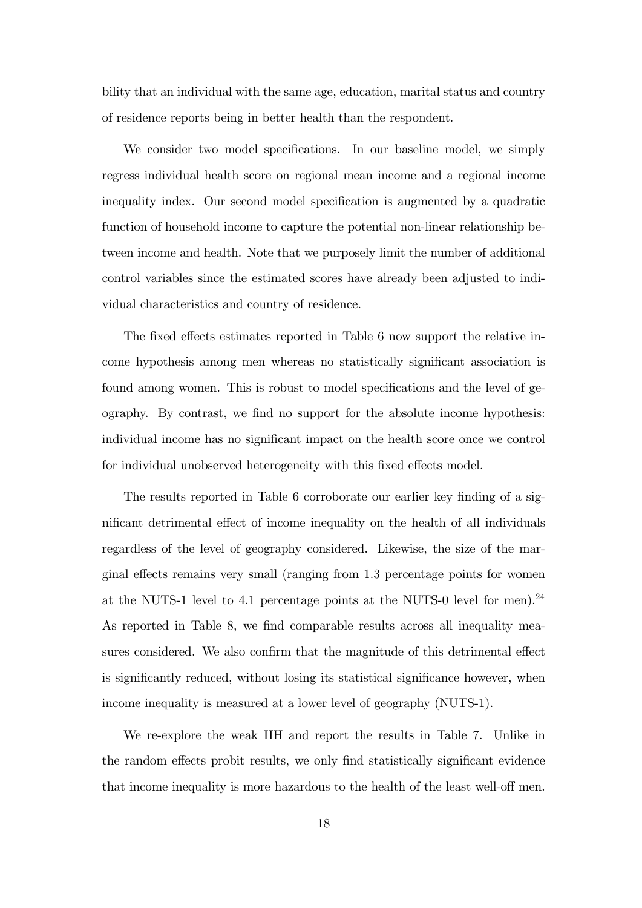bility that an individual with the same age, education, marital status and country of residence reports being in better health than the respondent.

We consider two model specifications. In our baseline model, we simply regress individual health score on regional mean income and a regional income inequality index. Our second model specification is augmented by a quadratic function of household income to capture the potential non-linear relationship between income and health. Note that we purposely limit the number of additional control variables since the estimated scores have already been adjusted to individual characteristics and country of residence.

The fixed effects estimates reported in Table 6 now support the relative income hypothesis among men whereas no statistically significant association is found among women. This is robust to model specifications and the level of geography. By contrast, we find no support for the absolute income hypothesis: individual income has no significant impact on the health score once we control for individual unobserved heterogeneity with this fixed effects model.

The results reported in Table 6 corroborate our earlier key finding of a significant detrimental effect of income inequality on the health of all individuals regardless of the level of geography considered. Likewise, the size of the marginal effects remains very small (ranging from 1.3 percentage points for women at the NUTS-1 level to 4.1 percentage points at the NUTS-0 level for men).[24] As reported in Table 8, we find comparable results across all inequality measures considered. We also confirm that the magnitude of this detrimental effect is significantly reduced, without losing its statistical significance however, when income inequality is measured at a lower level of geography (NUTS-1).

We re-explore the weak IIH and report the results in Table 7. Unlike in the random effects probit results, we only find statistically significant evidence that income inequality is more hazardous to the health of the least well-off men.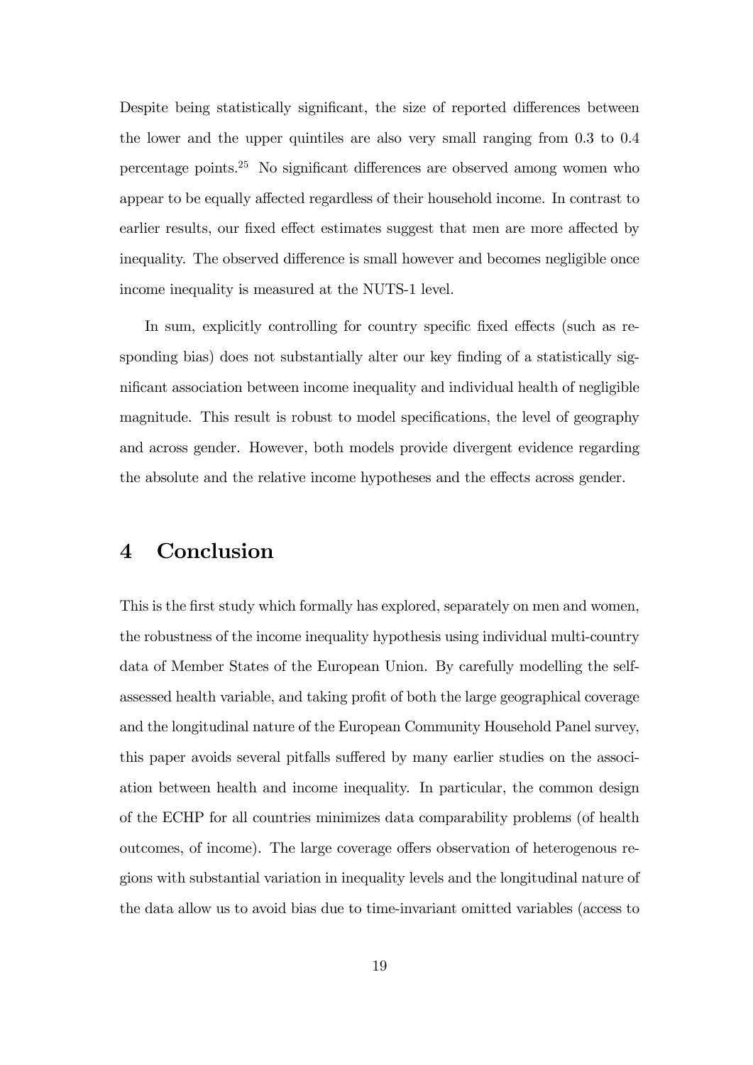Despite being statistically significant, the size of reported differences between the lower and the upper quintiles are also very small ranging from 0.3 to 0.4 percentage points.[25] No significant differences are observed among women who appear to be equally affected regardless of their household income. In contrast to earlier results, our fixed effect estimates suggest that men are more affected by inequality. The observed difference is small however and becomes negligible once income inequality is measured at the NUTS-1 level.

In sum, explicitly controlling for country specific fixed effects (such as responding bias) does not substantially alter our key finding of a statistically significant association between income inequality and individual health of negligible magnitude. This result is robust to model specifications, the level of geography and across gender. However, both models provide divergent evidence regarding the absolute and the relative income hypotheses and the effects across gender.

# 4 Conclusion

This is the first study which formally has explored, separately on men and women, the robustness of the income inequality hypothesis using individual multi-country data of Member States of the European Union. By carefully modelling the self-assessed health variable, and taking profit of both the large geographical coverage and the longitudinal nature of the European Community Household Panel survey, this paper avoids several pitfalls suffered by many earlier studies on the association between health and income inequality. In particular, the common design of the ECHP for all countries minimizes data comparability problems (of health outcomes, of income). The large coverage offers observation of heterogenous regions with substantial variation in inequality levels and the longitudinal nature of the data allow us to avoid bias due to time-invariant omitted variables (access to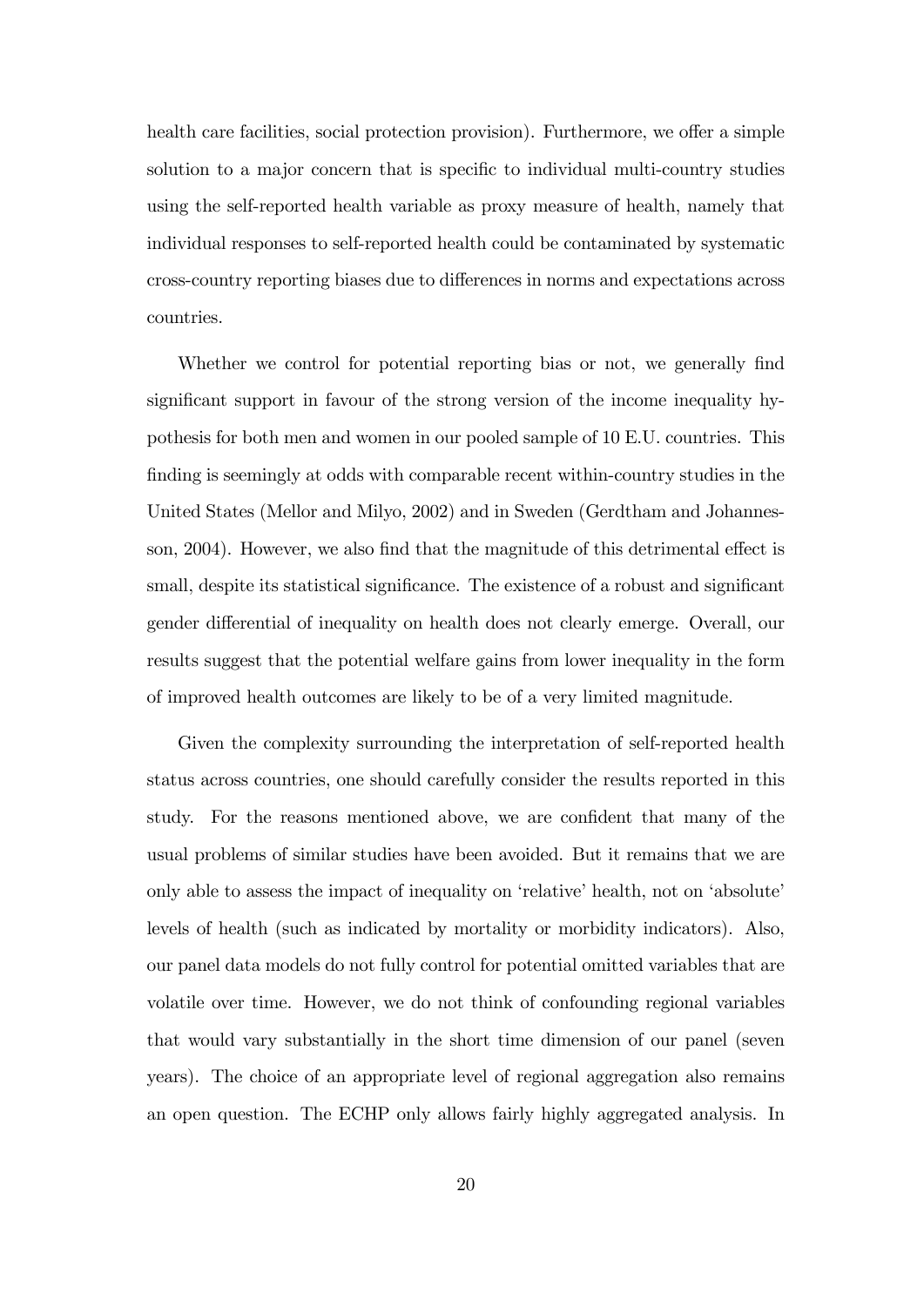health care facilities, social protection provision). Furthermore, we offer a simple solution to a major concern that is specific to individual multi-country studies using the self-reported health variable as proxy measure of health, namely that individual responses to self-reported health could be contaminated by systematic cross-country reporting biases due to differences in norms and expectations across countries.

Whether we control for potential reporting bias or not, we generally find significant support in favour of the strong version of the income inequality hypothesis for both men and women in our pooled sample of 10 E.U. countries. This finding is seemingly at odds with comparable recent within-country studies in the United States (Mellor and Milyo, 2002) and in Sweden (Gerdtham and Johannesson, 2004). However, we also find that the magnitude of this detrimental effect is small, despite its statistical significance. The existence of a robust and significant gender differential of inequality on health does not clearly emerge. Overall, our results suggest that the potential welfare gains from lower inequality in the form of improved health outcomes are likely to be of a very limited magnitude.

Given the complexity surrounding the interpretation of self-reported health status across countries, one should carefully consider the results reported in this study. For the reasons mentioned above, we are confident that many of the usual problems of similar studies have been avoided. But it remains that we are only able to assess the impact of inequality on 'relative' health, not on 'absolute' levels of health (such as indicated by mortality or morbidity indicators). Also, our panel data models do not fully control for potential omitted variables that are volatile over time. However, we do not think of confounding regional variables that would vary substantially in the short time dimension of our panel (seven years). The choice of an appropriate level of regional aggregation also remains an open question. The ECHP only allows fairly highly aggregated analysis. In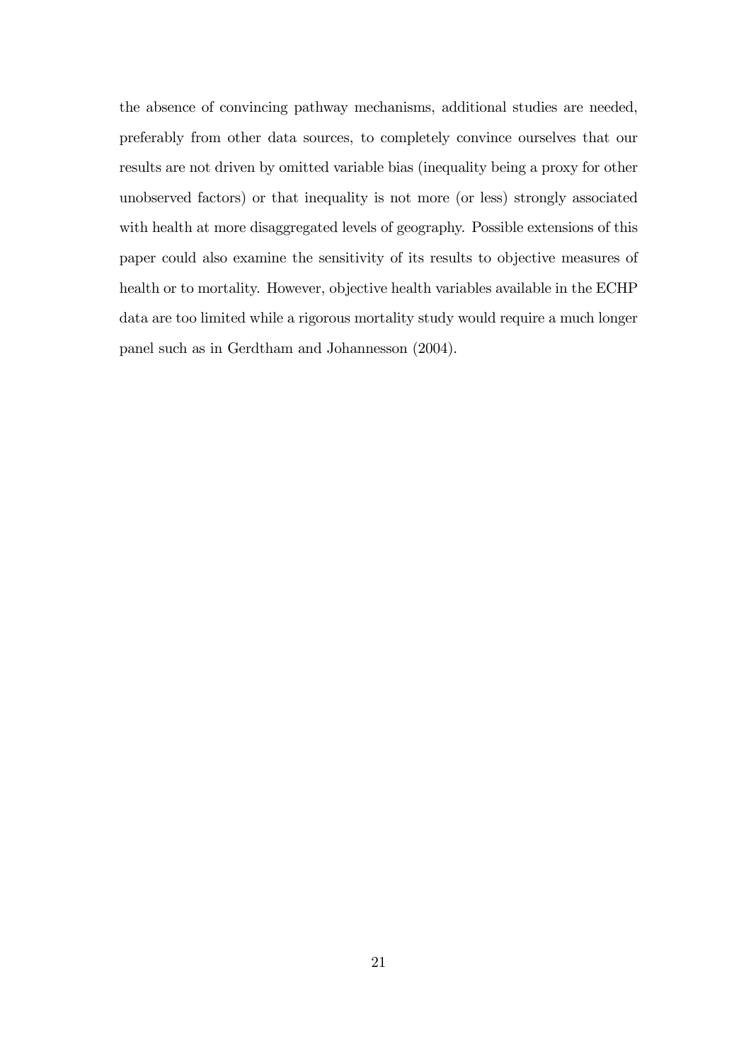the absence of convincing pathway mechanisms, additional studies are needed, preferably from other data sources, to completely convince ourselves that our results are not driven by omitted variable bias (inequality being a proxy for other unobserved factors) or that inequality is not more (or less) strongly associated with health at more disaggregated levels of geography. Possible extensions of this paper could also examine the sensitivity of its results to objective measures of health or to mortality. However, objective health variables available in the ECHP data are too limited while a rigorous mortality study would require a much longer panel such as in Gerdtham and Johannesson (2004).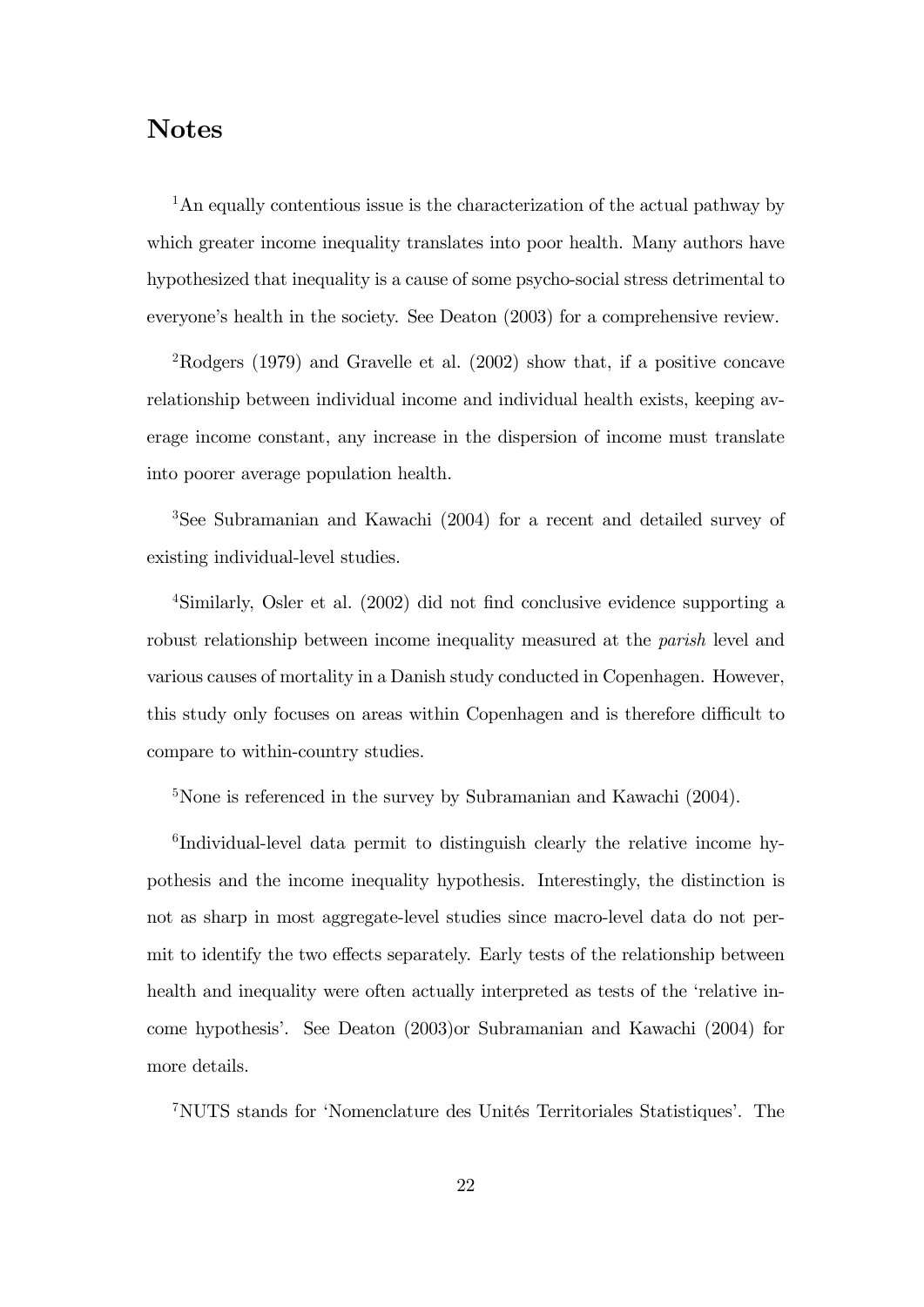## Notes

[1] An equally contentious issue is the characterization of the actual pathway by which greater income inequality translates into poor health. Many authors have hypothesized that inequality is a cause of some psycho-social stress detrimental to everyone's health in the society. See Deaton (2003) for a comprehensive review.

[2] Rodgers (1979) and Gravelle et al. (2002) show that, if a positive concave relationship between individual income and individual health exists, keeping average income constant, any increase in the dispersion of income must translate into poorer average population health.

[3] See Subramanian and Kawachi (2004) for a recent and detailed survey of existing individual-level studies.

[4] Similarly, Osler et al. (2002) did not find conclusive evidence supporting a robust relationship between income inequality measured at the *parish* level and various causes of mortality in a Danish study conducted in Copenhagen. However, this study only focuses on areas within Copenhagen and is therefore difficult to compare to within-country studies.

[5] None is referenced in the survey by Subramanian and Kawachi (2004).

[6] Individual-level data permit to distinguish clearly the relative income hypothesis and the income inequality hypothesis. Interestingly, the distinction is not as sharp in most aggregate-level studies since macro-level data do not permit to identify the two effects separately. Early tests of the relationship between health and inequality were often actually interpreted as tests of the 'relative income hypothesis'. See Deaton (2003)or Subramanian and Kawachi (2004) for more details.

[7] NUTS stands for 'Nomenclature des Unités Territoriales Statistiques'. The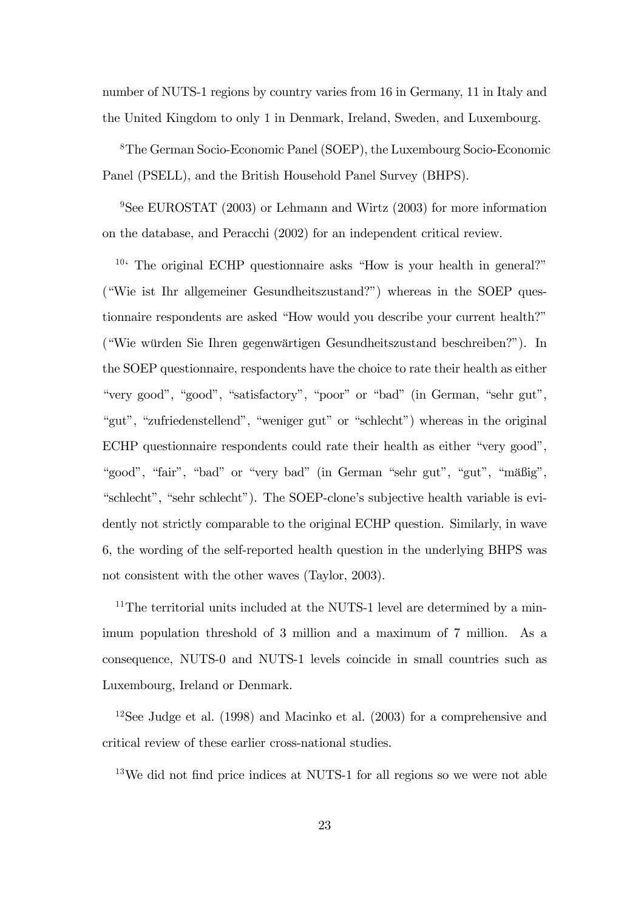number of NUTS-1 regions by country varies from 16 in Germany, 11 in Italy and the United Kingdom to only 1 in Denmark, Ireland, Sweden, and Luxembourg.

[8]The German Socio-Economic Panel (SOEP), the Luxembourg Socio-Economic Panel (PSELL), and the British Household Panel Survey (BHPS).

[9]See EUROSTAT (2003) or Lehmann and Wirtz (2003) for more information on the database, and Peracchi (2002) for an independent critical review.

[10] The original ECHP questionnaire asks "How is your health in general?" ("Wie ist Ihr allgemeiner Gesundheitszustand?") whereas in the SOEP questionnaire respondents are asked "How would you describe your current health?" ("Wie würden Sie Ihren gegenwärtigen Gesundheitszustand beschreiben?"). In the SOEP questionnaire, respondents have the choice to rate their health as either "very good", "good", "satisfactory", "poor" or "bad" (in German, "sehr gut", "gut", "zufriedenstellend", "weniger gut" or "schlecht") whereas in the original ECHP questionnaire respondents could rate their health as either "very good", "good", "fair", "bad" or "very bad" (in German "sehr gut", "gut", "mäßig", "schlecht", "sehr schlecht"). The SOEP-clone's subjective health variable is evidently not strictly comparable to the original ECHP question. Similarly, in wave 6, the wording of the self-reported health question in the underlying BHPS was not consistent with the other waves (Taylor, 2003).

[11]The territorial units included at the NUTS-1 level are determined by a minimum population threshold of 3 million and a maximum of 7 million. As a consequence, NUTS-0 and NUTS-1 levels coincide in small countries such as Luxembourg, Ireland or Denmark.

[12]See Judge et al. (1998) and Macinko et al. (2003) for a comprehensive and critical review of these earlier cross-national studies.

[13]We did not find price indices at NUTS-1 for all regions so we were not able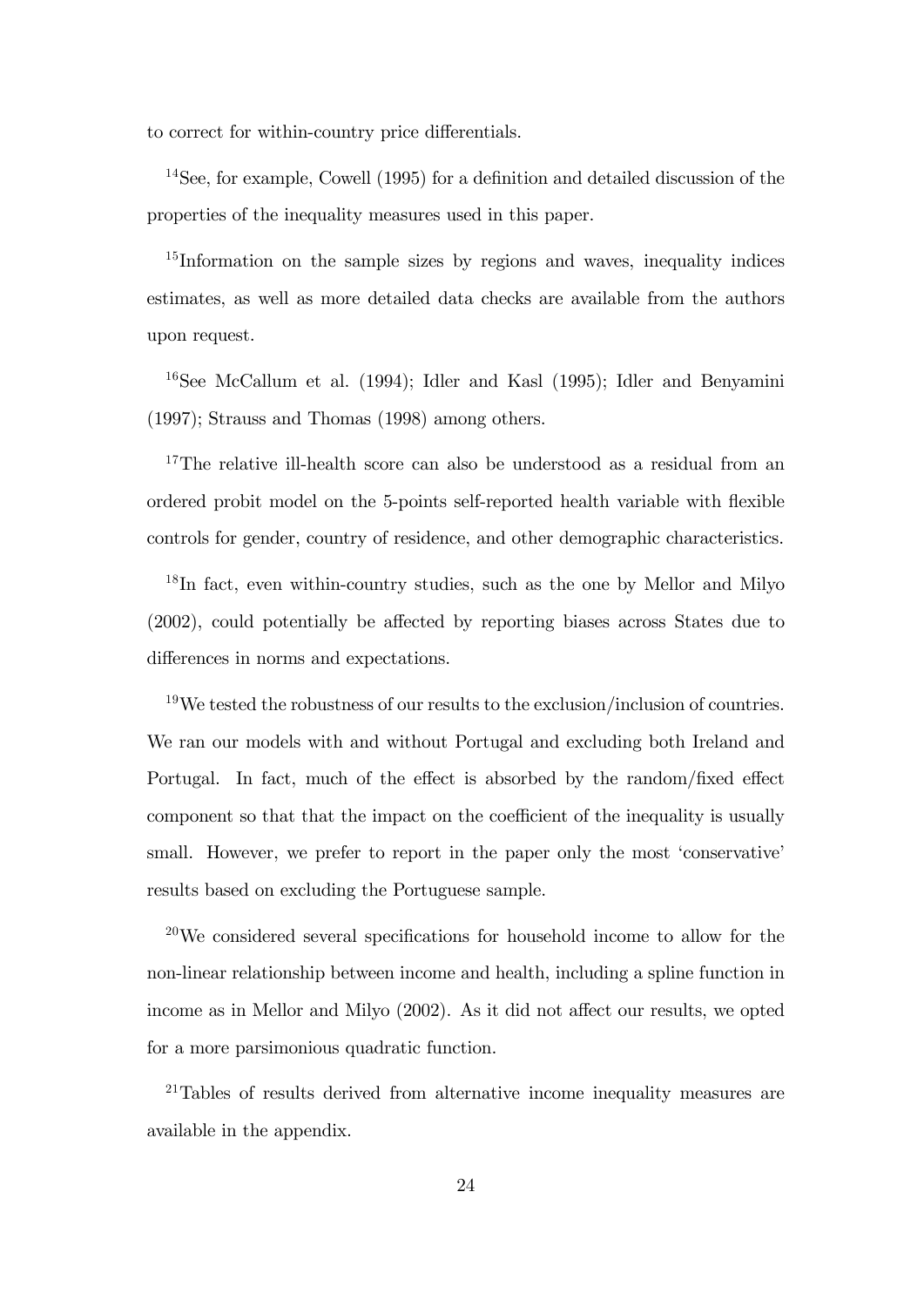to correct for within-country price differentials.

[14]See, for example, Cowell (1995) for a definition and detailed discussion of the properties of the inequality measures used in this paper.

[15]Information on the sample sizes by regions and waves, inequality indices estimates, as well as more detailed data checks are available from the authors upon request.

[16]See McCallum et al. (1994); Idler and Kasl (1995); Idler and Benyamini (1997); Strauss and Thomas (1998) among others.

[17]The relative ill-health score can also be understood as a residual from an ordered probit model on the 5-points self-reported health variable with flexible controls for gender, country of residence, and other demographic characteristics.

[18]In fact, even within-country studies, such as the one by Mellor and Milyo (2002), could potentially be affected by reporting biases across States due to differences in norms and expectations.

[19]We tested the robustness of our results to the exclusion/inclusion of countries. We ran our models with and without Portugal and excluding both Ireland and Portugal. In fact, much of the effect is absorbed by the random/fixed effect component so that that the impact on the coefficient of the inequality is usually small. However, we prefer to report in the paper only the most 'conservative' results based on excluding the Portuguese sample.

[20]We considered several specifications for household income to allow for the non-linear relationship between income and health, including a spline function in income as in Mellor and Milyo (2002). As it did not affect our results, we opted for a more parsimonious quadratic function.

[21]Tables of results derived from alternative income inequality measures are available in the appendix.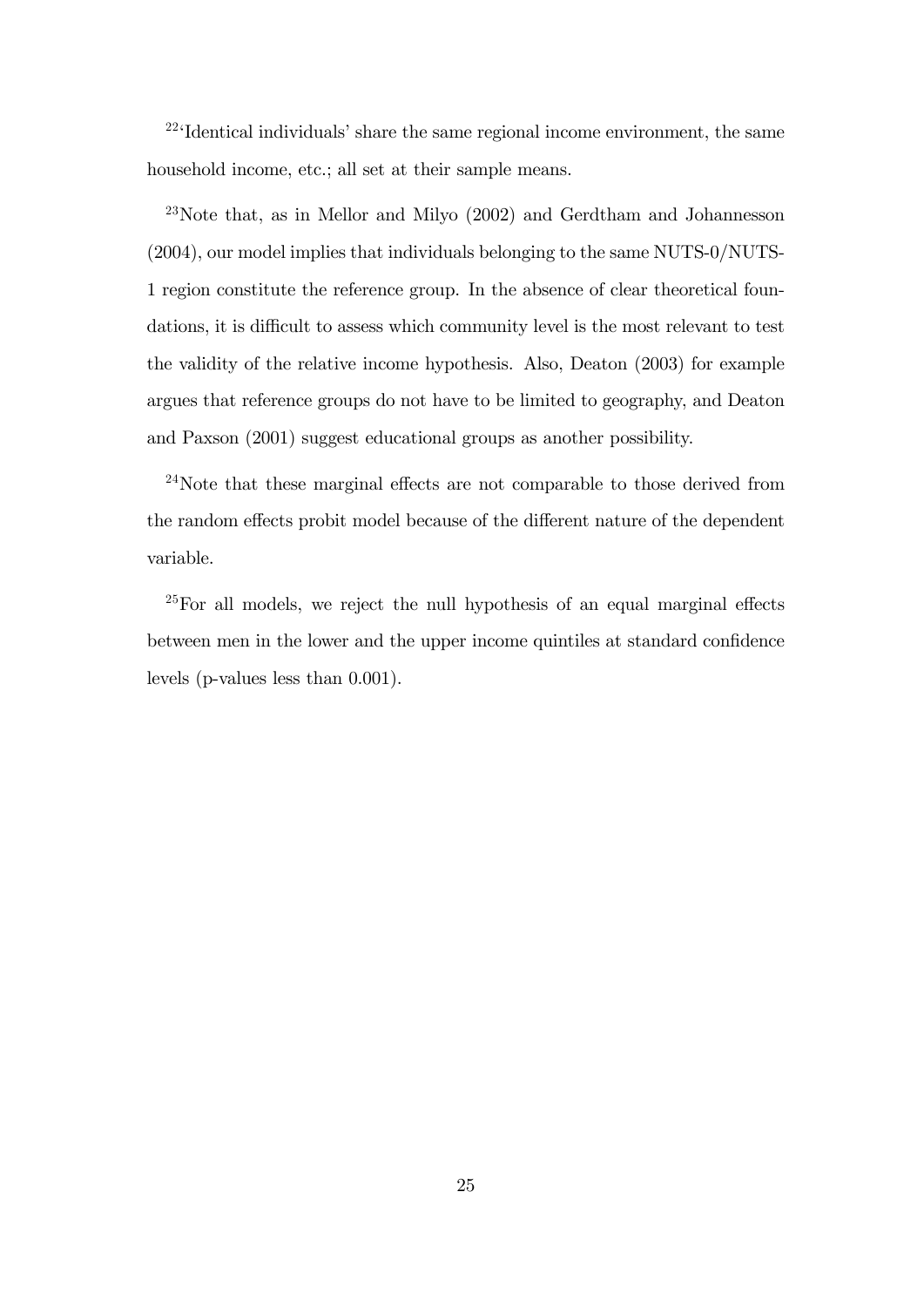[22]'Identical individuals' share the same regional income environment, the same household income, etc.; all set at their sample means.

[23]Note that, as in Mellor and Milyo (2002) and Gerdtham and Johannesson (2004), our model implies that individuals belonging to the same NUTS-0/NUTS-1 region constitute the reference group. In the absence of clear theoretical foundations, it is difficult to assess which community level is the most relevant to test the validity of the relative income hypothesis. Also, Deaton (2003) for example argues that reference groups do not have to be limited to geography, and Deaton and Paxson (2001) suggest educational groups as another possibility.

[24]Note that these marginal effects are not comparable to those derived from the random effects probit model because of the different nature of the dependent variable.

[25]For all models, we reject the null hypothesis of an equal marginal effects between men in the lower and the upper income quintiles at standard confidence levels (p-values less than 0.001).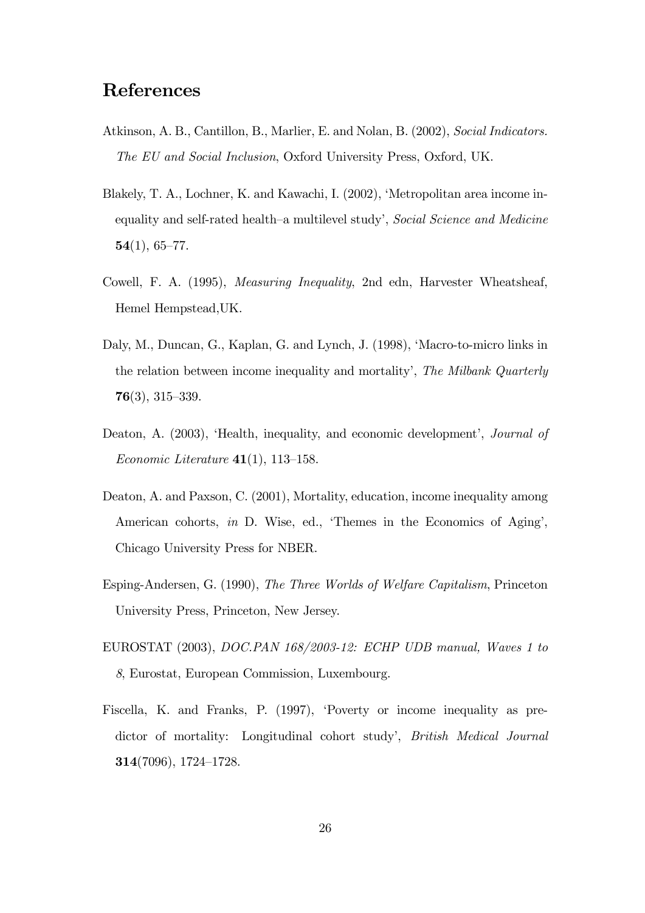# References

Atkinson, A. B., Cantillon, B., Marlier, E. and Nolan, B. (2002), *Social Indicators. The EU and Social Inclusion*, Oxford University Press, Oxford, UK.

Blakely, T. A., Lochner, K. and Kawachi, I. (2002), 'Metropolitan area income inequality and self-rated health–a multilevel study', *Social Science and Medicine* **54**(1), 65–77.

Cowell, F. A. (1995), *Measuring Inequality*, 2nd edn, Harvester Wheatsheaf, Hemel Hempstead,UK.

Daly, M., Duncan, G., Kaplan, G. and Lynch, J. (1998), 'Macro-to-micro links in the relation between income inequality and mortality', *The Milbank Quarterly* **76**(3), 315–339.

Deaton, A. (2003), 'Health, inequality, and economic development', *Journal of Economic Literature* **41**(1), 113–158.

Deaton, A. and Paxson, C. (2001), Mortality, education, income inequality among American cohorts, *in* D. Wise, ed., 'Themes in the Economics of Aging', Chicago University Press for NBER.

Esping-Andersen, G. (1990), *The Three Worlds of Welfare Capitalism*, Princeton University Press, Princeton, New Jersey.

EUROSTAT (2003), *DOC.PAN 168/2003-12: ECHP UDB manual, Waves 1 to 8*, Eurostat, European Commission, Luxembourg.

Fiscella, K. and Franks, P. (1997), 'Poverty or income inequality as predictor of mortality: Longitudinal cohort study', *British Medical Journal* **314**(7096), 1724–1728.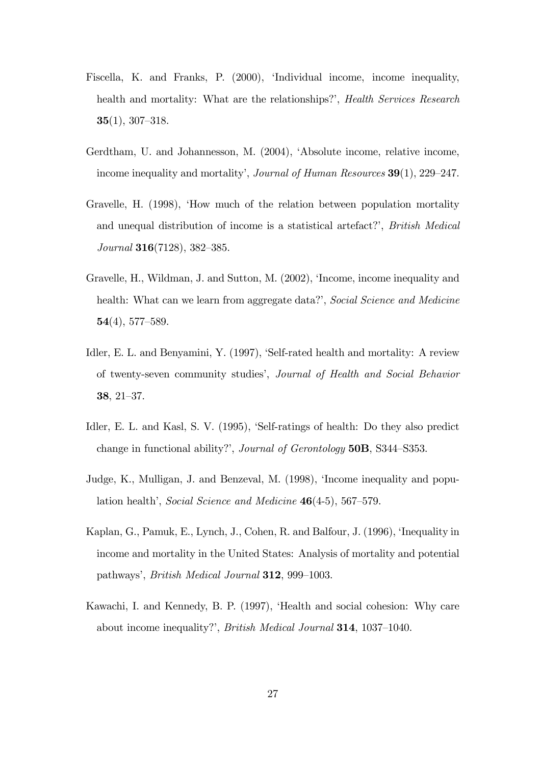Fiscella, K. and Franks, P. (2000), 'Individual income, income inequality, health and mortality: What are the relationships?', *Health Services Research* **35**(1), 307–318.

Gerdtham, U. and Johannesson, M. (2004), 'Absolute income, relative income, income inequality and mortality', *Journal of Human Resources* **39**(1), 229–247.

Gravelle, H. (1998), 'How much of the relation between population mortality and unequal distribution of income is a statistical artefact?', *British Medical Journal* **316**(7128), 382–385.

Gravelle, H., Wildman, J. and Sutton, M. (2002), 'Income, income inequality and health: What can we learn from aggregate data?', *Social Science and Medicine* **54**(4), 577–589.

Idler, E. L. and Benyamini, Y. (1997), 'Self-rated health and mortality: A review of twenty-seven community studies', *Journal of Health and Social Behavior* **38**, 21–37.

Idler, E. L. and Kasl, S. V. (1995), 'Self-ratings of health: Do they also predict change in functional ability?', *Journal of Gerontology* **50B**, S344–S353.

Judge, K., Mulligan, J. and Benzeval, M. (1998), 'Income inequality and population health', *Social Science and Medicine* **46**(4-5), 567–579.

Kaplan, G., Pamuk, E., Lynch, J., Cohen, R. and Balfour, J. (1996), 'Inequality in income and mortality in the United States: Analysis of mortality and potential pathways', *British Medical Journal* **312**, 999–1003.

Kawachi, I. and Kennedy, B. P. (1997), 'Health and social cohesion: Why care about income inequality?', *British Medical Journal* **314**, 1037–1040.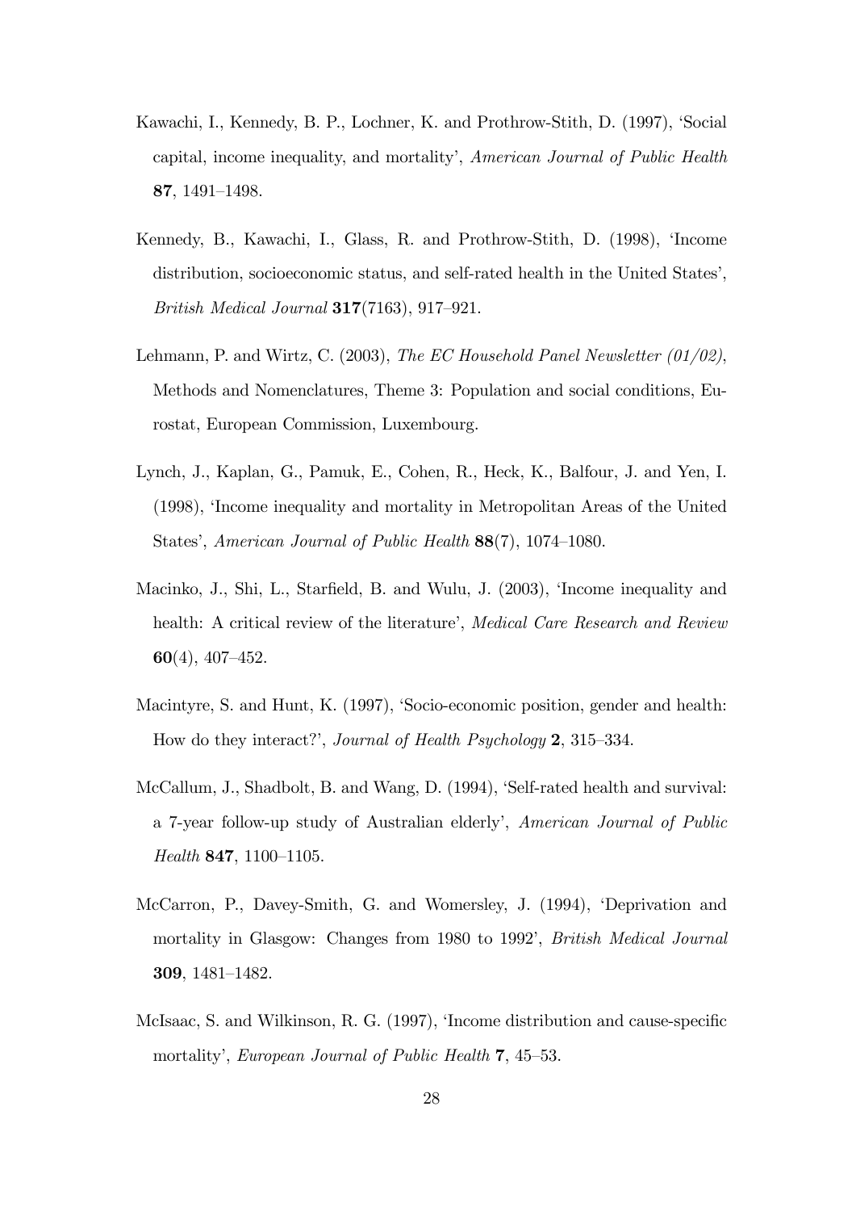Kawachi, I., Kennedy, B. P., Lochner, K. and Prothrow-Stith, D. (1997), 'Social capital, income inequality, and mortality', *American Journal of Public Health* **87**, 1491–1498.

Kennedy, B., Kawachi, I., Glass, R. and Prothrow-Stith, D. (1998), 'Income distribution, socioeconomic status, and self-rated health in the United States', *British Medical Journal* **317**(7163), 917–921.

Lehmann, P. and Wirtz, C. (2003), *The EC Household Panel Newsletter (01/02)*, Methods and Nomenclatures, Theme 3: Population and social conditions, Eurostat, European Commission, Luxembourg.

Lynch, J., Kaplan, G., Pamuk, E., Cohen, R., Heck, K., Balfour, J. and Yen, I. (1998), 'Income inequality and mortality in Metropolitan Areas of the United States', *American Journal of Public Health* **88**(7), 1074–1080.

Macinko, J., Shi, L., Starfield, B. and Wulu, J. (2003), 'Income inequality and health: A critical review of the literature', *Medical Care Research and Review* **60**(4), 407–452.

Macintyre, S. and Hunt, K. (1997), 'Socio-economic position, gender and health: How do they interact?', *Journal of Health Psychology* **2**, 315–334.

McCallum, J., Shadbolt, B. and Wang, D. (1994), 'Self-rated health and survival: a 7-year follow-up study of Australian elderly', *American Journal of Public Health* **847**, 1100–1105.

McCarron, P., Davey-Smith, G. and Womersley, J. (1994), 'Deprivation and mortality in Glasgow: Changes from 1980 to 1992', *British Medical Journal* **309**, 1481–1482.

McIsaac, S. and Wilkinson, R. G. (1997), 'Income distribution and cause-specific mortality', *European Journal of Public Health* **7**, 45–53.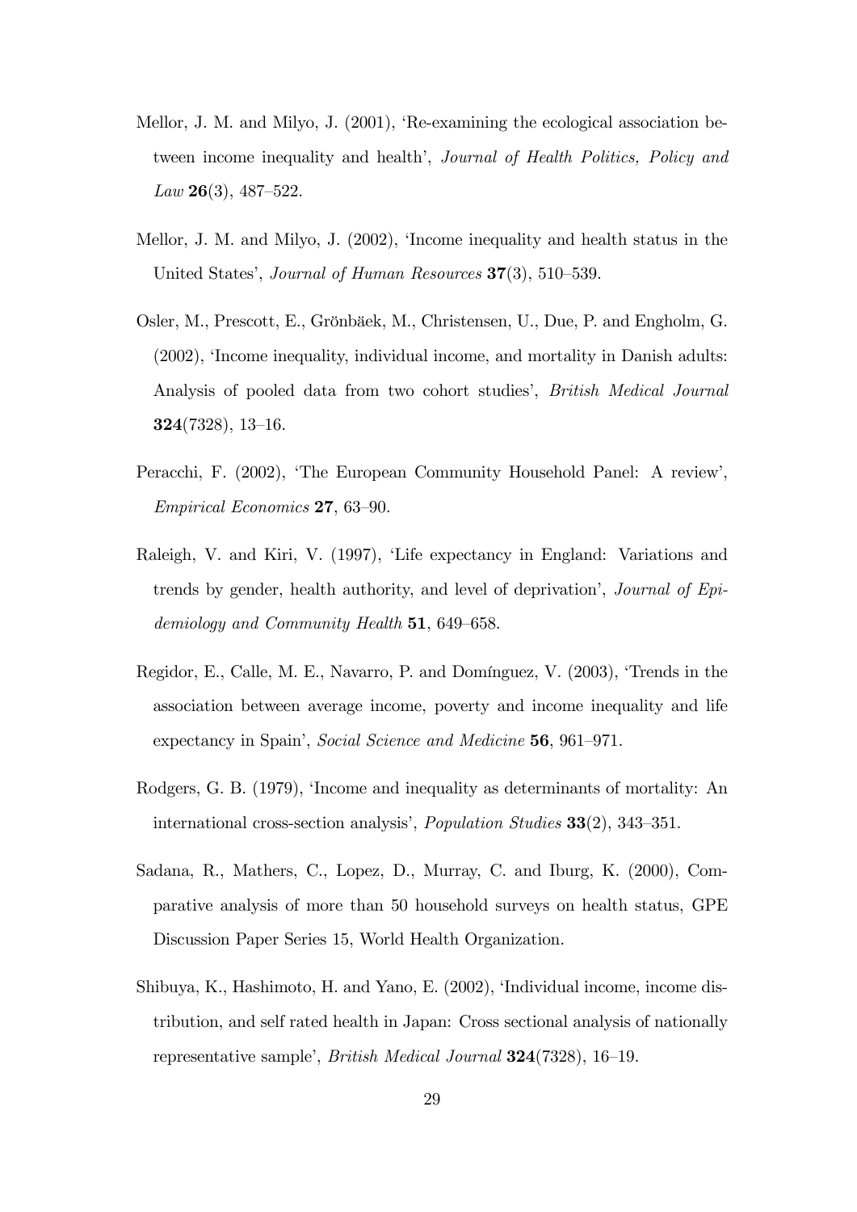Mellor, J. M. and Milyo, J. (2001), 'Re-examining the ecological association between income inequality and health', *Journal of Health Politics, Policy and Law* **26**(3), 487–522.

Mellor, J. M. and Milyo, J. (2002), 'Income inequality and health status in the United States', *Journal of Human Resources* **37**(3), 510–539.

Osler, M., Prescott, E., Grönbäek, M., Christensen, U., Due, P. and Engholm, G. (2002), 'Income inequality, individual income, and mortality in Danish adults: Analysis of pooled data from two cohort studies', *British Medical Journal* **324**(7328), 13–16.

Peracchi, F. (2002), 'The European Community Household Panel: A review', *Empirical Economics* **27**, 63–90.

Raleigh, V. and Kiri, V. (1997), 'Life expectancy in England: Variations and trends by gender, health authority, and level of deprivation', *Journal of Epidemiology and Community Health* **51**, 649–658.

Regidor, E., Calle, M. E., Navarro, P. and Domínguez, V. (2003), 'Trends in the association between average income, poverty and income inequality and life expectancy in Spain', *Social Science and Medicine* **56**, 961–971.

Rodgers, G. B. (1979), 'Income and inequality as determinants of mortality: An international cross-section analysis', *Population Studies* **33**(2), 343–351.

Sadana, R., Mathers, C., Lopez, D., Murray, C. and Iburg, K. (2000), Comparative analysis of more than 50 household surveys on health status, GPE Discussion Paper Series 15, World Health Organization.

Shibuya, K., Hashimoto, H. and Yano, E. (2002), 'Individual income, income distribution, and self rated health in Japan: Cross sectional analysis of nationally representative sample', *British Medical Journal* **324**(7328), 16–19.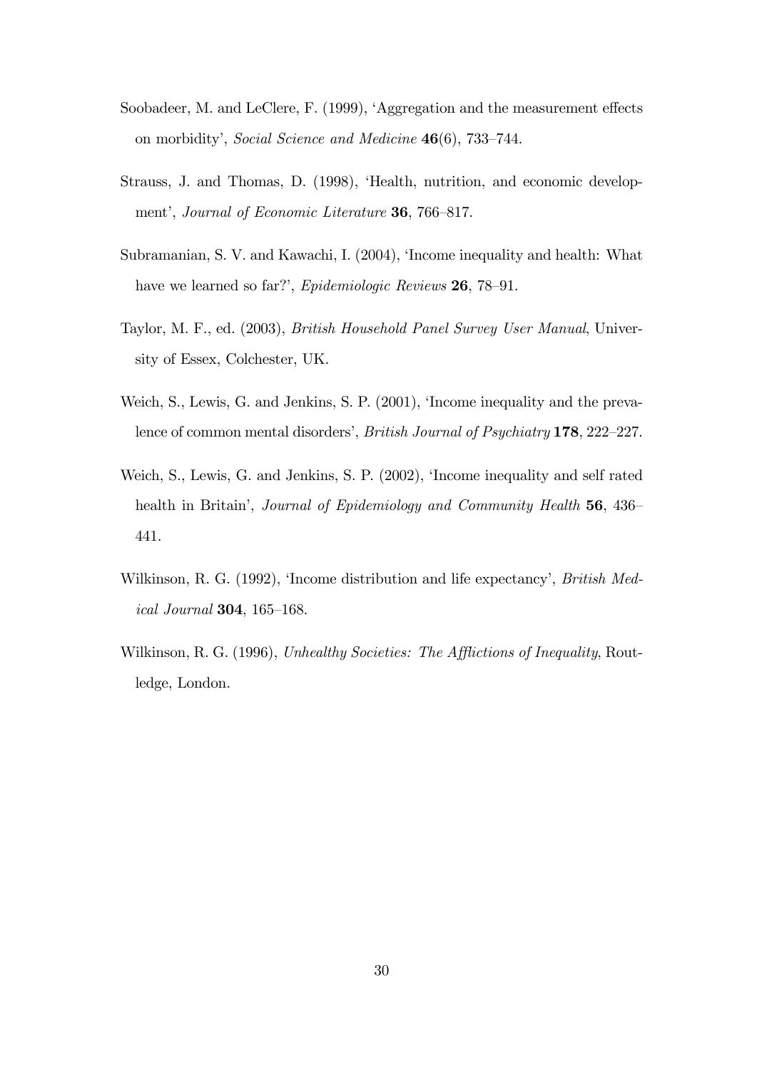Soobadeer, M. and LeClere, F. (1999), 'Aggregation and the measurement effects on morbidity', *Social Science and Medicine* **46**(6), 733–744.

Strauss, J. and Thomas, D. (1998), 'Health, nutrition, and economic development', *Journal of Economic Literature* **36**, 766–817.

Subramanian, S. V. and Kawachi, I. (2004), 'Income inequality and health: What have we learned so far?', *Epidemiologic Reviews* **26**, 78–91.

Taylor, M. F., ed. (2003), *British Household Panel Survey User Manual*, University of Essex, Colchester, UK.

Weich, S., Lewis, G. and Jenkins, S. P. (2001), 'Income inequality and the prevalence of common mental disorders', *British Journal of Psychiatry* **178**, 222–227.

Weich, S., Lewis, G. and Jenkins, S. P. (2002), 'Income inequality and self rated health in Britain', *Journal of Epidemiology and Community Health* **56**, 436–441.

Wilkinson, R. G. (1992), 'Income distribution and life expectancy', *British Medical Journal* **304**, 165–168.

Wilkinson, R. G. (1996), *Unhealthy Societies: The Afflictions of Inequality*, Routledge, London.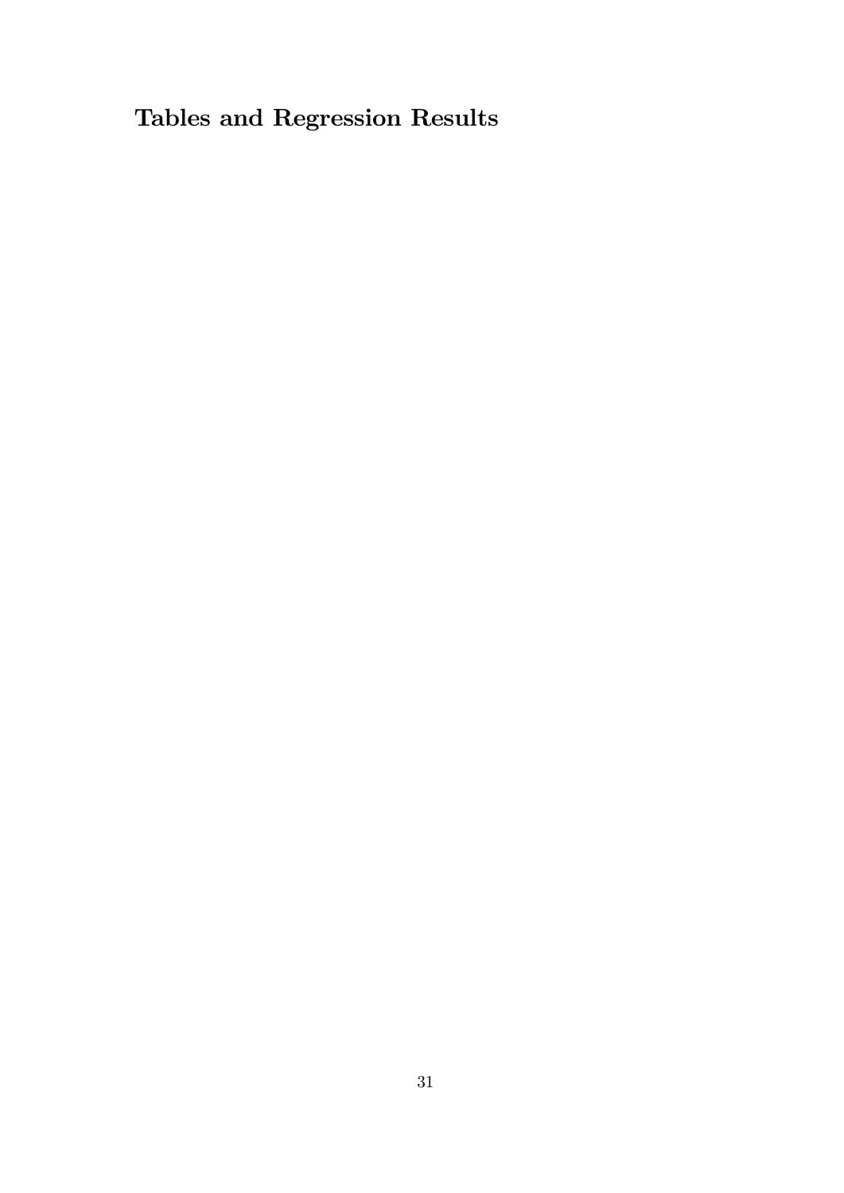# Tables and Regression Results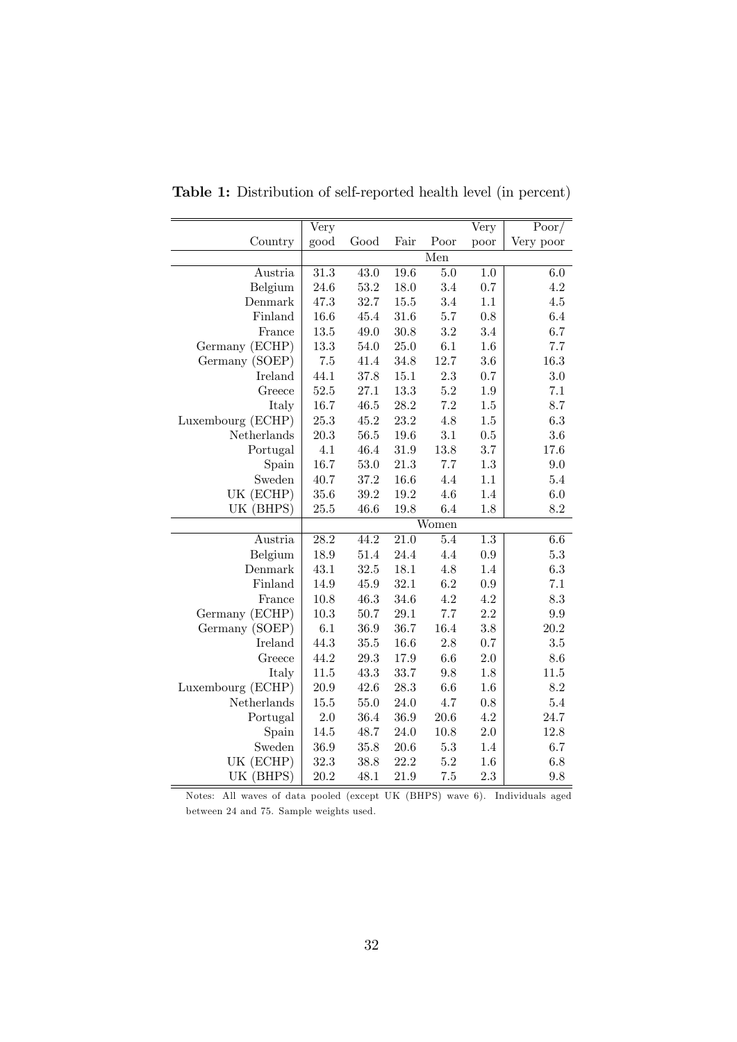**Table 1:** Distribution of self-reported health level (in percent)

| Country | Very good | Good | Fair | Poor | Very poor | Poor/ Very poor |
|---|---|---|---|---|---|---|
| | | | | Men | | |
| Austria | 31.3 | 43.0 | 19.6 | 5.0 | 1.0 | 6.0 |
| Belgium | 24.6 | 53.2 | 18.0 | 3.4 | 0.7 | 4.2 |
| Denmark | 47.3 | 32.7 | 15.5 | 3.4 | 1.1 | 4.5 |
| Finland | 16.6 | 45.4 | 31.6 | 5.7 | 0.8 | 6.4 |
| France | 13.5 | 49.0 | 30.8 | 3.2 | 3.4 | 6.7 |
| Germany (ECHP) | 13.3 | 54.0 | 25.0 | 6.1 | 1.6 | 7.7 |
| Germany (SOEP) | 7.5 | 41.4 | 34.8 | 12.7 | 3.6 | 16.3 |
| Ireland | 44.1 | 37.8 | 15.1 | 2.3 | 0.7 | 3.0 |
| Greece | 52.5 | 27.1 | 13.3 | 5.2 | 1.9 | 7.1 |
| Italy | 16.7 | 46.5 | 28.2 | 7.2 | 1.5 | 8.7 |
| Luxembourg (ECHP) | 25.3 | 45.2 | 23.2 | 4.8 | 1.5 | 6.3 |
| Netherlands | 20.3 | 56.5 | 19.6 | 3.1 | 0.5 | 3.6 |
| Portugal | 4.1 | 46.4 | 31.9 | 13.8 | 3.7 | 17.6 |
| Spain | 16.7 | 53.0 | 21.3 | 7.7 | 1.3 | 9.0 |
| Sweden | 40.7 | 37.2 | 16.6 | 4.4 | 1.1 | 5.4 |
| UK (ECHP) | 35.6 | 39.2 | 19.2 | 4.6 | 1.4 | 6.0 |
| UK (BHPS) | 25.5 | 46.6 | 19.8 | 6.4 | 1.8 | 8.2 |
| | | | | Women | | |
| Austria | 28.2 | 44.2 | 21.0 | 5.4 | 1.3 | 6.6 |
| Belgium | 18.9 | 51.4 | 24.4 | 4.4 | 0.9 | 5.3 |
| Denmark | 43.1 | 32.5 | 18.1 | 4.8 | 1.4 | 6.3 |
| Finland | 14.9 | 45.9 | 32.1 | 6.2 | 0.9 | 7.1 |
| France | 10.8 | 46.3 | 34.6 | 4.2 | 4.2 | 8.3 |
| Germany (ECHP) | 10.3 | 50.7 | 29.1 | 7.7 | 2.2 | 9.9 |
| Germany (SOEP) | 6.1 | 36.9 | 36.7 | 16.4 | 3.8 | 20.2 |
| Ireland | 44.3 | 35.5 | 16.6 | 2.8 | 0.7 | 3.5 |
| Greece | 44.2 | 29.3 | 17.9 | 6.6 | 2.0 | 8.6 |
| Italy | 11.5 | 43.3 | 33.7 | 9.8 | 1.8 | 11.5 |
| Luxembourg (ECHP) | 20.9 | 42.6 | 28.3 | 6.6 | 1.6 | 8.2 |
| Netherlands | 15.5 | 55.0 | 24.0 | 4.7 | 0.8 | 5.4 |
| Portugal | 2.0 | 36.4 | 36.9 | 20.6 | 4.2 | 24.7 |
| Spain | 14.5 | 48.7 | 24.0 | 10.8 | 2.0 | 12.8 |
| Sweden | 36.9 | 35.8 | 20.6 | 5.3 | 1.4 | 6.7 |
| UK (ECHP) | 32.3 | 38.8 | 22.2 | 5.2 | 1.6 | 6.8 |
| UK (BHPS) | 20.2 | 48.1 | 21.9 | 7.5 | 2.3 | 9.8 |

Notes: All waves of data pooled (except UK (BHPS) wave 6). Individuals aged between 24 and 75. Sample weights used.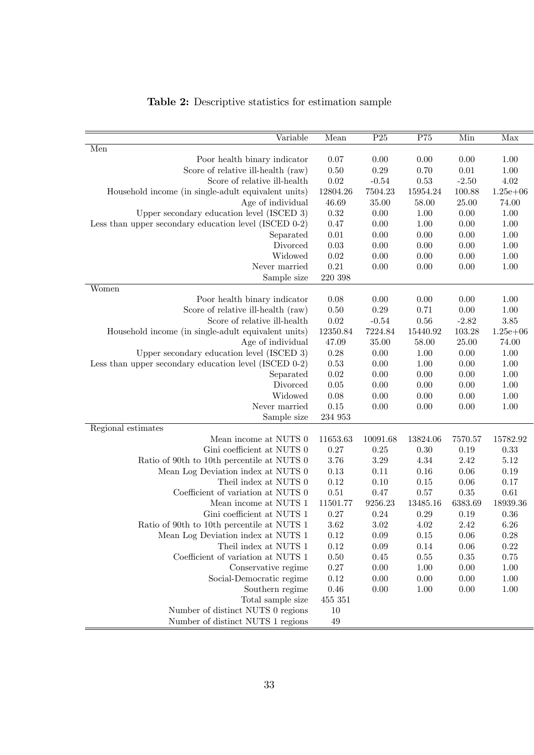**Table 2:** Descriptive statistics for estimation sample

| Variable | Mean | P25 | P75 | Min | Max |
|---|---|---|---|---|---|
| Men | | | | | |
| Poor health binary indicator | 0.07 | 0.00 | 0.00 | 0.00 | 1.00 |
| Score of relative ill-health (raw) | 0.50 | 0.29 | 0.70 | 0.01 | 1.00 |
| Score of relative ill-health | 0.02 | -0.54 | 0.53 | -2.50 | 4.02 |
| Household income (in single-adult equivalent units) | 12804.26 | 7504.23 | 15954.24 | 100.88 | 1.25e+06 |
| Age of individual | 46.69 | 35.00 | 58.00 | 25.00 | 74.00 |
| Upper secondary education level (ISCED 3) | 0.32 | 0.00 | 1.00 | 0.00 | 1.00 |
| Less than upper secondary education level (ISCED 0-2) | 0.47 | 0.00 | 1.00 | 0.00 | 1.00 |
| Separated | 0.01 | 0.00 | 0.00 | 0.00 | 1.00 |
| Divorced | 0.03 | 0.00 | 0.00 | 0.00 | 1.00 |
| Widowed | 0.02 | 0.00 | 0.00 | 0.00 | 1.00 |
| Never married | 0.21 | 0.00 | 0.00 | 0.00 | 1.00 |
| Sample size | 220 398 | | | | |
| Women | | | | | |
| Poor health binary indicator | 0.08 | 0.00 | 0.00 | 0.00 | 1.00 |
| Score of relative ill-health (raw) | 0.50 | 0.29 | 0.71 | 0.00 | 1.00 |
| Score of relative ill-health | 0.02 | -0.54 | 0.56 | -2.82 | 3.85 |
| Household income (in single-adult equivalent units) | 12350.84 | 7224.84 | 15440.92 | 103.28 | 1.25e+06 |
| Age of individual | 47.09 | 35.00 | 58.00 | 25.00 | 74.00 |
| Upper secondary education level (ISCED 3) | 0.28 | 0.00 | 1.00 | 0.00 | 1.00 |
| Less than upper secondary education level (ISCED 0-2) | 0.53 | 0.00 | 1.00 | 0.00 | 1.00 |
| Separated | 0.02 | 0.00 | 0.00 | 0.00 | 1.00 |
| Divorced | 0.05 | 0.00 | 0.00 | 0.00 | 1.00 |
| Widowed | 0.08 | 0.00 | 0.00 | 0.00 | 1.00 |
| Never married | 0.15 | 0.00 | 0.00 | 0.00 | 1.00 |
| Sample size | 234 953 | | | | |
| Regional estimates | | | | | |
| Mean income at NUTS 0 | 11653.63 | 10091.68 | 13824.06 | 7570.57 | 15782.92 |
| Gini coefficient at NUTS 0 | 0.27 | 0.25 | 0.30 | 0.19 | 0.33 |
| Ratio of 90th to 10th percentile at NUTS 0 | 3.76 | 3.29 | 4.34 | 2.42 | 5.12 |
| Mean Log Deviation index at NUTS 0 | 0.13 | 0.11 | 0.16 | 0.06 | 0.19 |
| Theil index at NUTS 0 | 0.12 | 0.10 | 0.15 | 0.06 | 0.17 |
| Coefficient of variation at NUTS 0 | 0.51 | 0.47 | 0.57 | 0.35 | 0.61 |
| Mean income at NUTS 1 | 11501.77 | 9256.23 | 13485.16 | 6383.69 | 18939.36 |
| Gini coefficient at NUTS 1 | 0.27 | 0.24 | 0.29 | 0.19 | 0.36 |
| Ratio of 90th to 10th percentile at NUTS 1 | 3.62 | 3.02 | 4.02 | 2.42 | 6.26 |
| Mean Log Deviation index at NUTS 1 | 0.12 | 0.09 | 0.15 | 0.06 | 0.28 |
| Theil index at NUTS 1 | 0.12 | 0.09 | 0.14 | 0.06 | 0.22 |
| Coefficient of variation at NUTS 1 | 0.50 | 0.45 | 0.55 | 0.35 | 0.75 |
| Conservative regime | 0.27 | 0.00 | 1.00 | 0.00 | 1.00 |
| Social-Democratic regime | 0.12 | 0.00 | 0.00 | 0.00 | 1.00 |
| Southern regime | 0.46 | 0.00 | 1.00 | 0.00 | 1.00 |
| Total sample size | 455 351 | | | | |
| Number of distinct NUTS 0 regions | 10 | | | | |
| Number of distinct NUTS 1 regions | 49 | | | | |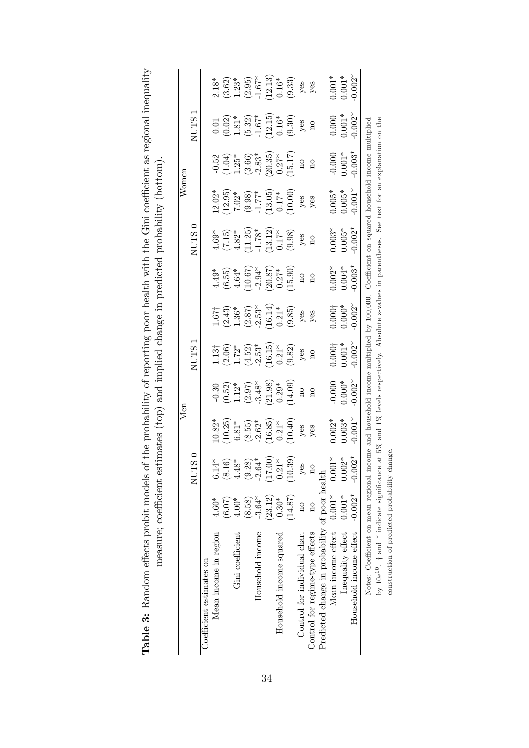**Table 3:** Random effects probit models of the probability of reporting poor health with the Gini coefficient as regional inequality measure; coefficient estimates (top) and implied change in predicted probability (bottom).

| | Men | | | | | | Women | | | | | |
|---|---|---|---|---|---|---|---|---|---|---|---|---|
| | NUTS 0 | | | NUTS 1 | | | NUTS 0 | | | NUTS 1 | | |
| Coefficient estimates on | | | | | | | | | | | | |
| Mean income in region | 4.60* | 6.14* | 10.82* | -0.30 | 1.13† | 1.67† | 4.49* | 4.69* | 12.02* | -0.52 | 0.01 | 2.18* |
| | (6.07) | (8.16) | (10.25) | (0.52) | (2.06) | (2.43) | (6.55) | (7.15) | (12.95) | (1.04) | (0.02) | (3.62) |
| Gini coefficient | 4.00* | 4.48* | 6.81* | 1.12* | 1.72* | 1.36* | 4.64* | 4.82* | 7.02* | 1.25* | 1.81* | 1.23* |
| | (8.58) | (9.28) | (8.55) | (2.97) | (4.52) | (2.87) | (10.67) | (11.25) | (9.98) | (3.66) | (5.32) | (2.95) |
| Household income | -3.64* | -2.64* | -2.62* | -3.48* | -2.53* | -2.53* | -2.94* | -1.78* | -1.77* | -2.83* | -1.67* | -1.67* |
| | (23.12) | (17.00) | (16.85) | (21.98) | (16.15) | (16.14) | (20.87) | (13.12) | (13.05) | (20.35) | (12.15) | (12.13) |
| Household income squared | 0.30* | 0.21* | 0.21* | 0.29* | 0.21* | 0.21* | 0.27* | 0.17* | 0.17* | 0.27* | 0.16* | 0.16* |
| | (14.87) | (10.39) | (10.40) | (14.09) | (9.82) | (9.85) | (15.90) | (9.98) | (10.00) | (15.17) | (9.30) | (9.33) |
| Control for individual char. | no | yes | yes | no | yes | yes | no | yes | yes | no | yes | yes |
| Control for regime-type effects | no | no | yes | no | no | yes | no | no | yes | no | no | yes |
| Predicted change in probability of poor health | | | | | | | | | | | | |
| Mean income effect | 0.001* | 0.001* | 0.002* | -0.000 | 0.000† | 0.000† | 0.002* | 0.003* | 0.005* | -0.000 | 0.000 | 0.001* |
| Inequality effect | 0.001* | 0.002* | 0.003* | 0.000* | 0.001* | 0.000* | 0.004* | 0.005* | 0.005* | 0.001* | 0.001* | 0.001* |
| Household income effect | -0.002* | -0.002* | -0.001* | -0.002* | -0.002* | -0.002* | -0.003* | -0.002* | -0.001* | -0.003* | -0.002* | -0.002* |

Notes: Coefficient on mean regional income and household income multiplied by 100,000. Coefficient on squared household income multiplied by 10e[10]. † and * indicate significance at 5% and 1% levels respectively. Absolute z-values in parentheses. See text for an explanation on the construction of predicted probability change.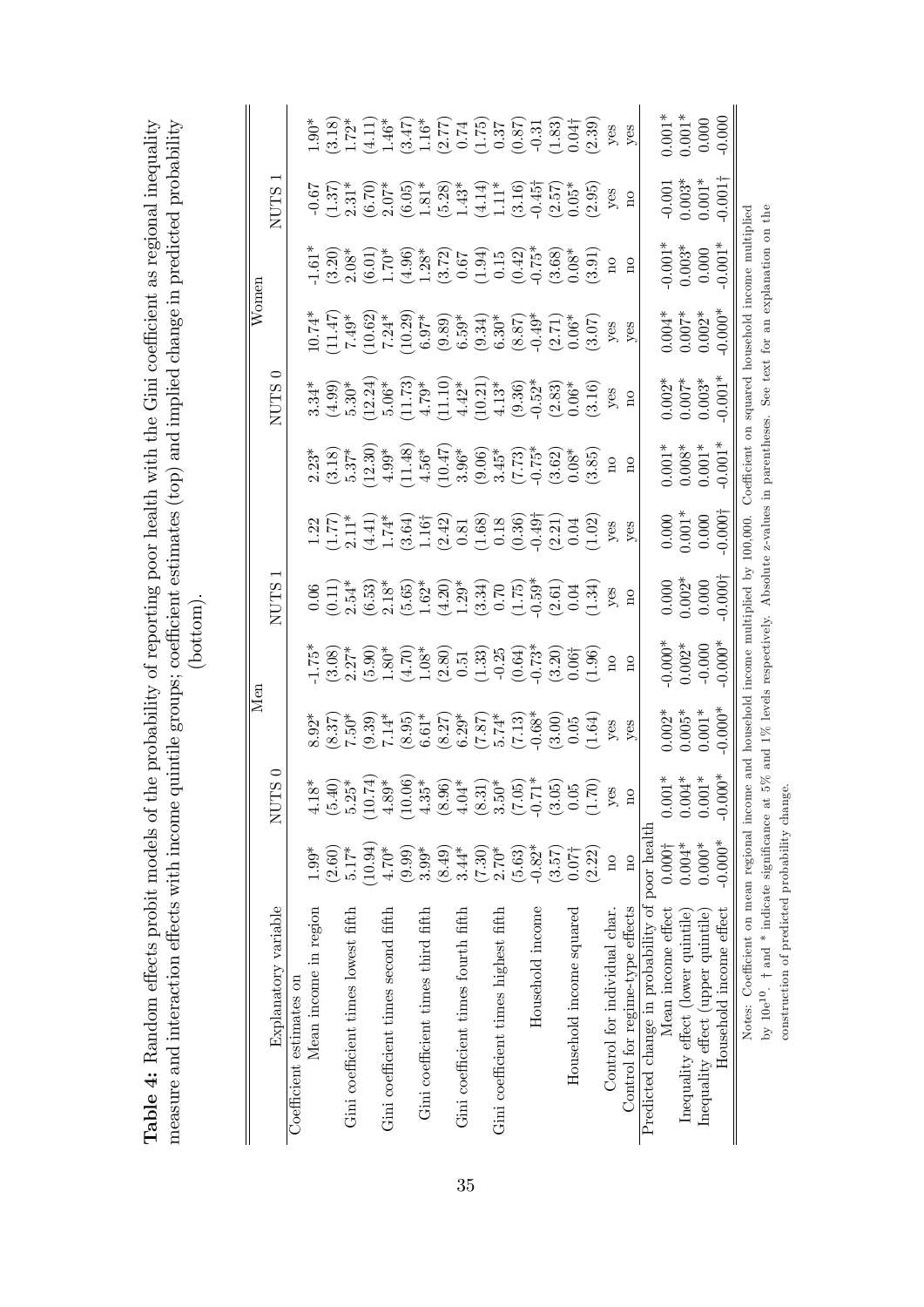**Table 4:** Random effects probit models of the probability of reporting poor health with the Gini coefficient as regional inequality measure and interaction effects with income quintile groups; coefficient estimates (top) and implied change in predicted probability (bottom).

| Explanatory variable | Men | | | | Women | | | |
|---|---|---|---|---|---|---|---|---|
| | NUTS 0 | | NUTS 1 | | NUTS 0 | | NUTS 1 | |
| Coefficient estimates on | | | | | | | | |
| Mean income in region | 1.99* | 4.18* | 8.92* | -1.75* | 0.06 | 1.22 | 2.23* | 3.34* | 10.74* | -1.61* | -0.67 | 1.90* |
| | (2.60) | (5.40) | (8.37) | (3.08) | (0.11) | (1.77) | (3.18) | (4.99) | (11.47) | (3.20) | (1.37) | (3.18) |
| Gini coefficient times lowest fifth | 5.17* | 5.25* | 7.50* | 2.27* | 2.54* | 2.11* | 5.37* | 5.30* | 7.49* | 2.08* | 2.31* | 1.72* |
| | (10.94) | (10.74) | (9.39) | (5.90) | (6.53) | (4.41) | (12.30) | (12.24) | (10.62) | (6.01) | (6.70) | (4.11) |
| Gini coefficient times second fifth | 4.70* | 4.89* | 7.14* | 1.80* | 2.18* | 1.74* | 4.99* | 5.06* | 7.24* | 1.70* | 2.07* | 1.46* |
| | (9.99) | (10.06) | (8.95) | (4.70) | (5.65) | (3.64) | (11.48) | (11.73) | (10.29) | (4.96) | (6.05) | (3.47) |
| Gini coefficient times third fifth | 3.99* | 4.35* | 6.61* | 1.08* | 1.62* | 1.16† | 4.56* | 4.79* | 6.97* | 1.28* | 1.81* | 1.16* |
| | (8.49) | (8.96) | (8.27) | (2.80) | (4.20) | (2.42) | (10.47) | (11.10) | (9.89) | (3.72) | (5.28) | (2.77) |
| Gini coefficient times fourth fifth | 3.44* | 4.04* | 6.29* | 0.51 | 1.29* | 0.81 | 3.96* | 4.42* | 6.59* | 0.67 | 1.43* | 0.74 |
| | (7.30) | (8.31) | (7.87) | (1.33) | (3.34) | (1.68) | (9.06) | (10.21) | (9.34) | (1.94) | (4.14) | (1.75) |
| Gini coefficient times highest fifth | 2.70* | 3.50* | 5.74* | -0.25 | 0.70 | 0.18 | 3.45* | 4.13* | 6.30* | 0.15 | 1.11* | 0.37 |
| | (5.63) | (7.05) | (7.13) | (0.64) | (1.75) | (0.36) | (7.73) | (9.36) | (8.87) | (0.42) | (3.16) | (0.87) |
| Household income | -0.82* | -0.71* | -0.68* | -0.73* | -0.59* | -0.49† | -0.75* | -0.52* | -0.49* | -0.75* | -0.45† | -0.31 |
| | (3.57) | (3.05) | (3.00) | (3.20) | (2.61) | (2.21) | (3.62) | (2.83) | (2.71) | (3.68) | (2.57) | (1.83) |
| Household income squared | 0.07† | 0.05 | 0.05 | 0.06† | 0.04 | 0.04 | 0.08* | 0.06* | 0.06* | 0.08* | 0.05* | 0.04† |
| | (2.22) | (1.70) | (1.64) | (1.96) | (1.34) | (1.02) | (3.85) | (3.16) | (3.07) | (3.91) | (2.95) | (2.39) |
| Control for individual char. | no | yes | yes | no | yes | yes | no | yes | yes | no | yes | yes |
| Control for regime-type effects | no | no | yes | no | no | yes | no | no | yes | no | no | yes |
| Predicted change in probability of poor health | | | | | | | | | | | | |
| Mean income effect | 0.000† | 0.001* | 0.002* | -0.000* | 0.000 | 0.000 | 0.001* | 0.002* | 0.004* | -0.001* | -0.001 | 0.001* |
| Inequality effect (lower quintile) | 0.004* | 0.004* | 0.005* | 0.002* | 0.002* | 0.001* | 0.008* | 0.007* | 0.007* | 0.003* | 0.003* | 0.001* |
| Inequality effect (upper quintile) | 0.000* | 0.001* | 0.001* | -0.000 | 0.000 | 0.000 | 0.001* | 0.003* | 0.002* | 0.000 | 0.001* | 0.000 |
| Household income effect | -0.000* | -0.000* | -0.000* | -0.000* | -0.000† | -0.000† | -0.001* | -0.001* | -0.000* | -0.001* | -0.001† | -0.000 |

Notes: Coefficient on mean regional income and household income multiplied by 100,000. Coefficient on squared household income multiplied by 10e10. † and * indicate significance at 5% and 1% levels respectively. Absolute z-values in parentheses. See text for an explanation on the construction of predicted probability change.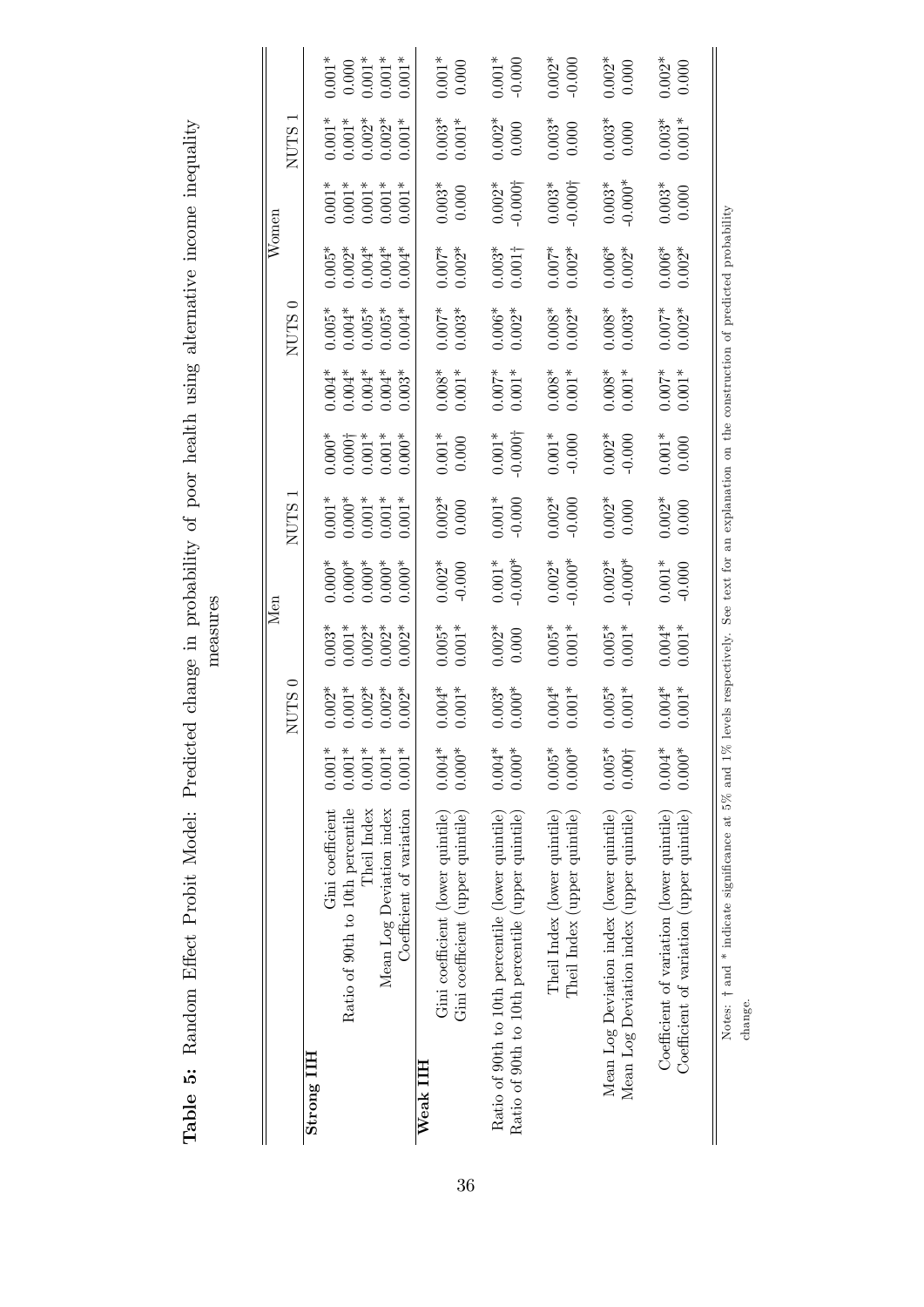**Table 5:** Random Effect Probit Model: Predicted change in probability of poor health using alternative income inequality measures

| | Men | | | | | | Women | | | | | |
|---|---|---|---|---|---|---|---|---|---|---|---|---|
| | NUTS 0 | | | NUTS 1 | | | NUTS 0 | | | NUTS 1 | | |
| **Strong IIH** | | | | | | | | | | | | |
| Gini coefficient | 0.001* | 0.002* | 0.003* | 0.000* | 0.001* | 0.000* | 0.004* | 0.005* | 0.005* | 0.001* | 0.001* | 0.001* |
| Ratio of 90th to 10th percentile | 0.001* | 0.001* | 0.001* | 0.000* | 0.000* | 0.000† | 0.004* | 0.004* | 0.002* | 0.001* | 0.001* | 0.000 |
| Theil Index | 0.001* | 0.002* | 0.002* | 0.000* | 0.001* | 0.001* | 0.004* | 0.005* | 0.004* | 0.001* | 0.002* | 0.001* |
| Mean Log Deviation index | 0.001* | 0.002* | 0.002* | 0.000* | 0.001* | 0.001* | 0.004* | 0.005* | 0.004* | 0.001* | 0.002* | 0.001* |
| Coefficient of variation | 0.001* | 0.002* | 0.002* | 0.000* | 0.001* | 0.000* | 0.003* | 0.004* | 0.004* | 0.001* | 0.001* | 0.001* |
| **Weak IIH** | | | | | | | | | | | | |
| Gini coefficient (lower quintile) | 0.004* | 0.004* | 0.005* | 0.002* | 0.002* | 0.001* | 0.008* | 0.007* | 0.007* | 0.003* | 0.003* | 0.001* |
| Gini coefficient (upper quintile) | 0.000* | 0.001* | 0.001* | -0.000 | 0.000 | 0.000 | 0.001* | 0.003* | 0.002* | 0.000 | 0.001* | 0.000 |
| Ratio of 90th to 10th percentile (lower quintile) | 0.004* | 0.003* | 0.002* | 0.001* | 0.001* | 0.001* | 0.007* | 0.006* | 0.003* | 0.002* | 0.002* | 0.001* |
| Ratio of 90th to 10th percentile (upper quintile) | 0.000* | 0.000* | 0.000 | -0.000* | -0.000 | -0.000† | 0.001* | 0.002* | 0.001† | -0.000† | 0.000 | -0.000 |
| Theil Index (lower quintile) | 0.005* | 0.004* | 0.005* | 0.002* | 0.002* | 0.001* | 0.008* | 0.008* | 0.007* | 0.003* | 0.003* | 0.002* |
| Theil Index (upper quintile) | 0.000* | 0.001* | 0.001* | -0.000* | -0.000 | -0.000 | 0.001* | 0.002* | 0.002* | -0.000† | 0.000 | -0.000 |
| Mean Log Deviation index (lower quintile) | 0.005* | 0.005* | 0.005* | 0.002* | 0.002* | 0.002* | 0.008* | 0.008* | 0.006* | 0.003* | 0.003* | 0.002* |
| Mean Log Deviation index (upper quintile) | 0.000† | 0.001* | 0.001* | -0.000* | 0.000 | -0.000 | 0.001* | 0.003* | 0.002* | -0.000* | 0.000 | 0.000 |
| Coefficient of variation (lower quintile) | 0.004* | 0.004* | 0.004* | 0.001* | 0.002* | 0.001* | 0.007* | 0.007* | 0.006* | 0.003* | 0.003* | 0.002* |
| Coefficient of variation (upper quintile) | 0.000* | 0.001* | 0.001* | -0.000 | 0.000 | 0.000 | 0.001* | 0.002* | 0.002* | 0.000 | 0.001* | 0.000 |

Notes: † and * indicate significance at 5% and 1% levels respectively. See text for an explanation on the construction of predicted probability change.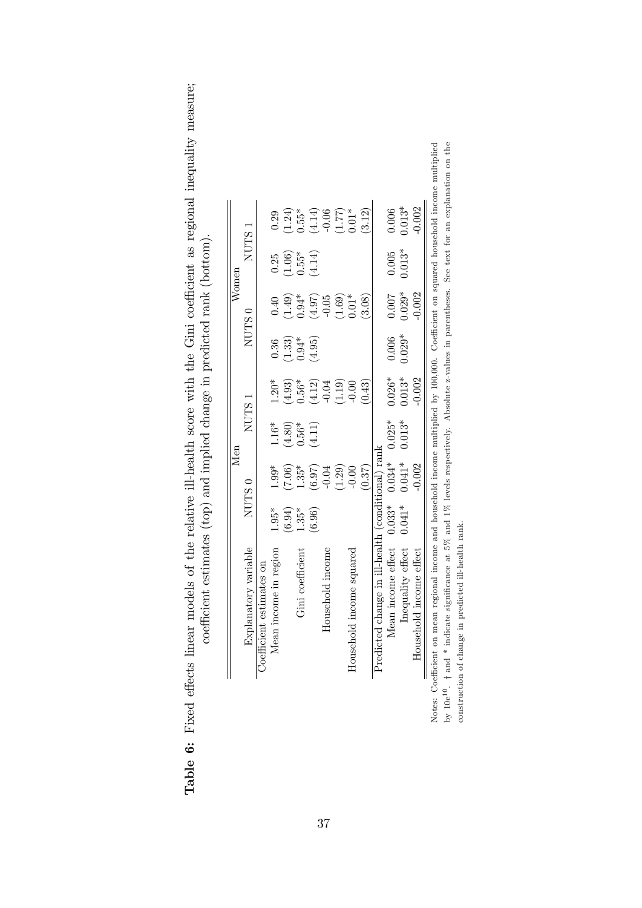**Table 6:** Fixed effects linear models of the relative ill-health score with the Gini coefficient as regional inequality measure; coefficient estimates (top) and implied change in predicted rank (bottom).

| | Men | | | | Women | | | |
|---|---|---|---|---|---|---|---|---|
| Explanatory variable | NUTS 0 | | NUTS 1 | | NUTS 0 | | NUTS 1 | |
| Coefficient estimates on | | | | | | | | |
| Mean income in region | 1.95* | 1.99* | 1.16* | 1.20* | 0.36 | 0.40 | 0.25 | 0.29 |
| | (6.94) | (7.06) | (4.80) | (4.93) | (1.33) | (1.49) | (1.06) | (1.24) |
| Gini coefficient | 1.35* | 1.35* | 0.56* | 0.56* | 0.94* | 0.94* | 0.55* | 0.55* |
| | (6.96) | (6.97) | (4.11) | (4.12) | (4.95) | (4.97) | (4.14) | (4.14) |
| Household income | | -0.04 | | -0.04 | | -0.05 | | -0.06 |
| | | (1.29) | | (1.19) | | (1.69) | | (1.77) |
| Household income squared | | -0.00 | | -0.00 | | 0.01* | | 0.01* |
| | | (0.37) | | (0.43) | | (3.08) | | (3.12) |
| Predicted change in ill-health (conditional) rank | | | | | | | | |
| Mean income effect | 0.033* | 0.034* | 0.025* | 0.026* | 0.006 | 0.007 | 0.005 | 0.006 |
| Inequality effect | 0.041* | 0.041* | 0.013* | 0.013* | 0.029* | 0.029* | 0.013* | 0.013* |
| Household income effect | | -0.002 | | -0.002 | | -0.002 | | -0.002 |

Notes: Coefficient on mean regional income and household income multiplied by 100,000. Coefficient on squared household income multiplied by 10e[10]. † and * indicate significance at 5% and 1% levels respectively. Absolute z-values in parentheses. See text for an explanation on the construction of change in predicted ill-health rank.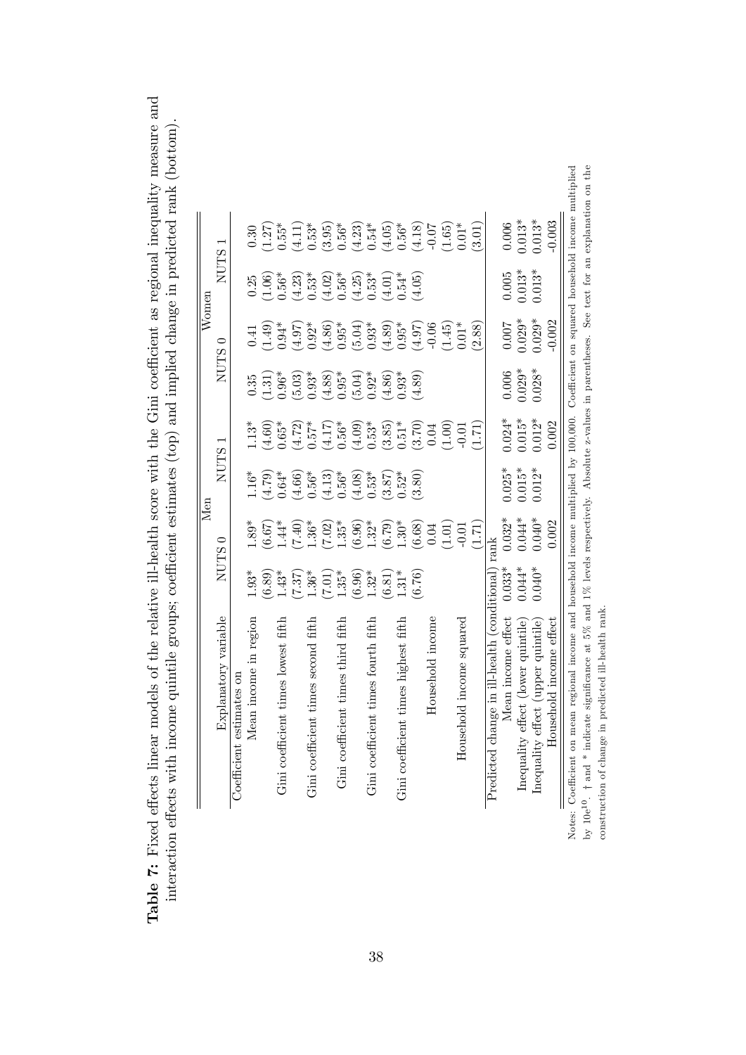**Table 7:** Fixed effects linear models of the relative ill-health score with the Gini coefficient as regional inequality measure and interaction effects with income quintile groups; coefficient estimates (top) and implied change in predicted rank (bottom).

| Explanatory variable | Men | | | | Women | | | |
|---|---|---|---|---|---|---|---|---|
| | NUTS 0 | | NUTS 1 | | NUTS 0 | | NUTS 1 | |
| Coefficient estimates on | | | | | | | | |
| Mean income in region | 1.93* | 1.89* | 1.16* | 1.13* | 0.35 | 0.41 | 0.25 | 0.30 |
| | (6.89) | (6.67) | (4.79) | (4.60) | (1.31) | (1.49) | (1.06) | (1.27) |
| Gini coefficient times lowest fifth | 1.43* | 1.44* | 0.64* | 0.65* | 0.96* | 0.94* | 0.56* | 0.55* |
| | (7.37) | (7.40) | (4.66) | (4.72) | (5.03) | (4.97) | (4.23) | (4.11) |
| Gini coefficient times second fifth | 1.36* | 1.36* | 0.56* | 0.57* | 0.93* | 0.92* | 0.53* | 0.53* |
| | (7.01) | (7.02) | (4.13) | (4.17) | (4.88) | (4.86) | (4.02) | (3.95) |
| Gini coefficient times third fifth | 1.35* | 1.35* | 0.56* | 0.56* | 0.95* | 0.95* | 0.56* | 0.56* |
| | (6.96) | (6.96) | (4.08) | (4.09) | (5.04) | (5.04) | (4.25) | (4.23) |
| Gini coefficient times fourth fifth | 1.32* | 1.32* | 0.53* | 0.53* | 0.92* | 0.93* | 0.53* | 0.54* |
| | (6.81) | (6.79) | (3.87) | (3.85) | (4.86) | (4.89) | (4.01) | (4.05) |
| Gini coefficient times highest fifth | 1.31* | 1.30* | 0.52* | 0.51* | 0.93* | 0.95* | 0.54* | 0.56* |
| | (6.76) | (6.68) | (3.80) | (3.70) | (4.89) | (4.97) | (4.05) | (4.18) |
| Household income | | 0.04 | | 0.04 | | -0.06 | | -0.07 |
| | | (1.01) | | (1.00) | | (1.45) | | (1.65) |
| Household income squared | | -0.01 | | -0.01 | | 0.01* | | 0.01* |
| | | (1.71) | | (1.71) | | (2.88) | | (3.01) |
| Predicted change in ill-health (conditional) rank | | | | | | | | |
| Mean income effect | 0.033* | 0.032* | 0.025* | 0.024* | 0.006 | 0.007 | 0.005 | 0.006 |
| Inequality effect (lower quintile) | 0.044* | 0.044* | 0.015* | 0.015* | 0.029* | 0.029* | 0.013* | 0.013* |
| Inequality effect (upper quintile) | 0.040* | 0.040* | 0.012* | 0.012* | 0.028* | 0.029* | 0.013* | 0.013* |
| Household income effect | | 0.002 | | 0.002 | | -0.002 | | -0.003 |

Notes: Coefficient on mean regional income and household income multiplied by 100,000. Coefficient on squared household income multiplied by 10e[10]. † and * indicate significance at 5% and 1% levels respectively. Absolute z-values in parentheses. See text for an explanation on the construction of change in predicted ill-health rank.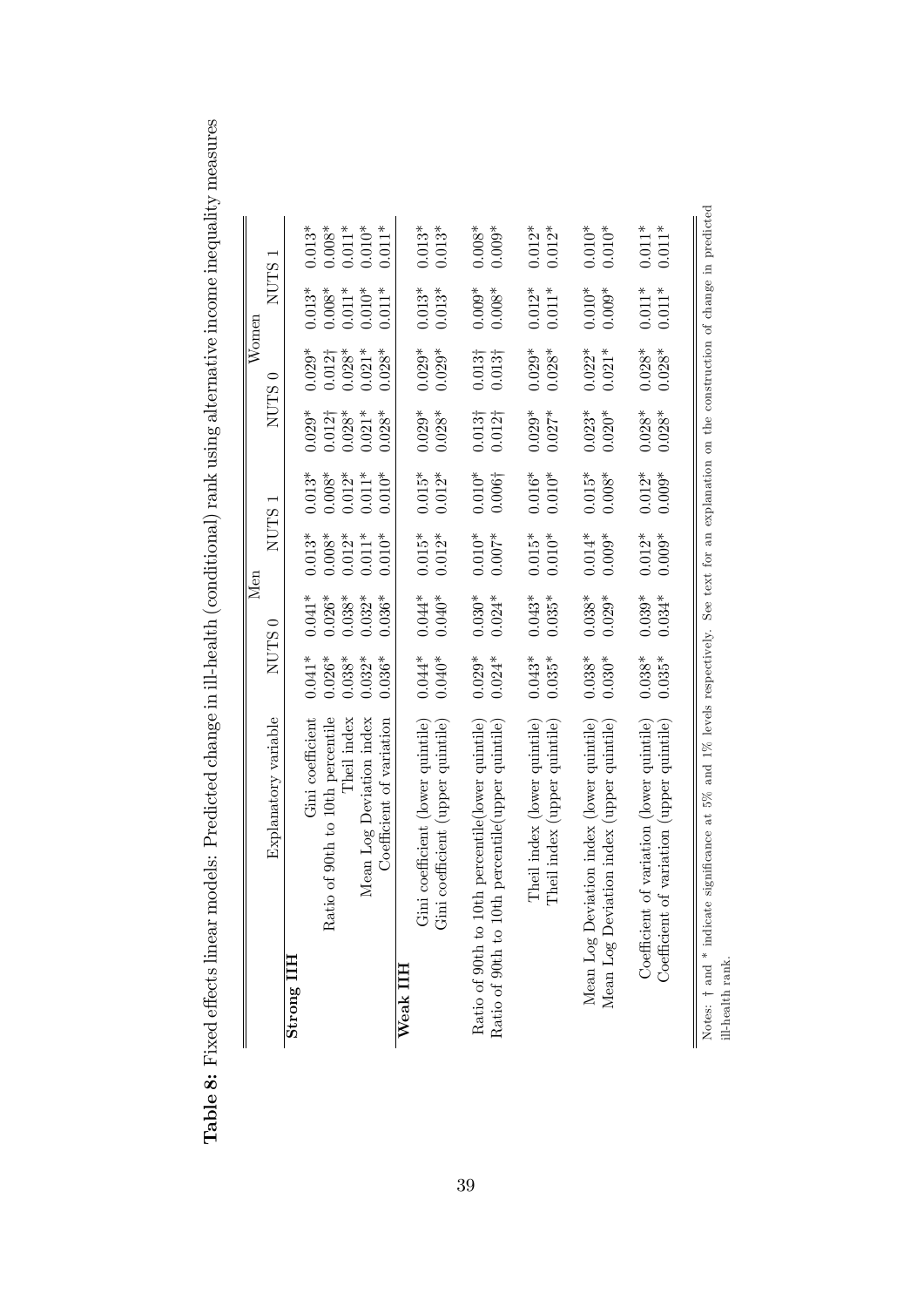**Table 8:** Fixed effects linear models: Predicted change in ill-health (conditional) rank using alternative income inequality measures

| Explanatory variable | Men | | | | Women | | | |
|---|---|---|---|---|---|---|---|---|
| | NUTS 0 | | NUTS 1 | | NUTS 0 | | NUTS 1 | |
| **Strong IIH** | | | | | | | | |
| Gini coefficient | 0.041* | 0.041* | 0.013* | 0.013* | 0.029* | 0.029* | 0.013* | 0.013* |
| Ratio of 90th to 10th percentile | 0.026* | 0.026* | 0.008* | 0.008* | 0.012† | 0.012† | 0.008* | 0.008* |
| Theil index | 0.038* | 0.038* | 0.012* | 0.012* | 0.028* | 0.028* | 0.011* | 0.011* |
| Mean Log Deviation index | 0.032* | 0.032* | 0.011* | 0.011* | 0.021* | 0.021* | 0.010* | 0.010* |
| Coefficient of variation | 0.036* | 0.036* | 0.010* | 0.010* | 0.028* | 0.028* | 0.011* | 0.011* |
| **Weak IIH** | | | | | | | | |
| Gini coefficient (lower quintile) | 0.044* | 0.044* | 0.015* | 0.015* | 0.029* | 0.029* | 0.013* | 0.013* |
| Gini coefficient (upper quintile) | 0.040* | 0.040* | 0.012* | 0.012* | 0.028* | 0.029* | 0.013* | 0.013* |
| Ratio of 90th to 10th percentile(lower quintile) | 0.029* | 0.030* | 0.010* | 0.010* | 0.013† | 0.013† | 0.009* | 0.008* |
| Ratio of 90th to 10th percentile(upper quintile) | 0.024* | 0.024* | 0.007* | 0.006† | 0.012† | 0.013† | 0.008* | 0.009* |
| Theil index (lower quintile) | 0.043* | 0.043* | 0.015* | 0.016* | 0.029* | 0.029* | 0.012* | 0.012* |
| Theil index (upper quintile) | 0.035* | 0.035* | 0.010* | 0.010* | 0.027* | 0.028* | 0.011* | 0.012* |
| Mean Log Deviation index (lower quintile) | 0.038* | 0.038* | 0.014* | 0.015* | 0.023* | 0.022* | 0.010* | 0.010* |
| Mean Log Deviation index (upper quintile) | 0.030* | 0.029* | 0.009* | 0.008* | 0.020* | 0.021* | 0.009* | 0.010* |
| Coefficient of variation (lower quintile) | 0.038* | 0.039* | 0.012* | 0.012* | 0.028* | 0.028* | 0.011* | 0.011* |
| Coefficient of variation (upper quintile) | 0.035* | 0.034* | 0.009* | 0.009* | 0.028* | 0.028* | 0.011* | 0.011* |

Notes: † and * indicate significance at 5% and 1% levels respectively. See text for an explanation on the construction of change in predicted ill-health rank.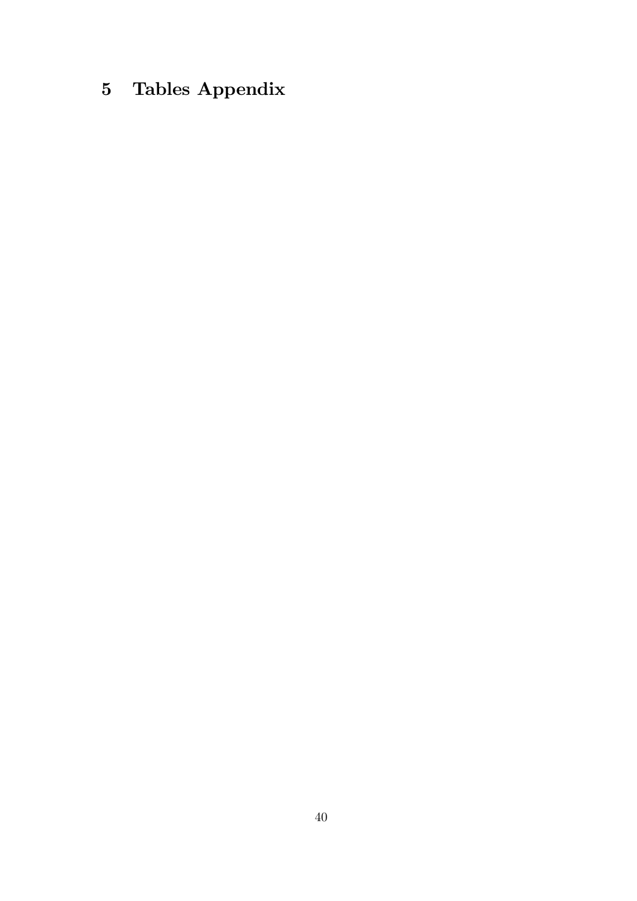# 5 Tables Appendix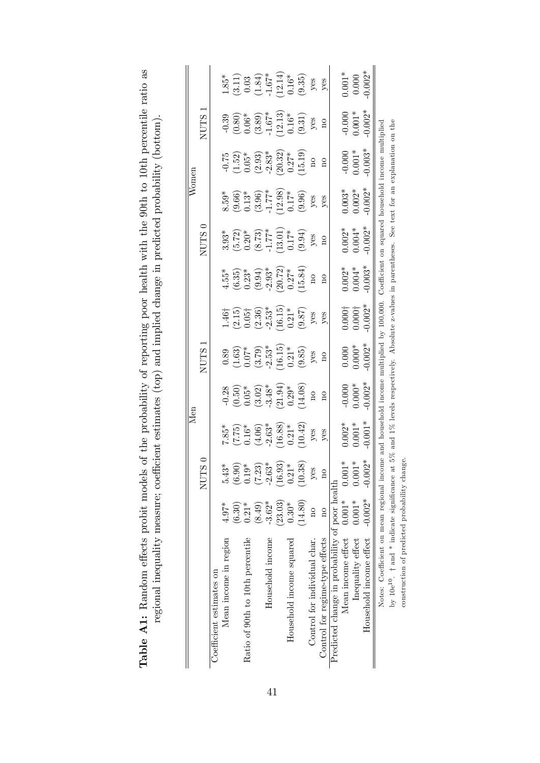**Table A1:** Random effects probit models of the probability of reporting poor health with the 90th to 10th percentile ratio as regional inequality measure; coefficient estimates (top) and implied change in predicted probability (bottom).

| | Men | | | | | | Women | | | | | |
|---|---|---|---|---|---|---|---|---|---|---|---|---|
| | NUTS 0 | | | NUTS 1 | | | NUTS 0 | | | NUTS 1 | | |
| Coefficient estimates on | | | | | | | | | | | | |
| Mean income in region | 4.97* | 5.43* | 7.85* | -0.28 | 0.89 | 1.46† | 4.55* | 3.93* | 8.59* | -0.75 | -0.39 | 1.85* |
| | (6.30) | (6.90) | (7.75) | (0.50) | (1.63) | (2.15) | (6.35) | (5.72) | (9.66) | (1.52) | (0.80) | (3.11) |
| Ratio of 90th to 10th percentile | 0.21* | 0.19* | 0.16* | 0.05* | 0.07* | 0.05† | 0.23* | 0.20* | 0.13* | 0.05* | 0.06* | 0.03 |
| | (8.49) | (7.23) | (4.06) | (3.02) | (3.79) | (2.36) | (9.94) | (8.73) | (3.96) | (2.93) | (3.89) | (1.84) |
| Household income | -3.62* | -2.63* | -2.63* | -3.48* | -2.53* | -2.53* | -2.93* | -1.77* | -1.77* | -2.83* | -1.67* | -1.67* |
| | (23.03) | (16.93) | (16.88) | (21.94) | (16.15) | (16.15) | (20.72) | (13.01) | (12.98) | (20.32) | (12.13) | (12.14) |
| Household income squared | 0.30* | 0.21* | 0.21* | 0.29* | 0.21* | 0.21* | 0.27* | 0.17* | 0.17* | 0.27* | 0.16* | 0.16* |
| | (14.80) | (10.38) | (10.42) | (14.08) | (9.85) | (9.87) | (15.84) | (9.94) | (9.96) | (15.19) | (9.31) | (9.35) |
| Control for individual char. | no | yes | yes | no | yes | yes | no | yes | yes | no | yes | yes |
| Control for regime-type effects | no | no | yes | no | no | yes | no | no | yes | no | no | yes |
| Predicted change in probability of poor health | | | | | | | | | | | | |
| Mean income effect | 0.001* | 0.001* | 0.002* | -0.000 | 0.000 | 0.000† | 0.002* | 0.002* | 0.003* | -0.000 | -0.000 | 0.001* |
| Inequality effect | 0.001* | 0.001* | 0.001* | 0.000* | 0.000* | 0.000† | 0.004* | 0.004* | 0.002* | 0.001* | 0.001* | 0.000 |
| Household income effect | -0.002* | -0.002* | -0.001* | -0.002* | -0.002* | -0.002* | -0.003* | -0.002* | -0.002* | -0.003* | -0.002* | -0.002* |

Notes: Coefficient on mean regional income and household income multiplied by 100,000. Coefficient on squared household income multiplied by 10e[10]. † and * indicate significance at 5% and 1% levels respectively. Absolute z-values in parentheses. See text for an explanation on the construction of predicted probability change.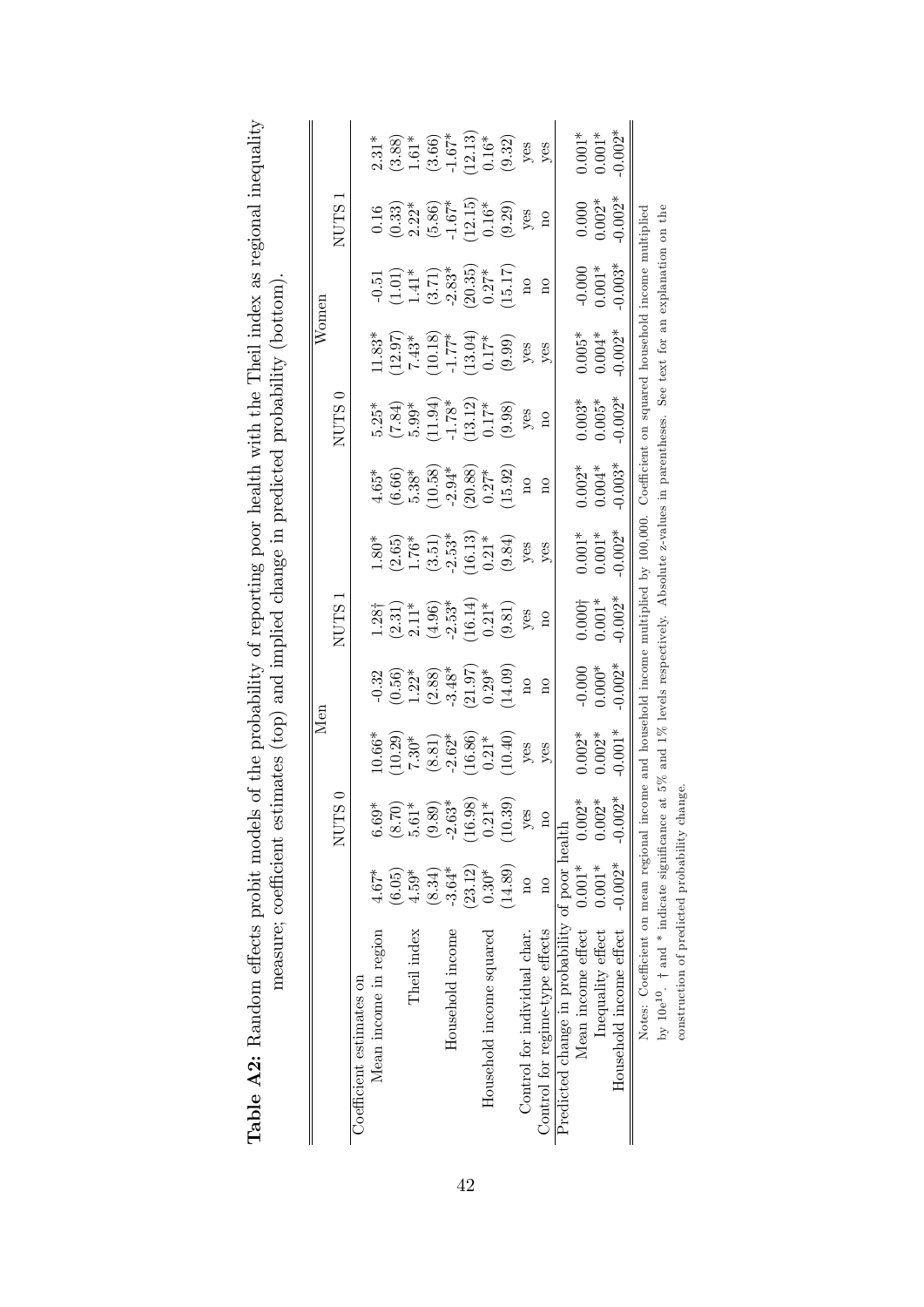**Table A2:** Random effects probit models of the probability of reporting poor health with the Theil index as regional inequality measure; coefficient estimates (top) and implied change in predicted probability (bottom).

| | Men | | | | | | Women | | | | | |
|---|---|---|---|---|---|---|---|---|---|---|---|---|
| | NUTS 0 | | | NUTS 1 | | | NUTS 0 | | | NUTS 1 | | |
| Coefficient estimates on | | | | | | | | | | | | |
| Mean income in region | 4.67* | 6.69* | 10.66* | -0.32 | 1.28† | 1.80* | 4.65* | 5.25* | 11.83* | -0.51 | 0.16 | 2.31* |
| | (6.05) | (8.70) | (10.29) | (0.56) | (2.31) | (2.65) | (6.66) | (7.84) | (12.97) | (1.01) | (0.33) | (3.88) |
| Theil index | 4.59* | 5.61* | 7.30* | 1.22* | 2.11* | 1.76* | 5.38* | 5.99* | 7.43* | 1.41* | 2.22* | 1.61* |
| | (8.34) | (9.89) | (8.81) | (2.88) | (4.96) | (3.51) | (10.58) | (11.94) | (10.18) | (3.71) | (5.86) | (3.66) |
| Household income | -3.64* | -2.63* | -2.62* | -3.48* | -2.53* | -2.53* | -2.94* | -1.78* | -1.77* | -2.83* | -1.67* | -1.67* |
| | (23.12) | (16.98) | (16.86) | (21.97) | (16.14) | (16.13) | (20.88) | (13.12) | (13.04) | (20.35) | (12.15) | (12.13) |
| Household income squared | 0.30* | 0.21* | 0.21* | 0.29* | 0.21* | 0.21* | 0.27* | 0.17* | 0.17* | 0.27* | 0.16* | 0.16* |
| | (14.89) | (10.39) | (10.40) | (14.09) | (9.81) | (9.84) | (15.92) | (9.98) | (9.99) | (15.17) | (9.29) | (9.32) |
| Control for individual char. | no | yes | yes | no | yes | yes | no | yes | yes | no | yes | yes |
| Control for regime-type effects | no | no | yes | no | no | yes | no | no | yes | no | no | yes |
| Predicted change in probability of poor health | | | | | | | | | | | | |
| Mean income effect | 0.001* | 0.002* | 0.002* | -0.000 | 0.000† | 0.001* | 0.002* | 0.003* | 0.005* | -0.000 | 0.000 | 0.001* |
| Inequality effect | 0.001* | 0.002* | 0.002* | 0.000* | 0.001* | 0.001* | 0.004* | 0.005* | 0.004* | 0.001* | 0.002* | 0.001* |
| Household income effect | -0.002* | -0.002* | -0.001* | -0.002* | -0.002* | -0.002* | -0.003* | -0.002* | -0.002* | -0.003* | -0.002* | -0.002* |

Notes: Coefficient on mean regional income and household income multiplied by 100,000. Coefficient on squared household income multiplied by $10e^{10}$. † and * indicate significance at 5% and 1% levels respectively. Absolute z-values in parentheses. See text for an explanation on the construction of predicted probability change.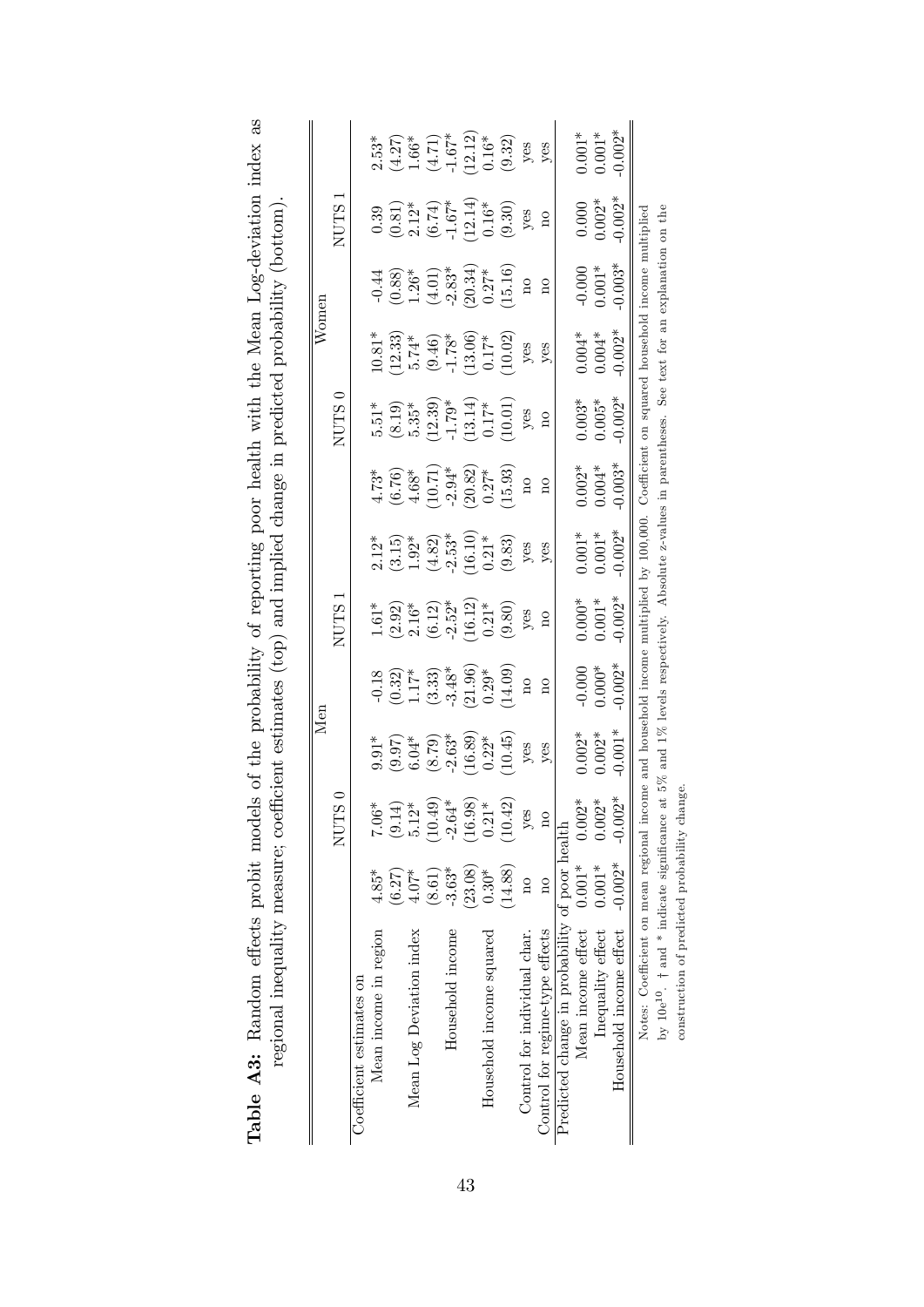**Table A3:** Random effects probit models of the probability of reporting poor health with the Mean Log-deviation index as regional inequality measure; coefficient estimates (top) and implied change in predicted probability (bottom).

| | Men | | | | | | Women | | | | | |
|---|---|---|---|---|---|---|---|---|---|---|---|---|
| | NUTS 0 | | | NUTS 1 | | | NUTS 0 | | | NUTS 1 | | |
| Coefficient estimates on | | | | | | | | | | | | |
| Mean income in region | 4.85* | 7.06* | 9.91* | -0.18 | 1.61* | 2.12* | 4.73* | 5.51* | 10.81* | -0.44 | 0.39 | 2.53* |
| | (6.27) | (9.14) | (9.97) | (0.32) | (2.92) | (3.15) | (6.76) | (8.19) | (12.33) | (0.88) | (0.81) | (4.27) |
| Mean Log Deviation index | 4.07* | 5.12* | 6.04* | 1.17* | 2.16* | 1.92* | 4.68* | 5.35* | 5.74* | 1.26* | 2.12* | 1.66* |
| | (8.61) | (10.49) | (8.79) | (3.33) | (6.12) | (4.82) | (10.71) | (12.39) | (9.46) | (4.01) | (6.74) | (4.71) |
| Household income | -3.63* | -2.64* | -2.63* | -3.48* | -2.52* | -2.53* | -2.94* | -1.79* | -1.78* | -2.83* | -1.67* | -1.67* |
| | (23.08) | (16.98) | (16.89) | (21.96) | (16.12) | (16.10) | (20.82) | (13.14) | (13.06) | (20.34) | (12.14) | (12.12) |
| Household income squared | 0.30* | 0.21* | 0.22* | 0.29* | 0.21* | 0.21* | 0.27* | 0.17* | 0.17* | 0.27* | 0.16* | 0.16* |
| | (14.88) | (10.42) | (10.45) | (14.09) | (9.80) | (9.83) | (15.93) | (10.01) | (10.02) | (15.16) | (9.30) | (9.32) |
| Control for individual char. | no | yes | yes | no | yes | yes | no | yes | yes | no | yes | yes |
| Control for regime-type effects | no | no | yes | no | no | yes | no | no | yes | no | no | yes |
| Predicted change in probability of poor health | | | | | | | | | | | | |
| Mean income effect | 0.001* | 0.002* | 0.002* | -0.000 | 0.000* | 0.001* | 0.002* | 0.003* | 0.004* | -0.000 | 0.000 | 0.001* |
| Inequality effect | 0.001* | 0.002* | 0.002* | 0.000* | 0.001* | 0.001* | 0.004* | 0.005* | 0.004* | 0.001* | 0.002* | 0.001* |
| Household income effect | -0.002* | -0.002* | -0.001* | -0.002* | -0.002* | -0.002* | -0.003* | -0.002* | -0.002* | -0.003* | -0.002* | -0.002* |

Notes: Coefficient on mean regional income and household income multiplied by 100,000. Coefficient on squared household income multiplied by $10e^{10}$. † and * indicate significance at 5% and 1% levels respectively. Absolute z-values in parentheses. See text for an explanation on the construction of predicted probability change.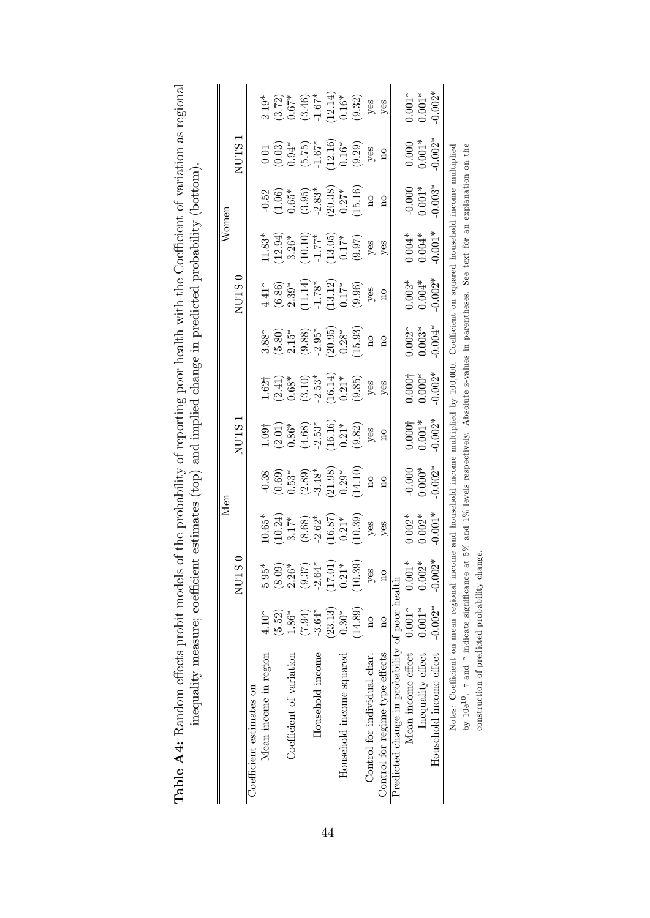**Table A4:** Random effects probit models of the probability of reporting poor health with the Coefficient of variation as regional inequality measure; coefficient estimates (top) and implied change in predicted probability (bottom).

| | Men | | | | | | Women | | | | | |
|---|---|---|---|---|---|---|---|---|---|---|---|---|
| | NUTS 0 | | | NUTS 1 | | | NUTS 0 | | | NUTS 1 | | |
| Coefficient estimates on | | | | | | | | | | | | |
| Mean income in region | 4.10* | 5.95* | 10.65* | -0.38 | 1.09† | 1.62† | 3.88* | 4.41* | 11.83* | -0.52 | 0.01 | 2.19* |
| | (5.52) | (8.09) | (10.24) | (0.69) | (2.01) | (2.41) | (5.80) | (6.86) | (12.94) | (1.06) | (0.03) | (3.72) |
| Coefficient of variation | 1.86* | 2.26* | 3.17* | 0.53* | 0.86* | 0.68* | 2.15* | 2.39* | 3.26* | 0.65* | 0.94* | 0.67* |
| | (7.94) | (9.37) | (8.68) | (2.89) | (4.68) | (3.10) | (9.88) | (11.14) | (10.10) | (3.95) | (5.75) | (3.46) |
| Household income | -3.64* | -2.64* | -2.62* | -3.48* | -2.53* | -2.53* | -2.95* | -1.78* | -1.77* | -2.83* | -1.67* | -1.67* |
| | (23.13) | (17.01) | (16.87) | (21.98) | (16.16) | (16.14) | (20.95) | (13.12) | (13.05) | (20.38) | (12.16) | (12.14) |
| Household income squared | 0.30* | 0.21* | 0.21* | 0.29* | 0.21* | 0.21* | 0.28* | 0.17* | 0.17* | 0.27* | 0.16* | 0.16* |
| | (14.89) | (10.39) | (10.39) | (14.10) | (9.82) | (9.85) | (15.93) | (9.96) | (9.97) | (15.16) | (9.29) | (9.32) |
| Control for individual char. | no | yes | yes | no | yes | yes | no | yes | yes | no | yes | yes |
| Control for regime-type effects | no | no | yes | no | no | yes | no | no | yes | no | no | yes |
| Predicted change in probability of poor health | | | | | | | | | | | | |
| Mean income effect | 0.001* | 0.001* | 0.002* | -0.000 | 0.000† | 0.000† | 0.002* | 0.002* | 0.004* | -0.000 | 0.000 | 0.001* |
| Inequality effect | 0.001* | 0.002* | 0.002* | 0.000* | 0.001* | 0.000* | 0.003* | 0.004* | 0.004* | 0.001* | 0.001* | 0.001* |
| Household income effect | -0.002* | -0.002* | -0.001* | -0.002* | -0.002* | -0.002* | -0.004* | -0.002* | -0.001* | -0.003* | -0.002* | -0.002* |

Notes: Coefficient on mean regional income and household income multiplied by 100,000. Coefficient on squared household income multiplied by $10e^{10}$. † and * indicate significance at 5% and 1% levels respectively. Absolute z-values in parentheses. See text for an explanation on the construction of predicted probability change.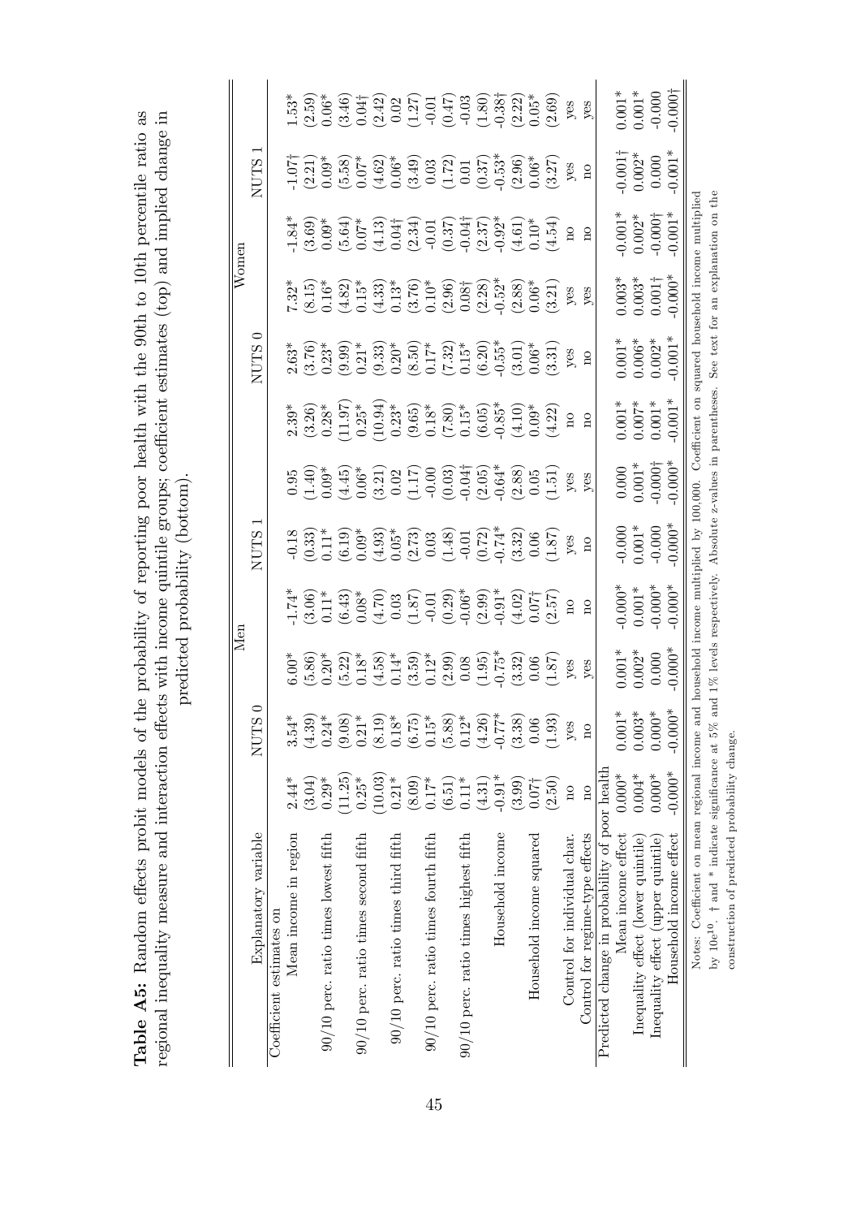**Table A5:** Random effects probit models of the probability of reporting poor health with the 90th to 10th percentile ratio as regional inequality measure and interaction effects with income quintile groups; coefficient estimates (top) and implied change in predicted probability (bottom).

| Explanatory variable | Men | | | | Women | | | |
|---|---|---|---|---|---|---|---|---|
| | NUTS 0 | | NUTS 1 | | NUTS 0 | | NUTS 1 | |
| Coefficient estimates on | | | | | | | | |
| Mean income in region | 2.44* | 3.54* | 6.00* | -1.74* | -0.18 | 0.95 | 2.39* | 2.63* | 7.32* | -1.84* | -1.07† | 1.53* |
| | (3.04) | (4.39) | (5.86) | (3.06) | (0.33) | (1.40) | (3.26) | (3.76) | (8.15) | (3.69) | (2.21) | (2.59) |
| 90/10 perc. ratio times lowest fifth | 0.29* | 0.24* | 0.20* | 0.11* | 0.11* | 0.09* | 0.28* | 0.23* | 0.16* | 0.09* | 0.09* | 0.06* |
| | (11.25) | (9.08) | (5.22) | (6.43) | (6.19) | (4.45) | (11.97) | (9.99) | (4.82) | (5.64) | (5.58) | (3.46) |
| 90/10 perc. ratio times second fifth | 0.25* | 0.21* | 0.18* | 0.08* | 0.09* | 0.06* | 0.25* | 0.21* | 0.15* | 0.07* | 0.07* | 0.04† |
| | (10.03) | (8.19) | (4.58) | (4.70) | (4.93) | (3.21) | (10.94) | (9.33) | (4.33) | (4.13) | (4.62) | (2.42) |
| 90/10 perc. ratio times third fifth | 0.21* | 0.18* | 0.14* | 0.03 | 0.05* | 0.02 | 0.23* | 0.20* | 0.13* | 0.04† | 0.06* | 0.02 |
| | (8.09) | (6.75) | (3.59) | (1.87) | (2.73) | (1.17) | (9.65) | (8.50) | (3.76) | (2.34) | (3.49) | (1.27) |
| 90/10 perc. ratio times fourth fifth | 0.17* | 0.15* | 0.12* | -0.01 | 0.03 | -0.00 | 0.18* | 0.17* | 0.10* | -0.01 | 0.03 | -0.01 |
| | (6.51) | (5.88) | (2.99) | (0.29) | (1.48) | (0.03) | (7.80) | (7.32) | (2.96) | (0.37) | (1.72) | (0.47) |
| 90/10 perc. ratio times highest fifth | 0.11* | 0.12* | 0.08 | -0.06* | -0.01 | -0.04† | 0.15* | 0.15* | 0.08† | -0.04† | 0.01 | -0.03 |
| | (4.31) | (4.26) | (1.95) | (2.99) | (0.72) | (2.05) | (6.05) | (6.20) | (2.28) | (2.37) | (0.37) | (1.80) |
| Household income | -0.91* | -0.77* | -0.75* | -0.91* | -0.74* | -0.64* | -0.85* | -0.55* | -0.52* | -0.92* | -0.53* | -0.38† |
| | (3.99) | (3.38) | (3.32) | (4.02) | (3.32) | (2.88) | (4.10) | (3.01) | (2.88) | (4.61) | (2.96) | (2.22) |
| Household income squared | 0.07† | 0.06 | 0.06 | 0.07† | 0.06 | 0.05 | 0.09* | 0.06* | 0.06* | 0.10* | 0.06* | 0.05* |
| | (2.50) | (1.93) | (1.87) | (2.57) | (1.87) | (1.51) | (4.22) | (3.31) | (3.21) | (4.54) | (3.27) | (2.69) |
| Control for individual char. | no | yes | yes | no | yes | yes | no | yes | yes | no | yes | yes |
| Control for regime-type effects | no | no | yes | no | no | yes | no | no | yes | no | no | yes |
| Predicted change in probability of poor health | | | | | | | | | | | | |
| Mean income effect | 0.000* | 0.001* | 0.001* | -0.000* | -0.000 | 0.000 | 0.001* | 0.001* | 0.003* | -0.001* | -0.001† | 0.001* |
| Inequality effect (lower quintile) | 0.004* | 0.003* | 0.002* | 0.001* | 0.001* | 0.001* | 0.007* | 0.006* | 0.003* | 0.002* | 0.002* | 0.001* |
| Inequality effect (upper quintile) | 0.000* | 0.000* | 0.000 | -0.000* | -0.000 | -0.000† | 0.001* | 0.002* | 0.001† | -0.000† | 0.000 | -0.000 |
| Household income effect | -0.000* | -0.000* | -0.000* | -0.000* | -0.000* | -0.000* | -0.001* | -0.001* | -0.000* | -0.001* | -0.001* | -0.000† |

Notes: Coefficient on mean regional income and household income multiplied by 100,000. Coefficient on squared household income multiplied by $10e^{10}$. † and * indicate significance at 5% and 1% levels respectively. Absolute z-values in parentheses. See text for an explanation on the construction of predicted probability change.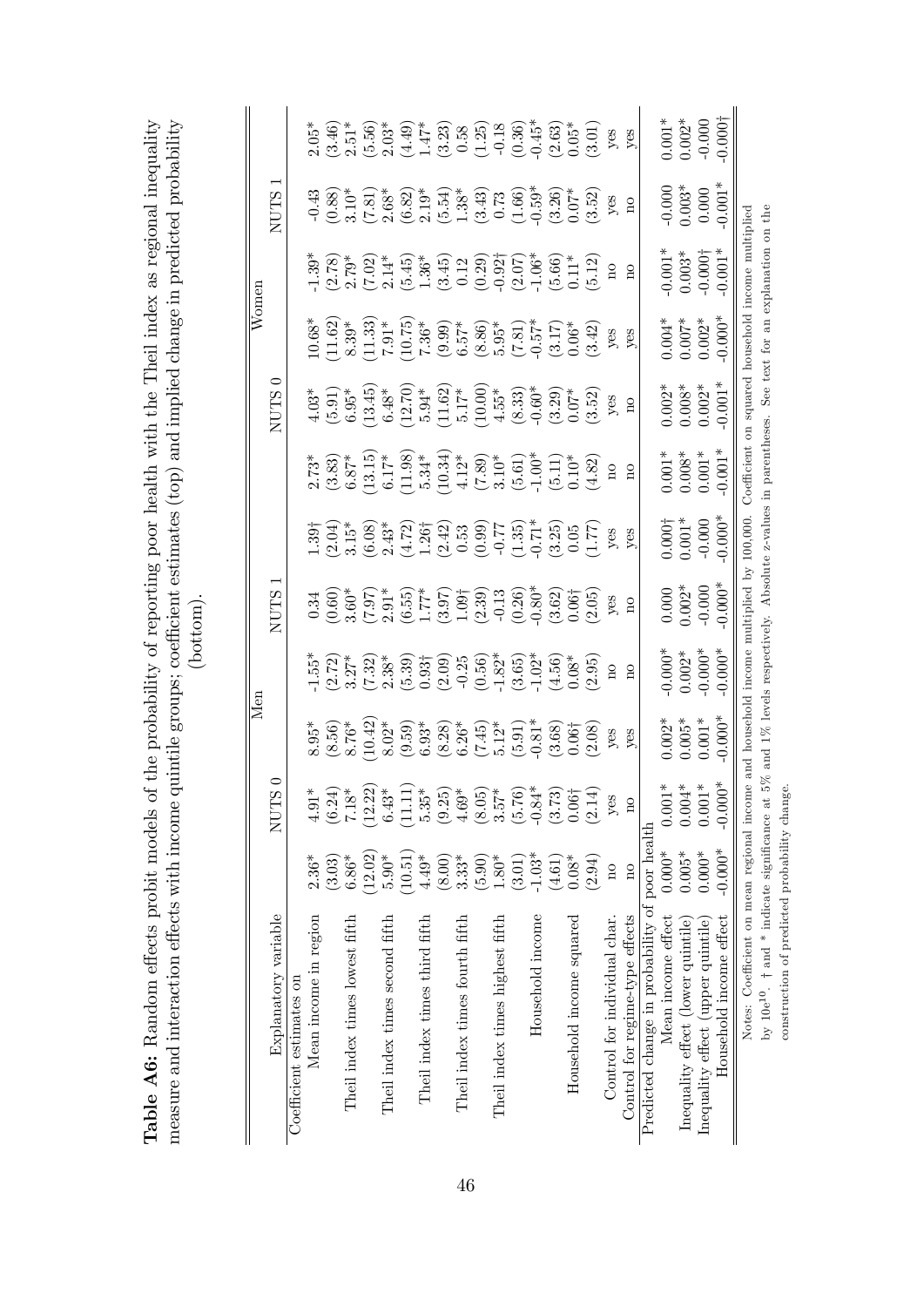**Table A6:** Random effects probit models of the probability of reporting poor health with the Theil index as regional inequality measure and interaction effects with income quintile groups; coefficient estimates (top) and implied change in predicted probability (bottom).

| Explanatory variable | Men | | | | | | Women | | | | | |
|---|---|---|---|---|---|---|---|---|---|---|---|---|
| | NUTS 0 | | | NUTS 1 | | | NUTS 0 | | | NUTS 1 | | |
| Coefficient estimates on | | | | | | | | | | | | |
| Mean income in region | 2.36* | 4.91* | 8.95* | -1.55* | 0.34 | 1.39† | 2.73* | 4.03* | 10.68* | -1.39* | -0.43 | 2.05* |
| | (3.03) | (6.24) | (8.56) | (2.72) | (0.60) | (2.04) | (3.83) | (5.91) | (11.62) | (2.78) | (0.88) | (3.46) |
| Theil index times lowest fifth | 6.86* | 7.18* | 8.76* | 3.27* | 3.60* | 3.15* | 6.87* | 6.95* | 8.39* | 2.79* | 3.10* | 2.51* |
| | (12.02) | (12.22) | (10.42) | (7.32) | (7.97) | (6.08) | (13.15) | (13.45) | (11.33) | (7.02) | (7.81) | (5.56) |
| Theil index times second fifth | 5.90* | 6.43* | 8.02* | 2.38* | 2.91* | 2.43* | 6.17* | 6.48* | 7.91* | 2.14* | 2.68* | 2.03* |
| | (10.51) | (11.11) | (9.59) | (5.39) | (6.55) | (4.72) | (11.98) | (12.70) | (10.75) | (5.45) | (6.82) | (4.49) |
| Theil index times third fifth | 4.49* | 5.35* | 6.93* | 0.93† | 1.77* | 1.26† | 5.34* | 5.94* | 7.36* | 1.36* | 2.19* | 1.47* |
| | (8.00) | (9.25) | (8.28) | (2.09) | (3.97) | (2.42) | (10.34) | (11.62) | (9.99) | (3.45) | (5.54) | (3.23) |
| Theil index times fourth fifth | 3.33* | 4.69* | 6.26* | -0.25 | 1.09† | 0.53 | 4.12* | 5.17* | 6.57* | 0.12 | 1.38* | 0.58 |
| | (5.90) | (8.05) | (7.45) | (0.56) | (2.39) | (0.99) | (7.89) | (10.00) | (8.86) | (0.29) | (3.43) | (1.25) |
| Theil index times highest fifth | 1.80* | 3.57* | 5.12* | -1.82* | -0.13 | -0.77 | 3.10* | 4.55* | 5.95* | -0.92† | 0.73 | -0.18 |
| | (3.01) | (5.76) | (5.91) | (3.65) | (0.26) | (1.35) | (5.61) | (8.33) | (7.81) | (2.07) | (1.66) | (0.36) |
| Household income | -1.03* | -0.84* | -0.81* | -1.02* | -0.80* | -0.71* | -1.00* | -0.60* | -0.57* | -1.06* | -0.59* | -0.45* |
| | (4.61) | (3.73) | (3.68) | (4.56) | (3.62) | (3.25) | (5.11) | (3.29) | (3.17) | (5.66) | (3.26) | (2.63) |
| Household income squared | 0.08* | 0.06† | 0.06† | 0.08* | 0.06† | 0.05 | 0.10* | 0.07* | 0.06* | 0.11* | 0.07* | 0.05* |
| | (2.94) | (2.14) | (2.08) | (2.95) | (2.05) | (1.77) | (4.82) | (3.52) | (3.42) | (5.12) | (3.52) | (3.01) |
| Control for individual char. | no | yes | yes | no | yes | yes | no | yes | yes | no | yes | yes |
| Control for regime-type effects | no | no | yes | no | no | yes | no | no | yes | no | no | yes |
| Predicted change in probability of poor health | | | | | | | | | | | | |
| Mean income effect | 0.000* | 0.001* | 0.002* | -0.000* | 0.000 | 0.000† | 0.001* | 0.002* | 0.004* | -0.001* | -0.000 | 0.001* |
| Inequality effect (lower quintile) | 0.005* | 0.004* | 0.005* | 0.002* | 0.002* | 0.001* | 0.008* | 0.008* | 0.007* | 0.003* | 0.003* | 0.002* |
| Inequality effect (upper quintile) | 0.000* | 0.001* | 0.001* | -0.000* | -0.000 | -0.000 | 0.001* | 0.002* | 0.002* | -0.000† | 0.000 | -0.000 |
| Household income effect | -0.000* | -0.000* | -0.000* | -0.000* | -0.000* | -0.000* | -0.001* | -0.001* | -0.000* | -0.001* | -0.001* | -0.000† |

Notes: Coefficient on mean regional income and household income multiplied by 100,000. Coefficient on squared household income multiplied by $10e^{10}$. † and * indicate significance at 5% and 1% levels respectively. Absolute z-values in parentheses. See text for an explanation on the construction of predicted probability change.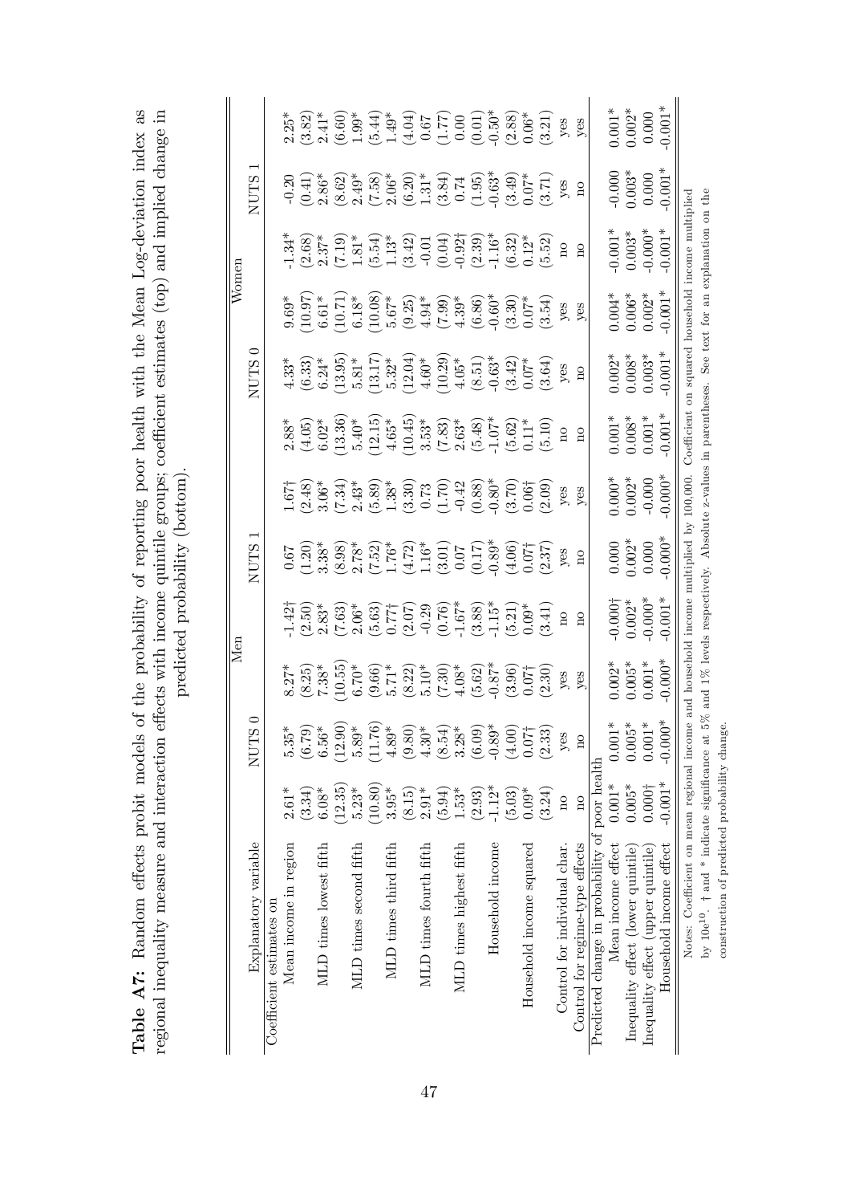**Table A7:** Random effects probit models of the probability of reporting poor health with the Mean Log-deviation index as regional inequality measure and interaction effects with income quintile groups; coefficient estimates (top) and implied change in predicted probability (bottom).

| Explanatory variable | Men | | | | | | Women | | | | | |
|---|---|---|---|---|---|---|---|---|---|---|---|---|
| | NUTS 0 | | | NUTS 1 | | | NUTS 0 | | | NUTS 1 | | |
| Coefficient estimates on | | | | | | | | | | | | |
| Mean income in region | 2.61* | 5.35* | 8.27* | -1.42† | 0.67 | 1.67† | 2.88* | 4.33* | 9.69* | -1.34* | -0.20 | 2.25* |
| | (3.34) | (6.79) | (8.25) | (2.50) | (1.20) | (2.48) | (4.05) | (6.33) | (10.97) | (2.68) | (0.41) | (3.82) |
| MLD times lowest fifth | 6.08* | 6.56* | 7.38* | 2.83* | 3.38* | 3.06* | 6.02* | 6.24* | 6.61* | 2.37* | 2.86* | 2.41* |
| | (12.35) | (12.90) | (10.55) | (7.63) | (8.98) | (7.34) | (13.36) | (13.95) | (10.71) | (7.19) | (8.62) | (6.60) |
| MLD times second fifth | 5.23* | 5.89* | 6.70* | 2.06* | 2.78* | 2.43* | 5.40* | 5.81* | 6.18* | 1.81* | 2.49* | 1.99* |
| | (10.80) | (11.76) | (9.66) | (5.63) | (7.52) | (5.89) | (12.15) | (13.17) | (10.08) | (5.54) | (7.58) | (5.44) |
| MLD times third fifth | 3.95* | 4.89* | 5.71* | 0.77† | 1.76* | 1.38* | 4.65* | 5.32* | 5.67* | 1.13* | 2.06* | 1.49* |
| | (8.15) | (9.80) | (8.22) | (2.07) | (4.72) | (3.30) | (10.45) | (12.04) | (9.25) | (3.42) | (6.20) | (4.04) |
| MLD times fourth fifth | 2.91* | 4.30* | 5.10* | -0.29 | 1.16* | 0.73 | 3.53* | 4.60* | 4.94* | -0.01 | 1.31* | 0.67 |
| | (5.94) | (8.54) | (7.30) | (0.76) | (3.01) | (1.70) | (7.83) | (10.29) | (7.99) | (0.04) | (3.84) | (1.77) |
| MLD times highest fifth | 1.53* | 3.28* | 4.08* | -1.67* | 0.07 | -0.42 | 2.63* | 4.05* | 4.39* | -0.92† | 0.74 | 0.00 |
| | (2.93) | (6.09) | (5.62) | (3.88) | (0.17) | (0.88) | (5.48) | (8.51) | (6.86) | (2.39) | (1.95) | (0.01) |
| Household income | -1.12* | -0.89* | -0.87* | -1.15* | -0.89* | -0.80* | -1.07* | -0.63* | -0.60* | -1.16* | -0.63* | -0.50* |
| | (5.03) | (4.00) | (3.96) | (5.21) | (4.06) | (3.70) | (5.62) | (3.42) | (3.30) | (6.32) | (3.49) | (2.88) |
| Household income squared | 0.09* | 0.07† | 0.07† | 0.09* | 0.07† | 0.06† | 0.11* | 0.07* | 0.07* | 0.12* | 0.07* | 0.06* |
| | (3.24) | (2.33) | (2.30) | (3.41) | (2.37) | (2.09) | (5.10) | (3.64) | (3.54) | (5.52) | (3.71) | (3.21) |
| Control for individual char. | no | yes | yes | no | yes | yes | no | yes | yes | no | yes | yes |
| Control for regime-type effects | no | no | yes | no | no | yes | no | no | yes | no | no | yes |
| Predicted change in probability of poor health | | | | | | | | | | | | |
| Mean income effect | 0.001* | 0.001* | 0.002* | -0.000† | 0.000 | 0.000* | 0.001* | 0.002* | 0.004* | -0.001* | -0.000 | 0.001* |
| Inequality effect (lower quintile) | 0.005* | 0.005* | 0.005* | 0.002* | 0.002* | 0.002* | 0.008* | 0.008* | 0.006* | 0.003* | 0.003* | 0.002* |
| Inequality effect (upper quintile) | 0.000† | 0.001* | 0.001* | -0.000* | 0.000 | -0.000 | 0.001* | 0.003* | 0.002* | -0.000* | 0.000 | 0.000 |
| Household income effect | -0.001* | -0.000* | -0.000* | -0.001* | -0.000* | -0.000* | -0.001* | -0.001* | -0.001* | -0.001* | -0.001* | -0.001* |

Notes: Coefficient on mean regional income and household income multiplied by 100,000. Coefficient on squared household income multiplied by $10e^{10}$. † and * indicate significance at 5% and 1% levels respectively. Absolute z-values in parentheses. See text for an explanation on the construction of predicted probability change.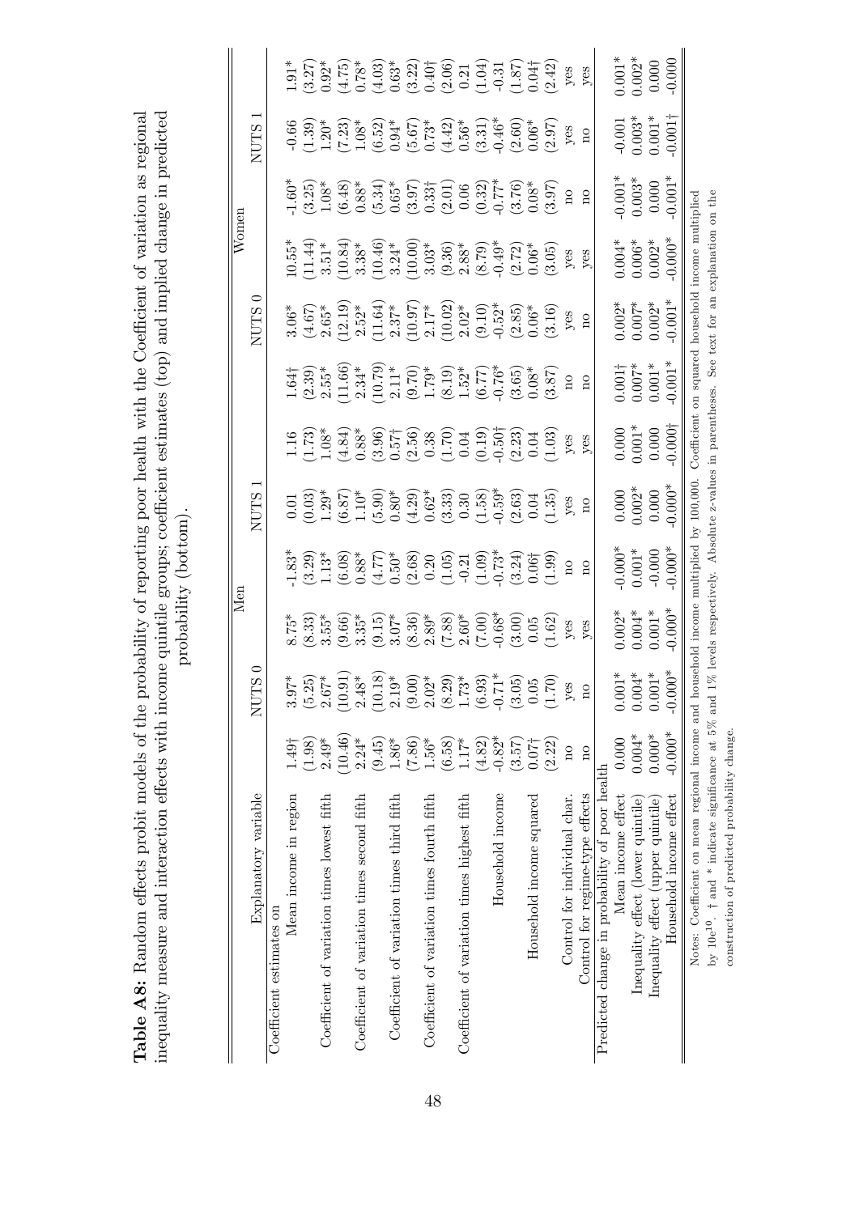**Table A8:** Random effects probit models of the probability of reporting poor health with the Coefficient of variation as regional inequality measure and interaction effects with income quintile groups; coefficient estimates (top) and implied change in predicted probability (bottom).

| Explanatory variable | Men | | | | | | Women | | | | | |
|---|---|---|---|---|---|---|---|---|---|---|---|---|
| | | NUTS 0 | | | NUTS 1 | | | NUTS 0 | | | NUTS 1 | |
| Coefficient estimates on | | | | | | | | | | | | |
| Mean income in region | 1.49† | 3.97* | 8.75* | -1.83* | 0.01 | 1.16 | 1.64† | 3.06* | 10.55* | -1.60* | -0.66 | 1.91* |
| | (1.98) | (5.25) | (8.33) | (3.29) | (0.03) | (1.73) | (2.39) | (4.67) | (11.44) | (3.25) | (1.39) | (3.27) |
| Coefficient of variation times lowest fifth | 2.49* | 2.67* | 3.55* | 1.13* | 1.29* | 1.08* | 2.55* | 2.65* | 3.51* | 1.08* | 1.20* | 0.92* |
| | (10.46) | (10.91) | (9.66) | (6.08) | (6.87) | (4.84) | (11.66) | (12.19) | (10.84) | (6.48) | (7.23) | (4.75) |
| Coefficient of variation times second fifth | 2.24* | 2.48* | 3.35* | 0.88* | 1.10* | 0.88* | 2.34* | 2.52* | 3.38* | 0.88* | 1.08* | 0.78* |
| | (9.45) | (10.18) | (9.15) | (4.77) | (5.90) | (3.96) | (10.79) | (11.64) | (10.46) | (5.34) | (6.52) | (4.03) |
| Coefficient of variation times third fifth | 1.86* | 2.19* | 3.07* | 0.50* | 0.80* | 0.57† | 2.11* | 2.37* | 3.24* | 0.65* | 0.94* | 0.63* |
| | (7.86) | (9.00) | (8.36) | (2.68) | (4.29) | (2.56) | (9.70) | (10.97) | (10.00) | (3.97) | (5.67) | (3.22) |
| Coefficient of variation times fourth fifth | 1.56* | 2.02* | 2.89* | 0.20 | 0.62* | 0.38 | 1.79* | 2.17* | 3.03* | 0.33† | 0.73* | 0.40† |
| | (6.58) | (8.29) | (7.88) | (1.05) | (3.33) | (1.70) | (8.19) | (10.02) | (9.36) | (2.01) | (4.42) | (2.06) |
| Coefficient of variation times highest fifth | 1.17* | 1.73* | 2.60* | -0.21 | 0.30 | 0.04 | 1.52* | 2.02* | 2.88* | 0.06 | 0.56* | 0.21 |
| | (4.82) | (6.93) | (7.00) | (1.09) | (1.58) | (0.19) | (6.77) | (9.10) | (8.79) | (0.32) | (3.31) | (1.04) |
| Household income | -0.82* | -0.71* | -0.68* | -0.73* | -0.59* | -0.50† | -0.76* | -0.52* | -0.49* | -0.77* | -0.46* | -0.31 |
| | (3.57) | (3.05) | (3.00) | (3.24) | (2.63) | (2.23) | (3.65) | (2.85) | (2.72) | (3.76) | (2.60) | (1.87) |
| Household income squared | 0.07† | 0.05 | 0.05 | 0.06† | 0.04 | 0.04 | 0.08* | 0.06* | 0.06* | 0.08* | 0.06* | 0.04† |
| | (2.22) | (1.70) | (1.62) | (1.99) | (1.35) | (1.03) | (3.87) | (3.16) | (3.05) | (3.97) | (2.97) | (2.42) |
| Control for individual char. | no | yes | yes | no | yes | yes | no | yes | yes | no | yes | yes |
| Control for regime-type effects | no | no | yes | no | no | yes | no | no | yes | no | no | yes |
| Predicted change in probability of poor health | | | | | | | | | | | | |
| Mean income effect | 0.000 | 0.001* | 0.002* | -0.000* | 0.000 | 0.000 | 0.001† | 0.002* | 0.004* | -0.001* | -0.001 | 0.001* |
| Inequality effect (lower quintile) | 0.004* | 0.004* | 0.004* | 0.001* | 0.002* | 0.001* | 0.007* | 0.007* | 0.006* | 0.003* | 0.003* | 0.002* |
| Inequality effect (upper quintile) | 0.000* | 0.001* | 0.001* | -0.000 | 0.000 | 0.000 | 0.001* | 0.002* | 0.002* | 0.000 | 0.001* | 0.000 |
| Household income effect | -0.000* | -0.000* | -0.000* | -0.000* | -0.000* | -0.000† | -0.001* | -0.001* | -0.000* | -0.001* | -0.001† | -0.000 |

Notes: Coefficient on mean regional income and household income multiplied by 100,000. Coefficient on squared household income multiplied by $10e^{10}$. † and * indicate significance at 5% and 1% levels respectively. Absolute z-values in parentheses. See text for an explanation on the construction of predicted probability change.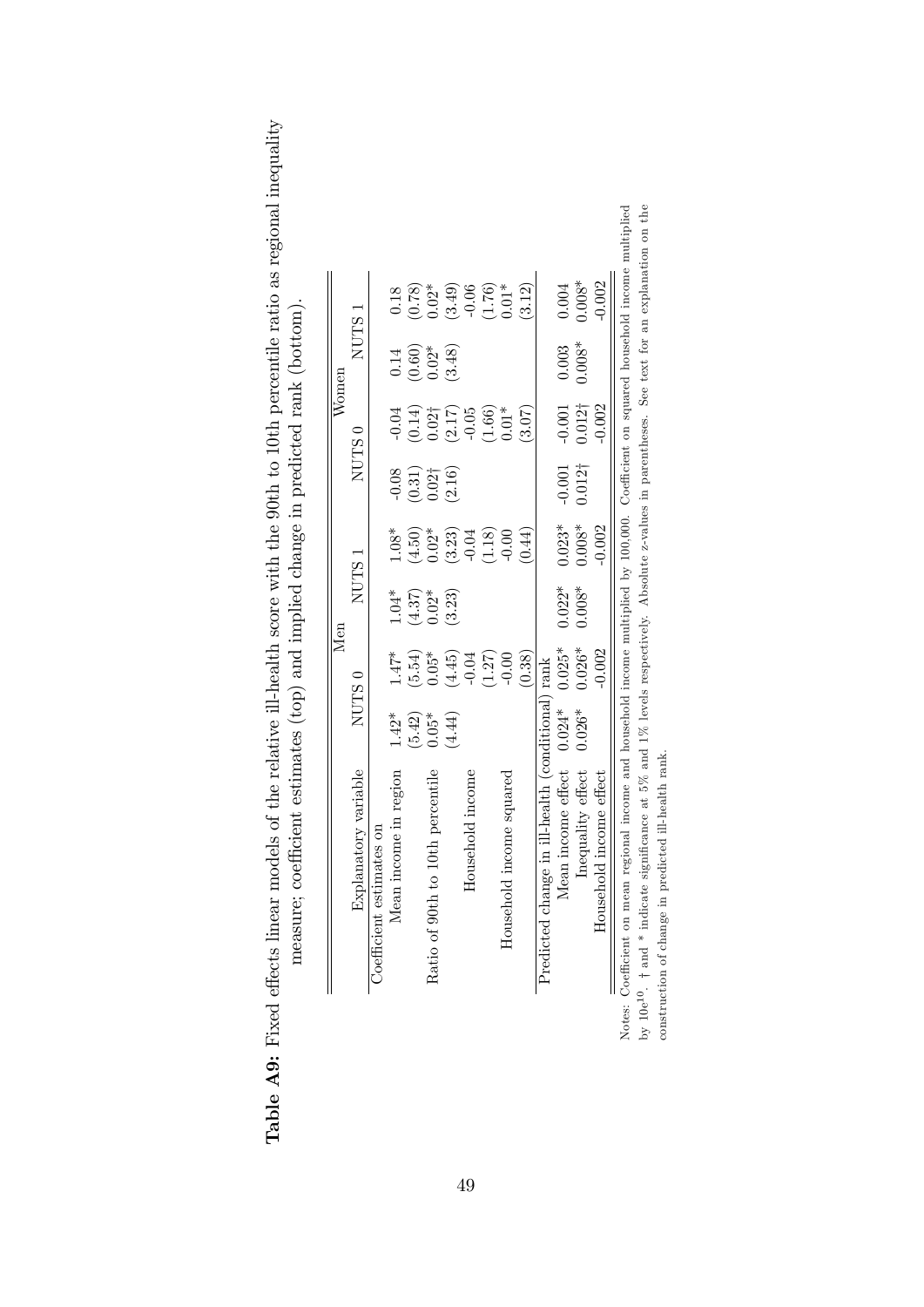**Table A9:** Fixed effects linear models of the relative ill-health score with the 90th to 10th percentile ratio as regional inequality measure; coefficient estimates (top) and implied change in predicted rank (bottom).

| | Men | | | | Women | | | |
|---|---|---|---|---|---|---|---|---|
| Explanatory variable | NUTS 0 | | NUTS 1 | | NUTS 0 | | NUTS 1 | |
| Coefficient estimates on | | | | | | | | |
| Mean income in region | 1.42* | 1.47* | 1.04* | 1.08* | -0.08 | -0.04 | 0.14 | 0.18 |
| | (5.42) | (5.54) | (4.37) | (4.50) | (0.31) | (0.14) | (0.60) | (0.78) |
| Ratio of 90th to 10th percentile | 0.05* | 0.05* | 0.02* | 0.02* | 0.02† | 0.02† | 0.02* | 0.02* |
| | (4.44) | (4.45) | (3.23) | (3.23) | (2.16) | (2.17) | (3.48) | (3.49) |
| Household income | | -0.04 | | -0.04 | | -0.05 | | -0.06 |
| | | (1.27) | | (1.18) | | (1.66) | | (1.76) |
| Household income squared | | -0.00 | | -0.00 | | 0.01* | | 0.01* |
| | | (0.38) | | (0.44) | | (3.07) | | (3.12) |
| Predicted change in ill-health (conditional) rank | | | | | | | | |
| Mean income effect | 0.024* | 0.025* | 0.022* | 0.023* | -0.001 | -0.001 | 0.003 | 0.004 |
| Inequality effect | 0.026* | 0.026* | 0.008* | 0.008* | 0.012† | 0.012† | 0.008* | 0.008* |
| Household income effect | | -0.002 | | -0.002 | | -0.002 | | -0.002 |

Notes: Coefficient on mean regional income and household income multiplied by 100,000. Coefficient on squared household income multiplied by $10e^{10}$. † and * indicate significance at 5% and 1% levels respectively. Absolute z-values in parentheses. See text for an explanation on the construction of change in predicted ill-health rank.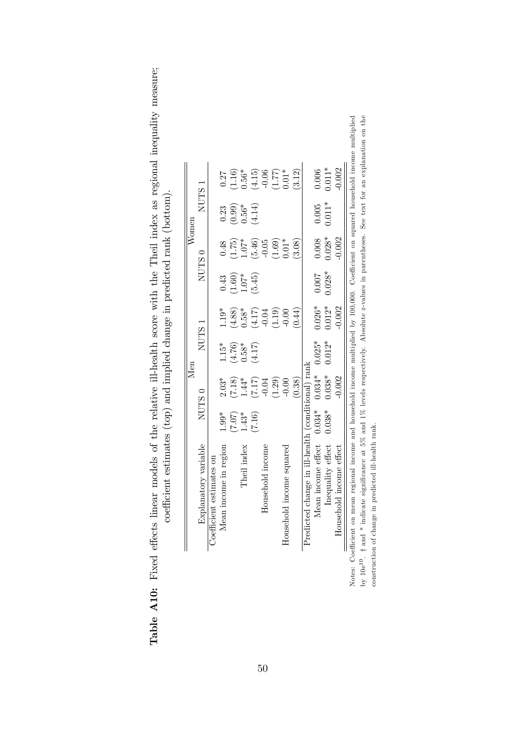**Table A10:** Fixed effects linear models of the relative ill-health score with the Theil index as regional inequality measure; coefficient estimates (top) and implied change in predicted rank (bottom).

| Explanatory variable | Men | | | | Women | | | |
|---|---|---|---|---|---|---|---|---|
| | NUTS 0 | | NUTS 1 | | NUTS 0 | | NUTS 1 | |
| Coefficient estimates on | | | | | | | | |
| Mean income in region | 1.99* | 2.03* | 1.15* | 1.19* | 0.43 | 0.48 | 0.23 | 0.27 |
| | (7.07) | (7.18) | (4.76) | (4.88) | (1.60) | (1.75) | (0.99) | (1.16) |
| Theil index | 1.43* | 1.44* | 0.58* | 0.58* | 1.07* | 1.07* | 0.56* | 0.56* |
| | (7.16) | (7.17) | (4.17) | (4.17) | (5.45) | (5.46) | (4.14) | (4.15) |
| Household income | | -0.04 | | -0.04 | | -0.05 | | -0.06 |
| | | (1.29) | | (1.19) | | (1.69) | | (1.77) |
| Household income squared | | -0.00 | | -0.00 | | 0.01* | | 0.01* |
| | | (0.38) | | (0.44) | | (3.08) | | (3.12) |
| Predicted change in ill-health (conditional) rank | | | | | | | | |
| Mean income effect | 0.034* | 0.034* | 0.025* | 0.026* | 0.007 | 0.008 | 0.005 | 0.006 |
| Inequality effect | 0.038* | 0.038* | 0.012* | 0.012* | 0.028* | 0.028* | 0.011* | 0.011* |
| Household income effect | | -0.002 | | -0.002 | | -0.002 | | -0.002 |

Notes: Coefficient on mean regional income and household income multiplied by 100,000. Coefficient on squared household income multiplied by $10e^{10}$. † and * indicate significance at 5% and 1% levels respectively. Absolute z-values in parentheses. See text for an explanation on the construction of change in predicted ill-health rank.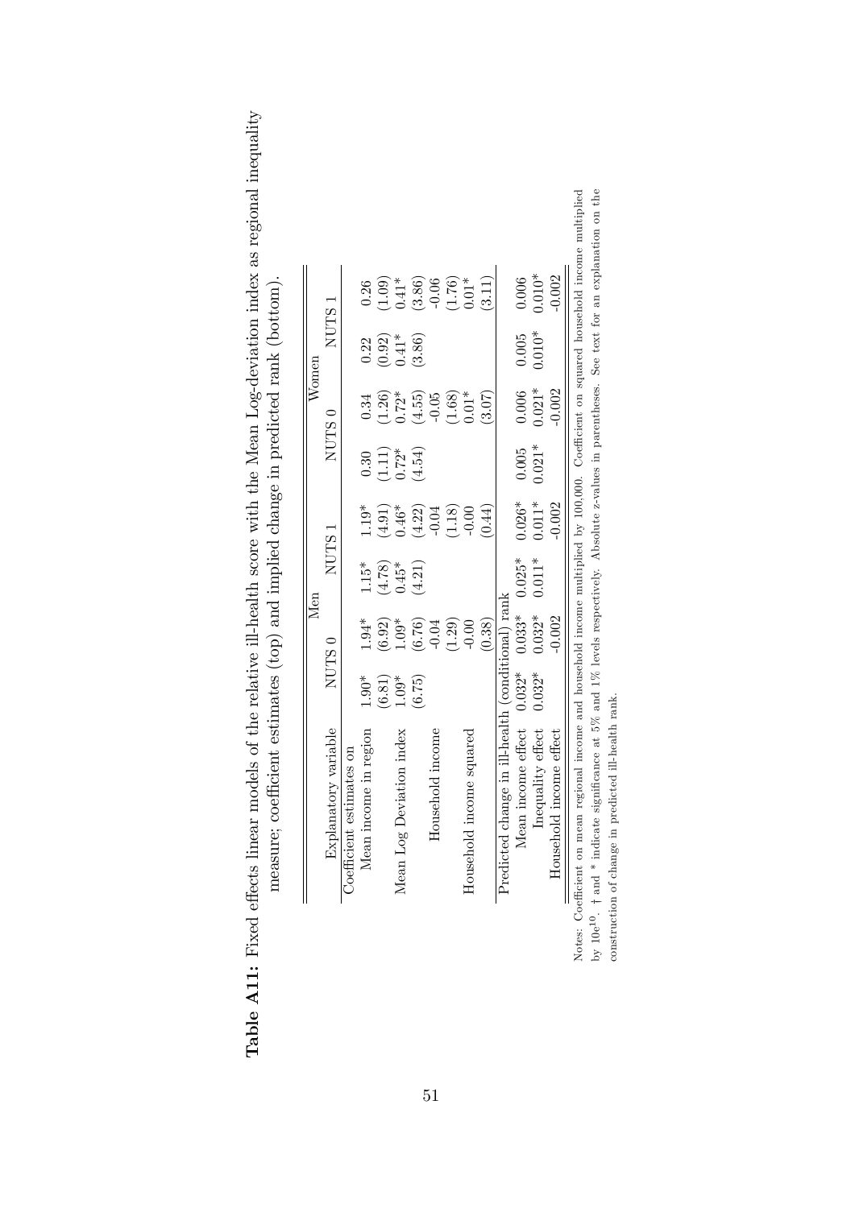**Table A11:** Fixed effects linear models of the relative ill-health score with the Mean Log-deviation index as regional inequality measure; coefficient estimates (top) and implied change in predicted rank (bottom).

| | Men | | | | Women | | | |
|---|---|---|---|---|---|---|---|---|
| Explanatory variable | NUTS 0 | | NUTS 1 | | NUTS 0 | | NUTS 1 | |
| Coefficient estimates on | | | | | | | | |
| Mean income in region | 1.90* | 1.94* | 1.15* | 1.19* | 0.30 | 0.34 | 0.22 | 0.26 |
| | (6.81) | (6.92) | (4.78) | (4.91) | (1.11) | (1.26) | (0.92) | (1.09) |
| Mean Log Deviation index | 1.09* | 1.09* | 0.45* | 0.46* | 0.72* | 0.72* | 0.41* | 0.41* |
| | (6.75) | (6.76) | (4.21) | (4.22) | (4.54) | (4.55) | (3.86) | (3.86) |
| Household income | | -0.04 | | -0.04 | | -0.05 | | -0.06 |
| | | (1.29) | | (1.18) | | (1.68) | | (1.76) |
| Household income squared | | -0.00 | | -0.00 | | 0.01* | | 0.01* |
| | | (0.38) | | (0.44) | | (3.07) | | (3.11) |
| Predicted change in ill-health (conditional) rank | | | | | | | | |
| Mean income effect | 0.032* | 0.033* | 0.025* | 0.026* | 0.005 | 0.006 | 0.005 | 0.006 |
| Inequality effect | 0.032* | 0.032* | 0.011* | 0.011* | 0.021* | 0.021* | 0.010* | 0.010* |
| Household income effect | | -0.002 | | -0.002 | | -0.002 | | -0.002 |

Notes: Coefficient on mean regional income and household income multiplied by 100,000. Coefficient on squared household income multiplied by $10e^{10}$. † and * indicate significance at 5% and 1% levels respectively. Absolute z-values in parentheses. See text for an explanation on the construction of change in predicted ill-health rank.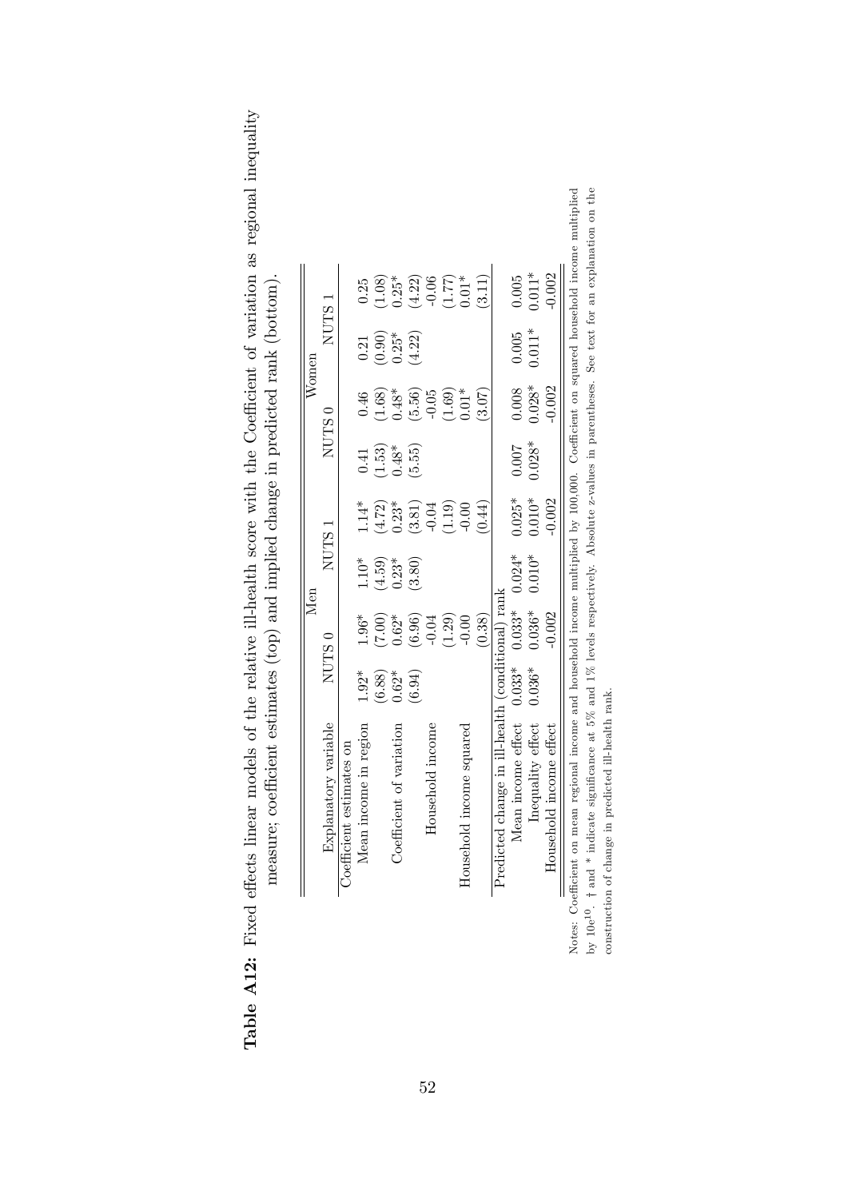**Table A12:** Fixed effects linear models of the relative ill-health score with the Coefficient of variation as regional inequality measure; coefficient estimates (top) and implied change in predicted rank (bottom).

| | Men | | | | Women | | | |
|---|---|---|---|---|---|---|---|---|
| Explanatory variable | NUTS 0 | | NUTS 1 | | NUTS 0 | | NUTS 1 | |
| Coefficient estimates on | | | | | | | | |
| Mean income in region | 1.92* | 1.96* | 1.10* | 1.14* | 0.41 | 0.46 | 0.21 | 0.25 |
| | (6.88) | (7.00) | (4.59) | (4.72) | (1.53) | (1.68) | (0.90) | (1.08) |
| Coefficient of variation | 0.62* | 0.62* | 0.23* | 0.23* | 0.48* | 0.48* | 0.25* | 0.25* |
| | (6.94) | (6.96) | (3.80) | (3.81) | (5.55) | (5.56) | (4.22) | (4.22) |
| Household income | | -0.04 | | -0.04 | | -0.05 | | -0.06 |
| | | (1.29) | | (1.19) | | (1.69) | | (1.77) |
| Household income squared | | -0.00 | | -0.00 | | 0.01* | | 0.01* |
| | | (0.38) | | (0.44) | | (3.07) | | (3.11) |
| Predicted change in ill-health (conditional) rank | | | | | | | | |
| Mean income effect | 0.033* | 0.033* | 0.024* | 0.025* | 0.007 | 0.008 | 0.005 | 0.005 |
| Inequality effect | 0.036* | 0.036* | 0.010* | 0.010* | 0.028* | 0.028* | 0.011* | 0.011* |
| Household income effect | | -0.002 | | -0.002 | | -0.002 | | -0.002 |

Notes: Coefficient on mean regional income and household income multiplied by 100,000. Coefficient on squared household income multiplied by 10e[10]. † and * indicate significance at 5% and 1% levels respectively. Absolute z-values in parentheses. See text for an explanation on the construction of change in predicted ill-health rank.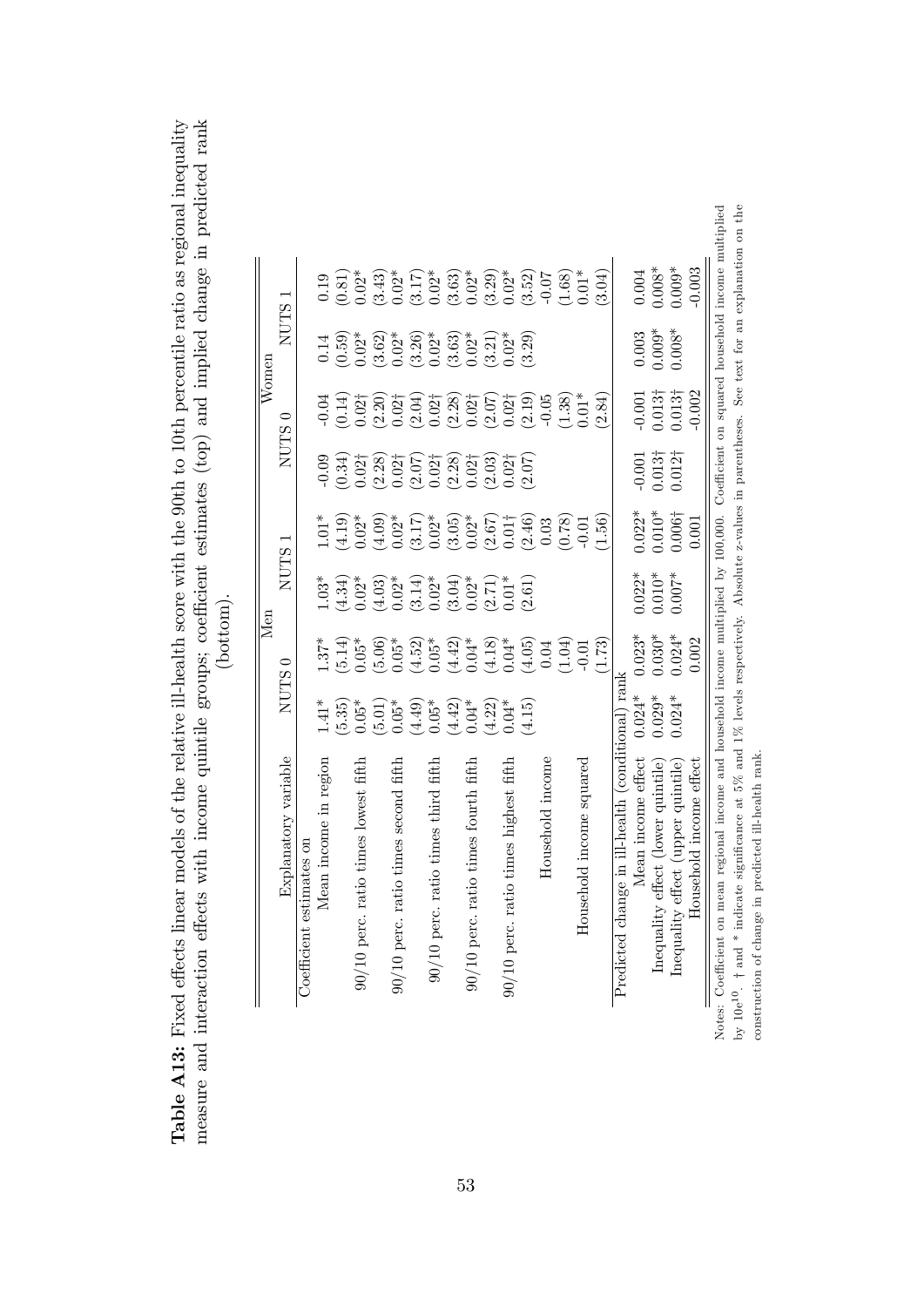**Table A13:** Fixed effects linear models of the relative ill-health score with the 90th to 10th percentile ratio as regional inequality measure and interaction effects with income quintile groups; coefficient estimates (top) and implied change in predicted rank (bottom).

| Explanatory variable | Men | | | | Women | | | |
|---|---|---|---|---|---|---|---|---|
| | NUTS 0 | | NUTS 1 | | NUTS 0 | | NUTS 1 | |
| Coefficient estimates on | | | | | | | | |
| Mean income in region | 1.41* | 1.37* | 1.03* | 1.01* | -0.09 | -0.04 | 0.14 | 0.19 |
| | (5.35) | (5.14) | (4.34) | (4.19) | (0.34) | (0.14) | (0.59) | (0.81) |
| 90/10 perc. ratio times lowest fifth | 0.05* | 0.05* | 0.02* | 0.02* | 0.02† | 0.02† | 0.02* | 0.02* |
| | (5.01) | (5.06) | (4.03) | (4.09) | (2.28) | (2.20) | (3.62) | (3.43) |
| 90/10 perc. ratio times second fifth | 0.05* | 0.05* | 0.02* | 0.02* | 0.02† | 0.02† | 0.02* | 0.02* |
| | (4.49) | (4.52) | (3.14) | (3.17) | (2.07) | (2.04) | (3.26) | (3.17) |
| 90/10 perc. ratio times third fifth | 0.05* | 0.05* | 0.02* | 0.02* | 0.02† | 0.02† | 0.02* | 0.02* |
| | (4.42) | (4.42) | (3.04) | (3.05) | (2.28) | (2.28) | (3.63) | (3.63) |
| 90/10 perc. ratio times fourth fifth | 0.04* | 0.04* | 0.02* | 0.02* | 0.02† | 0.02† | 0.02* | 0.02* |
| | (4.22) | (4.18) | (2.71) | (2.67) | (2.03) | (2.07) | (3.21) | (3.29) |
| 90/10 perc. ratio times highest fifth | 0.04* | 0.04* | 0.01* | 0.01† | 0.02† | 0.02† | 0.02* | 0.02* |
| | (4.15) | (4.05) | (2.61) | (2.46) | (2.07) | (2.19) | (3.29) | (3.52) |
| Household income | | 0.04 | | 0.03 | | -0.05 | | -0.07 |
| | | (1.04) | | (0.78) | | (1.38) | | (1.68) |
| Household income squared | | -0.01 | | -0.01 | | 0.01* | | 0.01* |
| | | (1.73) | | (1.56) | | (2.84) | | (3.04) |
| Predicted change in ill-health (conditional) rank | | | | | | | | |
| Mean income effect | 0.024* | 0.023* | 0.022* | 0.022* | -0.001 | -0.001 | 0.003 | 0.004 |
| Inequality effect (lower quintile) | 0.029* | 0.030* | 0.010* | 0.010* | 0.013† | 0.013† | 0.009* | 0.008* |
| Inequality effect (upper quintile) | 0.024* | 0.024* | 0.007* | 0.006† | 0.012† | 0.013† | 0.008* | 0.009* |
| Household income effect | | 0.002 | | 0.001 | | -0.002 | | -0.003 |

Notes: Coefficient on mean regional income and household income multiplied by 100,000. Coefficient on squared household income multiplied by 10e[10]. † and * indicate significance at 5% and 1% levels respectively. Absolute z-values in parentheses. See text for an explanation on the construction of change in predicted ill-health rank.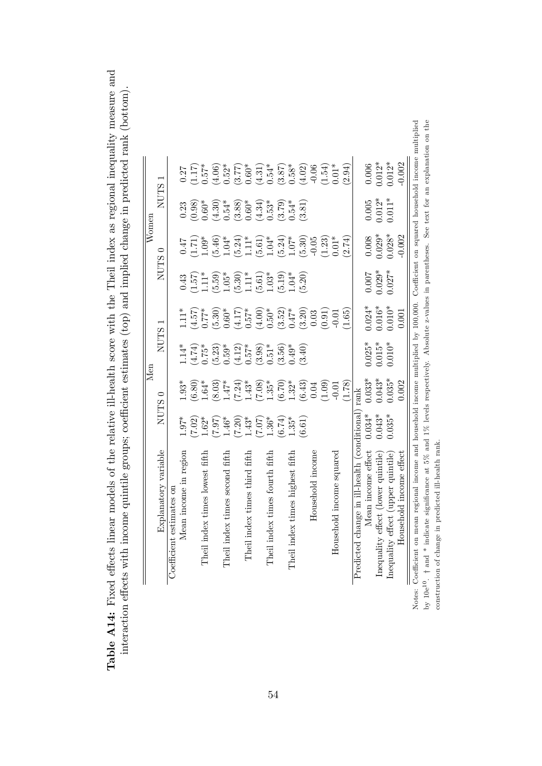**Table A14:** Fixed effects linear models of the relative ill-health score with the Theil index as regional inequality measure and interaction effects with income quintile groups; coefficient estimates (top) and implied change in predicted rank (bottom).

| Explanatory variable | Men | | | | Women | | | |
|---|---|---|---|---|---|---|---|---|
| | NUTS 0 | | NUTS 1 | | NUTS 0 | | NUTS 1 | |
| Coefficient estimates on | | | | | | | | |
| Mean income in region | 1.97* | 1.93* | 1.14* | 1.11* | 0.43 | 0.47 | 0.23 | 0.27 |
| | (7.02) | (6.80) | (4.74) | (4.57) | (1.57) | (1.71) | (0.98) | (1.17) |
| Theil index times lowest fifth | 1.62* | 1.64* | 0.75* | 0.77* | 1.11* | 1.09* | 0.60* | 0.57* |
| | (7.97) | (8.03) | (5.23) | (5.30) | (5.59) | (5.46) | (4.30) | (4.06) |
| Theil index times second fifth | 1.46* | 1.47* | 0.59* | 0.60* | 1.05* | 1.04* | 0.54* | 0.52* |
| | (7.20) | (7.24) | (4.12) | (4.17) | (5.30) | (5.24) | (3.88) | (3.77) |
| Theil index times third fifth | 1.43* | 1.43* | 0.57* | 0.57* | 1.11* | 1.11* | 0.60* | 0.60* |
| | (7.07) | (7.08) | (3.98) | (4.00) | (5.61) | (5.61) | (4.34) | (4.31) |
| Theil index times fourth fifth | 1.36* | 1.35* | 0.51* | 0.50* | 1.03* | 1.04* | 0.53* | 0.54* |
| | (6.74) | (6.70) | (3.56) | (3.52) | (5.19) | (5.24) | (3.79) | (3.87) |
| Theil index times highest fifth | 1.35* | 1.32* | 0.49* | 0.47* | 1.04* | 1.07* | 0.54* | 0.58* |
| | (6.61) | (6.43) | (3.40) | (3.20) | (5.20) | (5.30) | (3.81) | (4.02) |
| Household income | | 0.04 | | 0.03 | | -0.05 | | -0.06 |
| | | (1.09) | | (0.91) | | (1.23) | | (1.54) |
| Household income squared | | -0.01 | | -0.01 | | 0.01* | | 0.01* |
| | | (1.78) | | (1.65) | | (2.74) | | (2.94) |
| Predicted change in ill-health (conditional) rank | | | | | | | | |
| Mean income effect | 0.034* | 0.033* | 0.025* | 0.024* | 0.007 | 0.008 | 0.005 | 0.006 |
| Inequality effect (lower quintile) | 0.043* | 0.043* | 0.015* | 0.016* | 0.029* | 0.029* | 0.012* | 0.012* |
| Inequality effect (upper quintile) | 0.035* | 0.035* | 0.010* | 0.010* | 0.027* | 0.028* | 0.011* | 0.012* |
| Household income effect | | 0.002 | | 0.001 | | -0.002 | | -0.002 |

Notes: Coefficient on mean regional income and household income multiplied by 100,000. Coefficient on squared household income multiplied by $10e^{10}$. † and * indicate significance at 5% and 1% levels respectively. Absolute z-values in parentheses. See text for an explanation on the construction of change in predicted ill-health rank.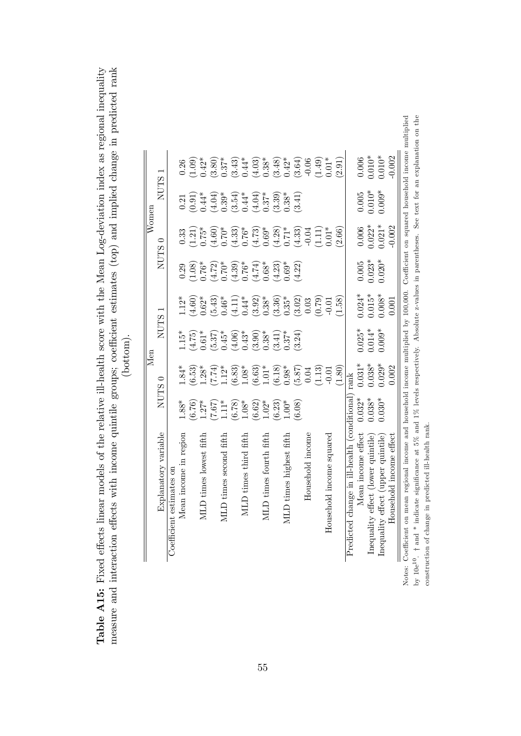**Table A15:** Fixed effects linear models of the relative ill-health score with the Mean Log-deviation index as regional inequality measure and interaction effects with income quintile groups; coefficient estimates (top) and implied change in predicted rank (bottom).

| Explanatory variable | Men | | | | Women | | | |
|---|---|---|---|---|---|---|---|---|
| | NUTS 0 | | NUTS 1 | | NUTS 0 | | NUTS 1 | |
| Coefficient estimates on | | | | | | | | |
| Mean income in region | 1.88* | 1.84* | 1.15* | 1.12* | 0.29 | 0.33 | 0.21 | 0.26 |
| | (6.76) | (6.53) | (4.75) | (4.60) | (1.08) | (1.21) | (0.91) | (1.09) |
| MLD times lowest fifth | 1.27* | 1.28* | 0.61* | 0.62* | 0.76* | 0.75* | 0.44* | 0.42* |
| | (7.67) | (7.74) | (5.37) | (5.43) | (4.72) | (4.60) | (4.04) | (3.80) |
| MLD times second fifth | 1.11* | 1.12* | 0.45* | 0.46* | 0.70* | 0.70* | 0.39* | 0.37* |
| | (6.78) | (6.83) | (4.06) | (4.11) | (4.39) | (4.33) | (3.54) | (3.43) |
| MLD times third fifth | 1.08* | 1.08* | 0.43* | 0.44* | 0.76* | 0.76* | 0.44* | 0.44* |
| | (6.62) | (6.63) | (3.90) | (3.92) | (4.74) | (4.73) | (4.04) | (4.03) |
| MLD times fourth fifth | 1.02* | 1.01* | 0.38* | 0.38* | 0.68* | 0.69* | 0.37* | 0.38* |
| | (6.23) | (6.18) | (3.41) | (3.36) | (4.23) | (4.28) | (3.39) | (3.48) |
| MLD times highest fifth | 1.00* | 0.98* | 0.37* | 0.35* | 0.69* | 0.71* | 0.38* | 0.42* |
| | (6.08) | (5.87) | (3.24) | (3.02) | (4.22) | (4.33) | (3.41) | (3.64) |
| Household income | | 0.04 | | 0.03 | | -0.04 | | -0.06 |
| | | (1.13) | | (0.79) | | (1.11) | | (1.49) |
| Household income squared | | -0.01 | | -0.01 | | 0.01* | | 0.01* |
| | | (1.80) | | (1.58) | | (2.66) | | (2.91) |
| Predicted change in ill-health (conditional) rank | | | | | | | | |
| Mean income effect | 0.032* | 0.031* | 0.025* | 0.024* | 0.005 | 0.006 | 0.005 | 0.006 |
| Inequality effect (lower quintile) | 0.038* | 0.038* | 0.014* | 0.015* | 0.023* | 0.022* | 0.010* | 0.010* |
| Inequality effect (upper quintile) | 0.030* | 0.029* | 0.009* | 0.008* | 0.020* | 0.021* | 0.009* | 0.010* |
| Household income effect | | 0.002 | | 0.001 | | -0.002 | | -0.002 |

Notes: Coefficient on mean regional income and household income multiplied by 100,000. Coefficient on squared household income multiplied by $10e^{10}$. † and * indicate significance at 5% and 1% levels respectively. Absolute z-values in parentheses. See text for an explanation on the construction of change in predicted ill-health rank.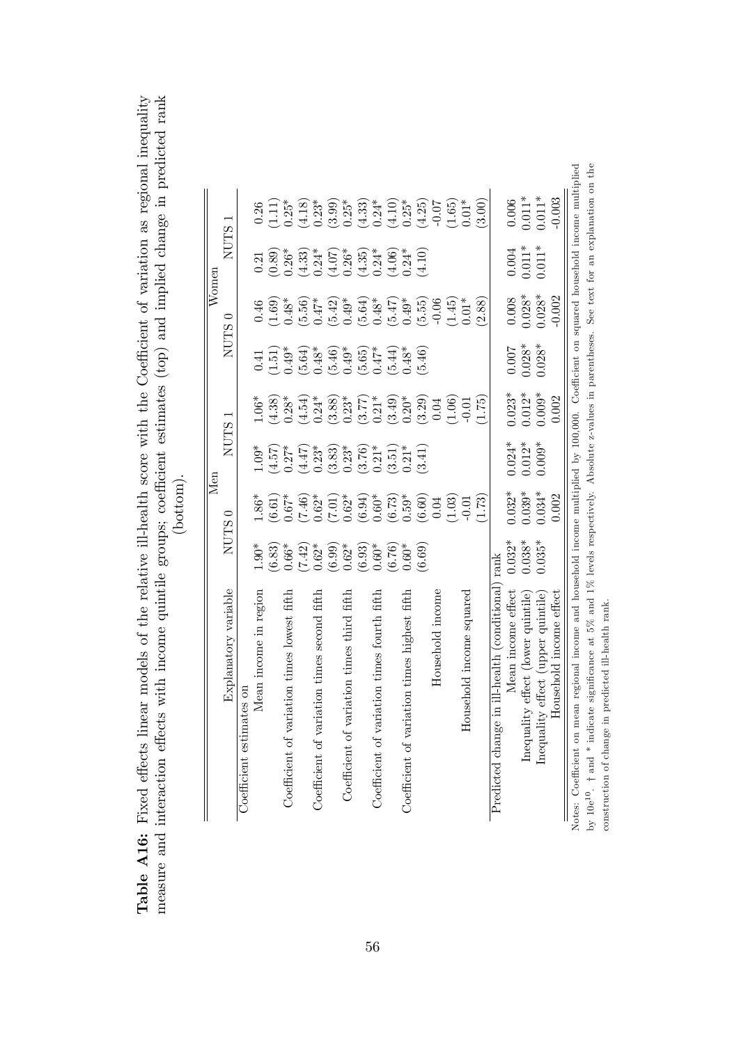**Table A16:** Fixed effects linear models of the relative ill-health score with the Coefficient of variation as regional inequality measure and interaction effects with income quintile groups; coefficient estimates (top) and implied change in predicted rank (bottom).

| Explanatory variable | Men | | | | Women | | | |
|---|---|---|---|---|---|---|---|---|
| | NUTS 0 | | NUTS 1 | | NUTS 0 | | NUTS 1 | |
| Coefficient estimates on | | | | | | | | |
| Mean income in region | 1.90* | 1.86* | 1.09* | 1.06* | 0.41 | 0.46 | 0.21 | 0.26 |
| | (6.83) | (6.61) | (4.57) | (4.38) | (1.51) | (1.69) | (0.89) | (1.11) |
| Coefficient of variation times lowest fifth | 0.66* | 0.67* | 0.27* | 0.28* | 0.49* | 0.48* | 0.26* | 0.25* |
| | (7.42) | (7.46) | (4.47) | (4.54) | (5.64) | (5.56) | (4.33) | (4.18) |
| Coefficient of variation times second fifth | 0.62* | 0.62* | 0.23* | 0.24* | 0.48* | 0.47* | 0.24* | 0.23* |
| | (6.99) | (7.01) | (3.83) | (3.88) | (5.46) | (5.42) | (4.07) | (3.99) |
| Coefficient of variation times third fifth | 0.62* | 0.62* | 0.23* | 0.23* | 0.49* | 0.49* | 0.26* | 0.25* |
| | (6.93) | (6.94) | (3.76) | (3.77) | (5.65) | (5.64) | (4.35) | (4.33) |
| Coefficient of variation times fourth fifth | 0.60* | 0.60* | 0.21* | 0.21* | 0.47* | 0.48* | 0.24* | 0.24* |
| | (6.76) | (6.73) | (3.51) | (3.49) | (5.44) | (5.47) | (4.06) | (4.10) |
| Coefficient of variation times highest fifth | 0.60* | 0.59* | 0.21* | 0.20* | 0.48* | 0.49* | 0.24* | 0.25* |
| | (6.69) | (6.60) | (3.41) | (3.29) | (5.46) | (5.55) | (4.10) | (4.25) |
| Household income | | 0.04 | | 0.04 | | -0.06 | | -0.07 |
| | | (1.03) | | (1.06) | | (1.45) | | (1.65) |
| Household income squared | | -0.01 | | -0.01 | | 0.01* | | 0.01* |
| | | (1.73) | | (1.75) | | (2.88) | | (3.00) |
| Predicted change in ill-health (conditional) rank | | | | | | | | |
| Mean income effect | 0.032* | 0.032* | 0.024* | 0.023* | 0.007 | 0.008 | 0.004 | 0.006 |
| Inequality effect (lower quintile) | 0.038* | 0.039* | 0.012* | 0.012* | 0.028* | 0.028* | 0.011* | 0.011* |
| Inequality effect (upper quintile) | 0.035* | 0.034* | 0.009* | 0.009* | 0.028* | 0.028* | 0.011* | 0.011* |
| Household income effect | | 0.002 | | 0.002 | | -0.002 | | -0.003 |

Notes: Coefficient on mean regional income and household income multiplied by 100,000. Coefficient on squared household income multiplied by 10e[10]. † and * indicate significance at 5% and 1% levels respectively. Absolute z-values in parentheses. See text for an explanation on the construction of change in predicted ill-health rank.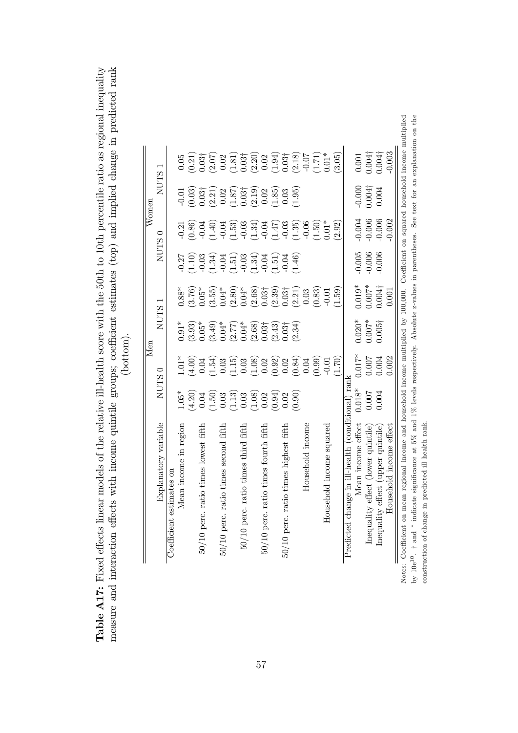**Table A17:** Fixed effects linear models of the relative ill-health score with the 50th to 10th percentile ratio as regional inequality measure and interaction effects with income quintile groups; coefficient estimates (top) and implied change in predicted rank (bottom).

| Explanatory variable | Men | | | | Women | | | |
|---|---|---|---|---|---|---|---|---|
| | NUTS 0 | | NUTS 1 | | NUTS 0 | | NUTS 1 | |
| Coefficient estimates on | | | | | | | | |
| Mean income in region | 1.05* | 1.01* | 0.91* | 0.88* | -0.27 | -0.21 | -0.01 | 0.05 |
| | (4.20) | (4.00) | (3.93) | (3.76) | (1.10) | (0.86) | (0.03) | (0.21) |
| 50/10 perc. ratio times lowest fifth | 0.04 | 0.04 | 0.05* | 0.05* | -0.03 | -0.04 | 0.03† | 0.03† |
| | (1.50) | (1.54) | (3.49) | (3.55) | (1.34) | (1.40) | (2.21) | (2.07) |
| 50/10 perc. ratio times second fifth | 0.03 | 0.03 | 0.04* | 0.04* | -0.04 | -0.04 | 0.02 | 0.02 |
| | (1.13) | (1.15) | (2.77) | (2.80) | (1.51) | (1.53) | (1.87) | (1.81) |
| 50/10 perc. ratio times third fifth | 0.03 | 0.03 | 0.04* | 0.04* | -0.03 | -0.03 | 0.03† | 0.03† |
| | (1.08) | (1.08) | (2.68) | (2.68) | (1.34) | (1.34) | (2.19) | (2.20) |
| 50/10 perc. ratio times fourth fifth | 0.02 | 0.02 | 0.03† | 0.03† | -0.04 | -0.04 | 0.02 | 0.02 |
| | (0.94) | (0.92) | (2.43) | (2.39) | (1.51) | (1.47) | (1.85) | (1.94) |
| 50/10 perc. ratio times highest fifth | 0.02 | 0.02 | 0.03† | 0.03† | -0.04 | -0.03 | 0.03 | 0.03† |
| | (0.90) | (0.84) | (2.34) | (2.21) | (1.46) | (1.35) | (1.95) | (2.18) |
| Household income | | 0.04 | | 0.03 | | -0.06 | | -0.07 |
| | | (0.99) | | (0.83) | | (1.50) | | (1.71) |
| Household income squared | | -0.01 | | -0.01 | | 0.01* | | 0.01* |
| | | (1.70) | | (1.59) | | (2.92) | | (3.05) |
| Predicted change in ill-health (conditional) rank | | | | | | | | |
| Mean income effect | 0.018* | 0.017* | 0.020* | 0.019* | -0.005 | -0.004 | -0.000 | 0.001 |
| Inequality effect (lower quintile) | 0.007 | 0.007 | 0.007* | 0.007* | -0.006 | -0.006 | 0.004† | 0.004† |
| Inequality effect (upper quintile) | 0.004 | 0.004 | 0.005† | 0.004† | -0.006 | -0.006 | 0.004 | 0.004† |
| Household income effect | | 0.002 | | 0.001 | | -0.002 | | -0.003 |

Notes: Coefficient on mean regional income and household income multiplied by 100,000. Coefficient on squared household income multiplied by $10e^{10}$. † and * indicate significance at 5% and 1% levels respectively. Absolute z-values in parentheses. See text for an explanation on the construction of change in predicted ill-health rank.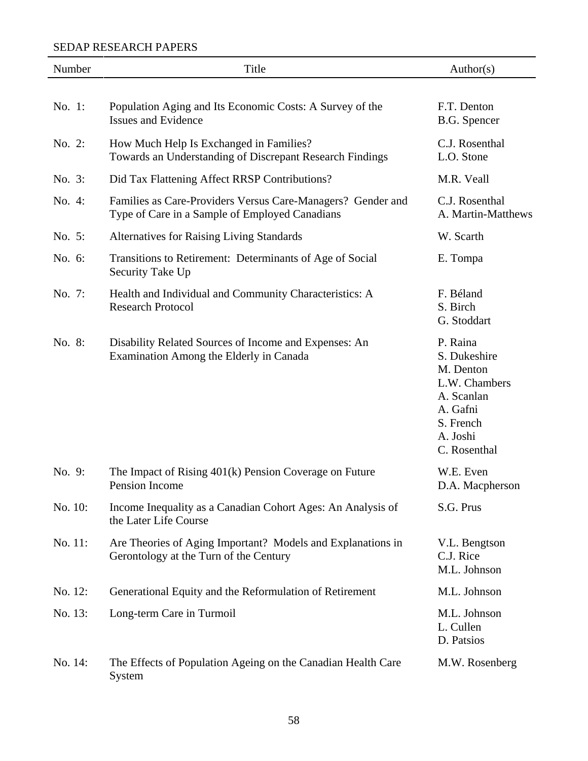SEDAP RESEARCH PAPERS

| Number | Title | Author(s) |
|---|---|---|
| No. 1: | Population Aging and Its Economic Costs: A Survey of the Issues and Evidence | F.T. Denton<br>B.G. Spencer |
| No. 2: | How Much Help Is Exchanged in Families? Towards an Understanding of Discrepant Research Findings | C.J. Rosenthal<br>L.O. Stone |
| No. 3: | Did Tax Flattening Affect RRSP Contributions? | M.R. Veall |
| No. 4: | Families as Care-Providers Versus Care-Managers? Gender and Type of Care in a Sample of Employed Canadians | C.J. Rosenthal<br>A. Martin-Matthews |
| No. 5: | Alternatives for Raising Living Standards | W. Scarth |
| No. 6: | Transitions to Retirement: Determinants of Age of Social Security Take Up | E. Tompa |
| No. 7: | Health and Individual and Community Characteristics: A Research Protocol | F. Béland<br>S. Birch<br>G. Stoddart |
| No. 8: | Disability Related Sources of Income and Expenses: An Examination Among the Elderly in Canada | P. Raina<br>S. Dukeshire<br>M. Denton<br>L.W. Chambers<br>A. Scanlan<br>A. Gafni<br>S. French<br>A. Joshi<br>C. Rosenthal |
| No. 9: | The Impact of Rising 401(k) Pension Coverage on Future Pension Income | W.E. Even<br>D.A. Macpherson |
| No. 10: | Income Inequality as a Canadian Cohort Ages: An Analysis of the Later Life Course | S.G. Prus |
| No. 11: | Are Theories of Aging Important? Models and Explanations in Gerontology at the Turn of the Century | V.L. Bengtson<br>C.J. Rice<br>M.L. Johnson |
| No. 12: | Generational Equity and the Reformulation of Retirement | M.L. Johnson |
| No. 13: | Long-term Care in Turmoil | M.L. Johnson<br>L. Cullen<br>D. Patsios |
| No. 14: | The Effects of Population Ageing on the Canadian Health Care System | M.W. Rosenberg |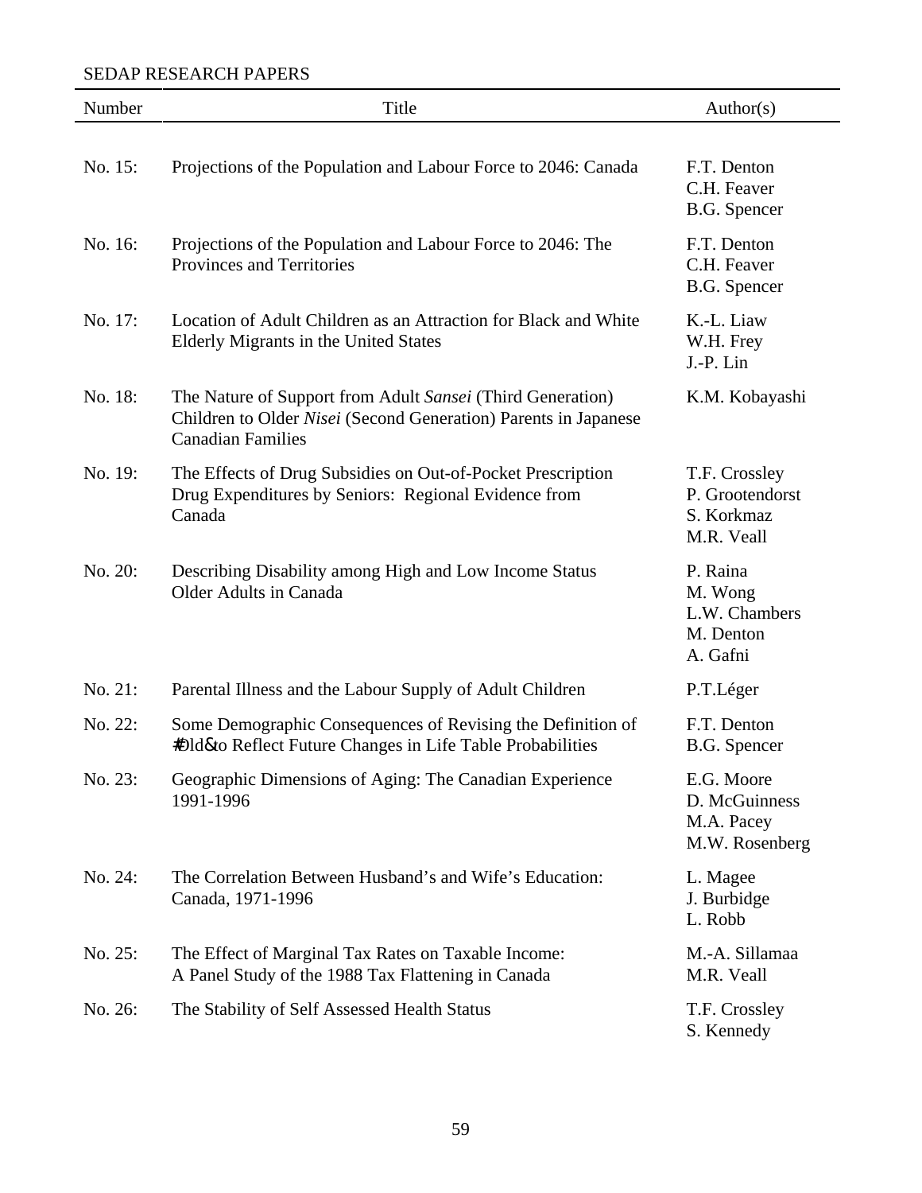SEDAP RESEARCH PAPERS

| Number | Title | Author(s) |
|---|---|---|
| No. 15: | Projections of the Population and Labour Force to 2046: Canada | F.T. Denton<br>C.H. Feaver<br>B.G. Spencer |
| No. 16: | Projections of the Population and Labour Force to 2046: The Provinces and Territories | F.T. Denton<br>C.H. Feaver<br>B.G. Spencer |
| No. 17: | Location of Adult Children as an Attraction for Black and White Elderly Migrants in the United States | K.-L. Liaw<br>W.H. Frey<br>J.-P. Lin |
| No. 18: | The Nature of Support from Adult *Sansei* (Third Generation) Children to Older *Nisei* (Second Generation) Parents in Japanese Canadian Families | K.M. Kobayashi |
| No. 19: | The Effects of Drug Subsidies on Out-of-Pocket Prescription Drug Expenditures by Seniors: Regional Evidence from Canada | T.F. Crossley<br>P. Grootendorst<br>S. Korkmaz<br>M.R. Veall |
| No. 20: | Describing Disability among High and Low Income Status Older Adults in Canada | P. Raina<br>M. Wong<br>L.W. Chambers<br>M. Denton<br>A. Gafni |
| No. 21: | Parental Illness and the Labour Supply of Adult Children | P.T.Léger |
| No. 22: | Some Demographic Consequences of Revising the Definition of #Old& to Reflect Future Changes in Life Table Probabilities | F.T. Denton<br>B.G. Spencer |
| No. 23: | Geographic Dimensions of Aging: The Canadian Experience 1991-1996 | E.G. Moore<br>D. McGuinness<br>M.A. Pacey<br>M.W. Rosenberg |
| No. 24: | The Correlation Between Husband's and Wife's Education: Canada, 1971-1996 | L. Magee<br>J. Burbidge<br>L. Robb |
| No. 25: | The Effect of Marginal Tax Rates on Taxable Income: A Panel Study of the 1988 Tax Flattening in Canada | M.-A. Sillamaa<br>M.R. Veall |
| No. 26: | The Stability of Self Assessed Health Status | T.F. Crossley<br>S. Kennedy |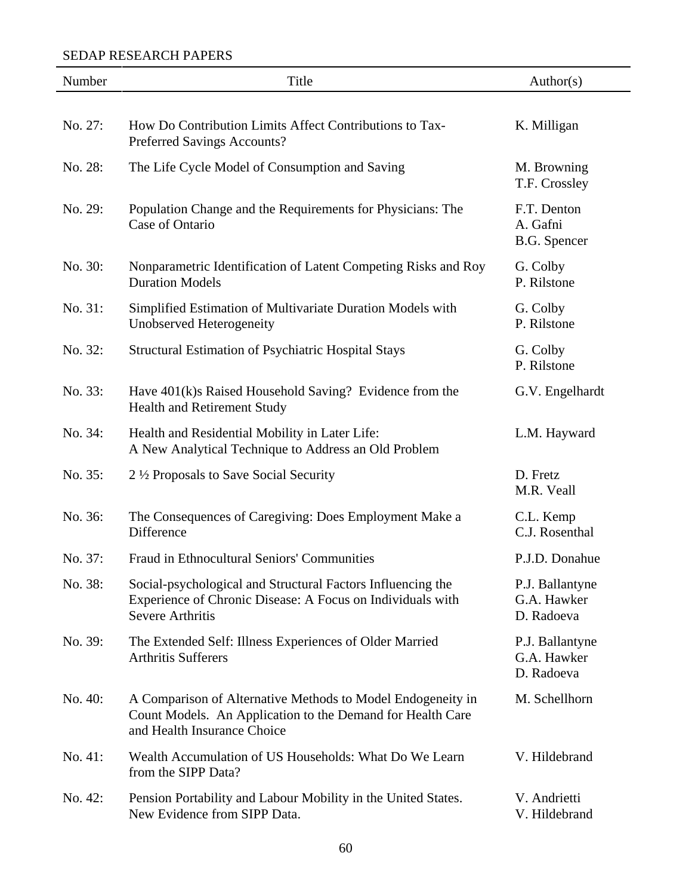SEDAP RESEARCH PAPERS

| Number | Title | Author(s) |
|---|---|---|
| No. 27: | How Do Contribution Limits Affect Contributions to Tax-Preferred Savings Accounts? | K. Milligan |
| No. 28: | The Life Cycle Model of Consumption and Saving | M. Browning<br>T.F. Crossley |
| No. 29: | Population Change and the Requirements for Physicians: The Case of Ontario | F.T. Denton<br>A. Gafni<br>B.G. Spencer |
| No. 30: | Nonparametric Identification of Latent Competing Risks and Roy Duration Models | G. Colby<br>P. Rilstone |
| No. 31: | Simplified Estimation of Multivariate Duration Models with Unobserved Heterogeneity | G. Colby<br>P. Rilstone |
| No. 32: | Structural Estimation of Psychiatric Hospital Stays | G. Colby<br>P. Rilstone |
| No. 33: | Have 401(k)s Raised Household Saving? Evidence from the Health and Retirement Study | G.V. Engelhardt |
| No. 34: | Health and Residential Mobility in Later Life: A New Analytical Technique to Address an Old Problem | L.M. Hayward |
| No. 35: | 2 ½ Proposals to Save Social Security | D. Fretz<br>M.R. Veall |
| No. 36: | The Consequences of Caregiving: Does Employment Make a Difference | C.L. Kemp<br>C.J. Rosenthal |
| No. 37: | Fraud in Ethnocultural Seniors' Communities | P.J.D. Donahue |
| No. 38: | Social-psychological and Structural Factors Influencing the Experience of Chronic Disease: A Focus on Individuals with Severe Arthritis | P.J. Ballantyne<br>G.A. Hawker<br>D. Radoeva |
| No. 39: | The Extended Self: Illness Experiences of Older Married Arthritis Sufferers | P.J. Ballantyne<br>G.A. Hawker<br>D. Radoeva |
| No. 40: | A Comparison of Alternative Methods to Model Endogeneity in Count Models. An Application to the Demand for Health Care and Health Insurance Choice | M. Schellhorn |
| No. 41: | Wealth Accumulation of US Households: What Do We Learn from the SIPP Data? | V. Hildebrand |
| No. 42: | Pension Portability and Labour Mobility in the United States. New Evidence from SIPP Data. | V. Andrietti<br>V. Hildebrand |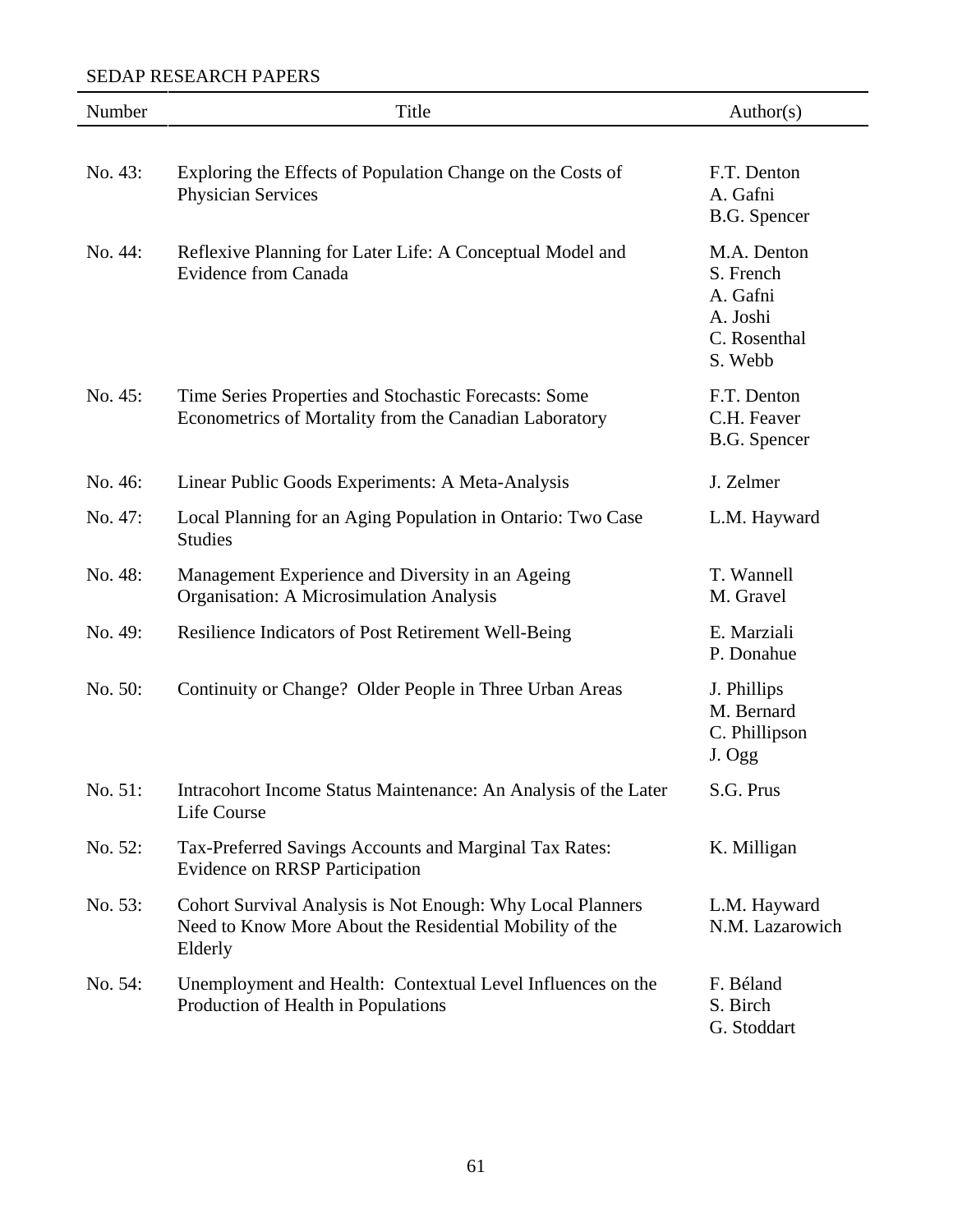SEDAP RESEARCH PAPERS

| Number | Title | Author(s) |
| --- | --- | --- |
| No. 43: | Exploring the Effects of Population Change on the Costs of Physician Services | F.T. Denton<br>A. Gafni<br>B.G. Spencer |
| No. 44: | Reflexive Planning for Later Life: A Conceptual Model and Evidence from Canada | M.A. Denton<br>S. French<br>A. Gafni<br>A. Joshi<br>C. Rosenthal<br>S. Webb |
| No. 45: | Time Series Properties and Stochastic Forecasts: Some Econometrics of Mortality from the Canadian Laboratory | F.T. Denton<br>C.H. Feaver<br>B.G. Spencer |
| No. 46: | Linear Public Goods Experiments: A Meta-Analysis | J. Zelmer |
| No. 47: | Local Planning for an Aging Population in Ontario: Two Case Studies | L.M. Hayward |
| No. 48: | Management Experience and Diversity in an Ageing Organisation: A Microsimulation Analysis | T. Wannell<br>M. Gravel |
| No. 49: | Resilience Indicators of Post Retirement Well-Being | E. Marziali<br>P. Donahue |
| No. 50: | Continuity or Change? Older People in Three Urban Areas | J. Phillips<br>M. Bernard<br>C. Phillipson<br>J. Ogg |
| No. 51: | Intracohort Income Status Maintenance: An Analysis of the Later Life Course | S.G. Prus |
| No. 52: | Tax-Preferred Savings Accounts and Marginal Tax Rates: Evidence on RRSP Participation | K. Milligan |
| No. 53: | Cohort Survival Analysis is Not Enough: Why Local Planners Need to Know More About the Residential Mobility of the Elderly | L.M. Hayward<br>N.M. Lazarowich |
| No. 54: | Unemployment and Health: Contextual Level Influences on the Production of Health in Populations | F. Béland<br>S. Birch<br>G. Stoddart |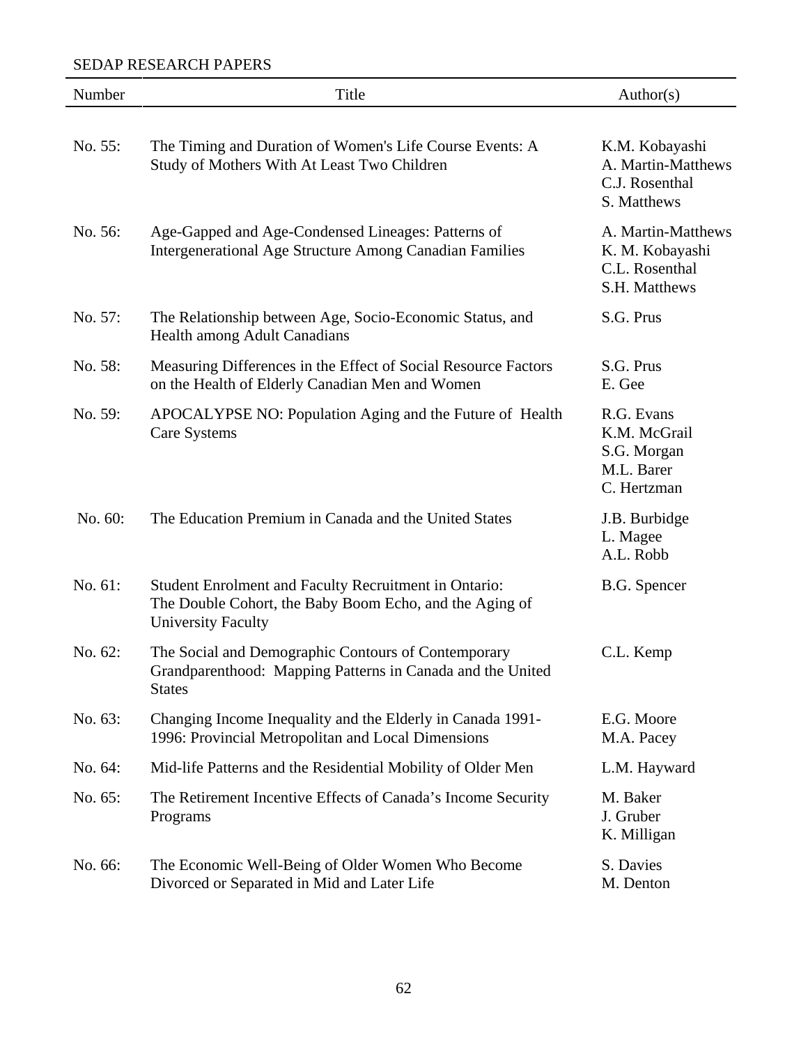SEDAP RESEARCH PAPERS

| Number | Title | Author(s) |
|---|---|---|
| No. 55: | The Timing and Duration of Women's Life Course Events: A Study of Mothers With At Least Two Children | K.M. Kobayashi<br>A. Martin-Matthews<br>C.J. Rosenthal<br>S. Matthews |
| No. 56: | Age-Gapped and Age-Condensed Lineages: Patterns of Intergenerational Age Structure Among Canadian Families | A. Martin-Matthews<br>K. M. Kobayashi<br>C.L. Rosenthal<br>S.H. Matthews |
| No. 57: | The Relationship between Age, Socio-Economic Status, and Health among Adult Canadians | S.G. Prus |
| No. 58: | Measuring Differences in the Effect of Social Resource Factors on the Health of Elderly Canadian Men and Women | S.G. Prus<br>E. Gee |
| No. 59: | APOCALYPSE NO: Population Aging and the Future of Health Care Systems | R.G. Evans<br>K.M. McGrail<br>S.G. Morgan<br>M.L. Barer<br>C. Hertzman |
| No. 60: | The Education Premium in Canada and the United States | J.B. Burbidge<br>L. Magee<br>A.L. Robb |
| No. 61: | Student Enrolment and Faculty Recruitment in Ontario: The Double Cohort, the Baby Boom Echo, and the Aging of University Faculty | B.G. Spencer |
| No. 62: | The Social and Demographic Contours of Contemporary Grandparenthood: Mapping Patterns in Canada and the United States | C.L. Kemp |
| No. 63: | Changing Income Inequality and the Elderly in Canada 1991-1996: Provincial Metropolitan and Local Dimensions | E.G. Moore<br>M.A. Pacey |
| No. 64: | Mid-life Patterns and the Residential Mobility of Older Men | L.M. Hayward |
| No. 65: | The Retirement Incentive Effects of Canada's Income Security Programs | M. Baker<br>J. Gruber<br>K. Milligan |
| No. 66: | The Economic Well-Being of Older Women Who Become Divorced or Separated in Mid and Later Life | S. Davies<br>M. Denton |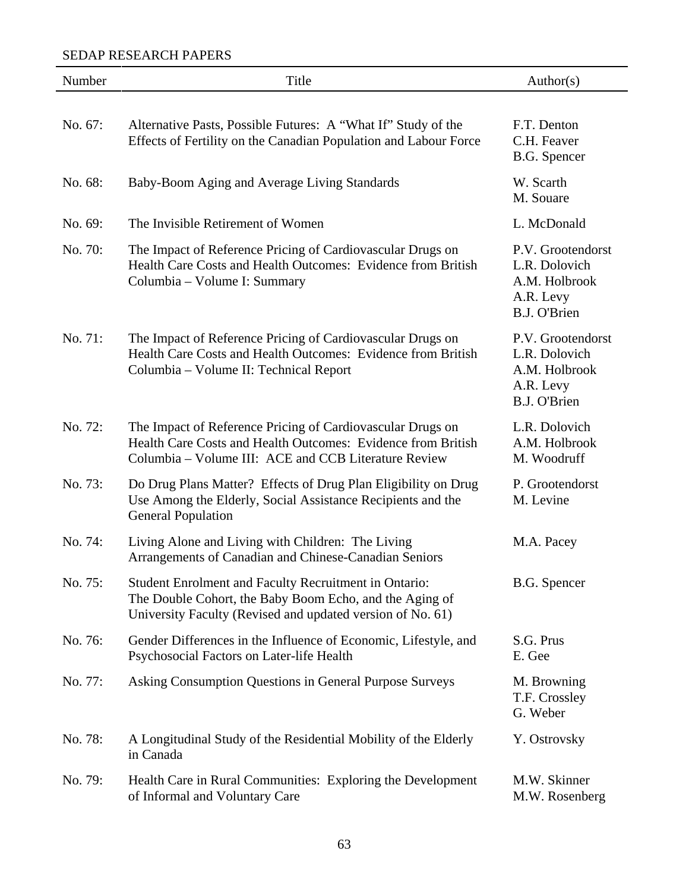SEDAP RESEARCH PAPERS

| Number | Title | Author(s) |
| --- | --- | --- |
| No. 67: | Alternative Pasts, Possible Futures: A "What If" Study of the Effects of Fertility on the Canadian Population and Labour Force | F.T. Denton<br>C.H. Feaver<br>B.G. Spencer |
| No. 68: | Baby-Boom Aging and Average Living Standards | W. Scarth<br>M. Souare |
| No. 69: | The Invisible Retirement of Women | L. McDonald |
| No. 70: | The Impact of Reference Pricing of Cardiovascular Drugs on Health Care Costs and Health Outcomes: Evidence from British Columbia – Volume I: Summary | P.V. Grootendorst<br>L.R. Dolovich<br>A.M. Holbrook<br>A.R. Levy<br>B.J. O'Brien |
| No. 71: | The Impact of Reference Pricing of Cardiovascular Drugs on Health Care Costs and Health Outcomes: Evidence from British Columbia – Volume II: Technical Report | P.V. Grootendorst<br>L.R. Dolovich<br>A.M. Holbrook<br>A.R. Levy<br>B.J. O'Brien |
| No. 72: | The Impact of Reference Pricing of Cardiovascular Drugs on Health Care Costs and Health Outcomes: Evidence from British Columbia – Volume III: ACE and CCB Literature Review | L.R. Dolovich<br>A.M. Holbrook<br>M. Woodruff |
| No. 73: | Do Drug Plans Matter? Effects of Drug Plan Eligibility on Drug Use Among the Elderly, Social Assistance Recipients and the General Population | P. Grootendorst<br>M. Levine |
| No. 74: | Living Alone and Living with Children: The Living Arrangements of Canadian and Chinese-Canadian Seniors | M.A. Pacey |
| No. 75: | Student Enrolment and Faculty Recruitment in Ontario: The Double Cohort, the Baby Boom Echo, and the Aging of University Faculty (Revised and updated version of No. 61) | B.G. Spencer |
| No. 76: | Gender Differences in the Influence of Economic, Lifestyle, and Psychosocial Factors on Later-life Health | S.G. Prus<br>E. Gee |
| No. 77: | Asking Consumption Questions in General Purpose Surveys | M. Browning<br>T.F. Crossley<br>G. Weber |
| No. 78: | A Longitudinal Study of the Residential Mobility of the Elderly in Canada | Y. Ostrovsky |
| No. 79: | Health Care in Rural Communities: Exploring the Development of Informal and Voluntary Care | M.W. Skinner<br>M.W. Rosenberg |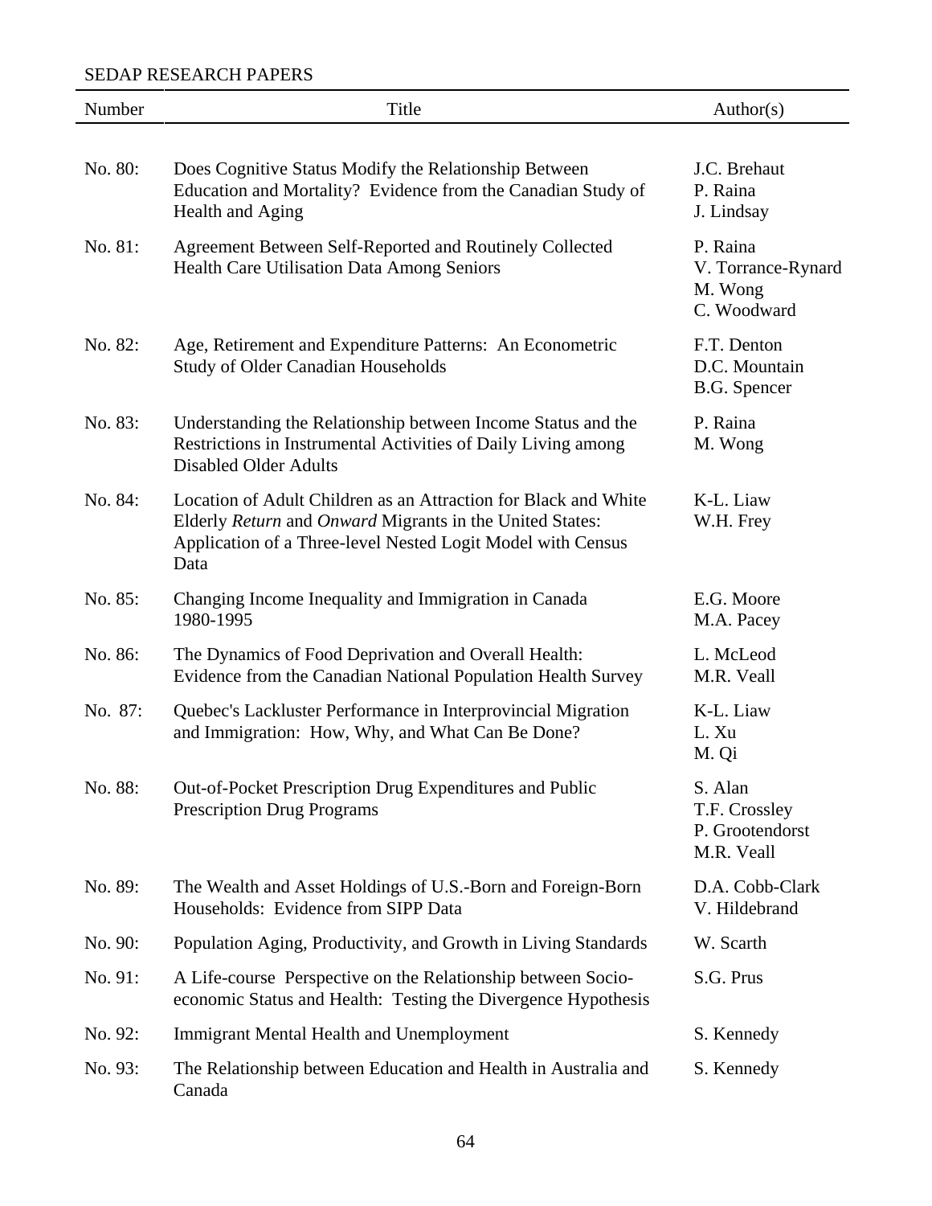SEDAP RESEARCH PAPERS

| Number | Title | Author(s) |
| --- | --- | --- |
| No. 80: | Does Cognitive Status Modify the Relationship Between Education and Mortality? Evidence from the Canadian Study of Health and Aging | J.C. Brehaut<br>P. Raina<br>J. Lindsay |
| No. 81: | Agreement Between Self-Reported and Routinely Collected Health Care Utilisation Data Among Seniors | P. Raina<br>V. Torrance-Rynard<br>M. Wong<br>C. Woodward |
| No. 82: | Age, Retirement and Expenditure Patterns: An Econometric Study of Older Canadian Households | F.T. Denton<br>D.C. Mountain<br>B.G. Spencer |
| No. 83: | Understanding the Relationship between Income Status and the Restrictions in Instrumental Activities of Daily Living among Disabled Older Adults | P. Raina<br>M. Wong |
| No. 84: | Location of Adult Children as an Attraction for Black and White Elderly *Return* and *Onward* Migrants in the United States: Application of a Three-level Nested Logit Model with Census Data | K-L. Liaw<br>W.H. Frey |
| No. 85: | Changing Income Inequality and Immigration in Canada 1980-1995 | E.G. Moore<br>M.A. Pacey |
| No. 86: | The Dynamics of Food Deprivation and Overall Health: Evidence from the Canadian National Population Health Survey | L. McLeod<br>M.R. Veall |
| No. 87: | Quebec's Lackluster Performance in Interprovincial Migration and Immigration: How, Why, and What Can Be Done? | K-L. Liaw<br>L. Xu<br>M. Qi |
| No. 88: | Out-of-Pocket Prescription Drug Expenditures and Public Prescription Drug Programs | S. Alan<br>T.F. Crossley<br>P. Grootendorst<br>M.R. Veall |
| No. 89: | The Wealth and Asset Holdings of U.S.-Born and Foreign-Born Households: Evidence from SIPP Data | D.A. Cobb-Clark<br>V. Hildebrand |
| No. 90: | Population Aging, Productivity, and Growth in Living Standards | W. Scarth |
| No. 91: | A Life-course Perspective on the Relationship between Socio-economic Status and Health: Testing the Divergence Hypothesis | S.G. Prus |
| No. 92: | Immigrant Mental Health and Unemployment | S. Kennedy |
| No. 93: | The Relationship between Education and Health in Australia and Canada | S. Kennedy |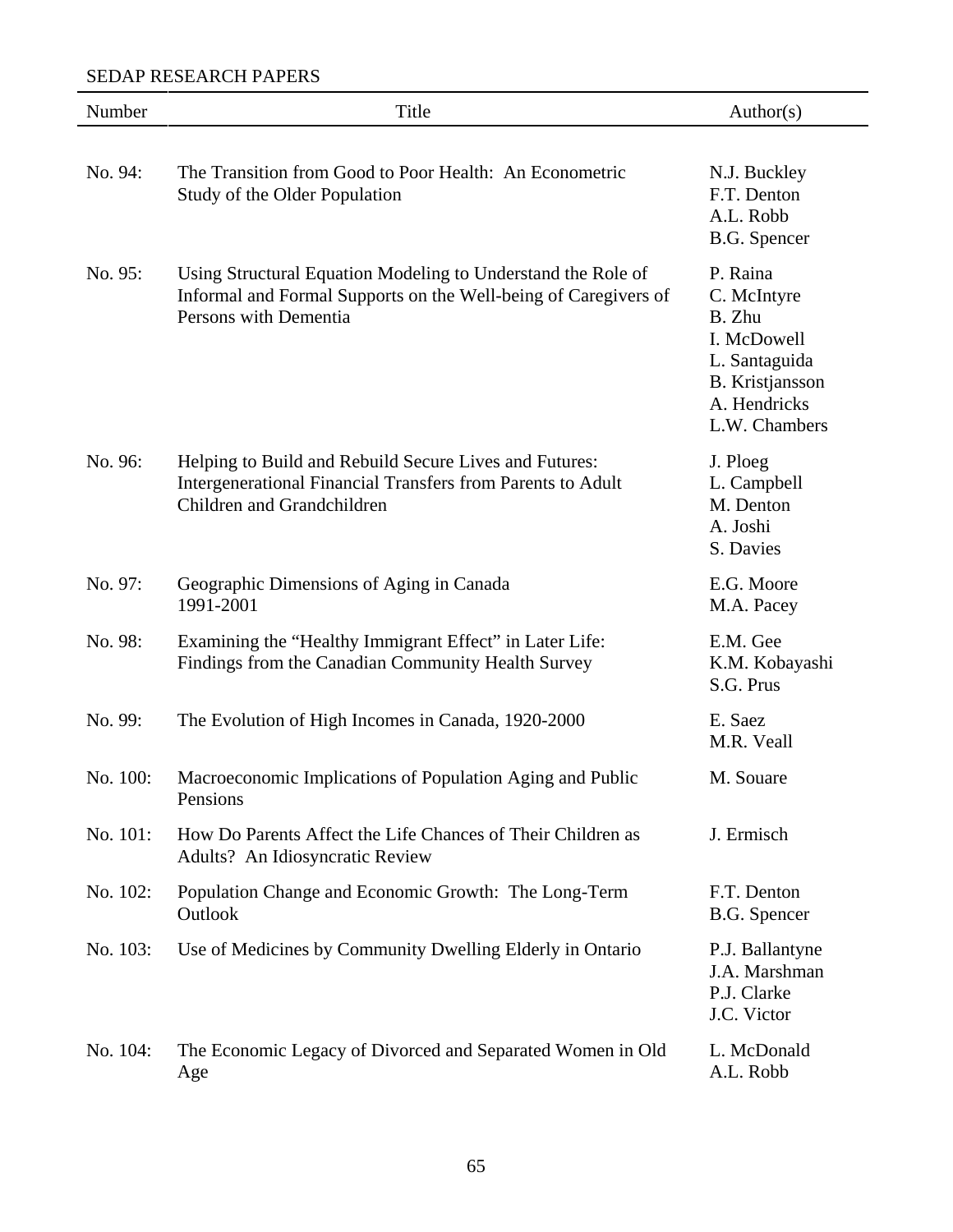SEDAP RESEARCH PAPERS

| Number | Title | Author(s) |
|---|---|---|
| No. 94: | The Transition from Good to Poor Health: An Econometric Study of the Older Population | N.J. Buckley<br>F.T. Denton<br>A.L. Robb<br>B.G. Spencer |
| No. 95: | Using Structural Equation Modeling to Understand the Role of Informal and Formal Supports on the Well-being of Caregivers of Persons with Dementia | P. Raina<br>C. McIntyre<br>B. Zhu<br>I. McDowell<br>L. Santaguida<br>B. Kristjansson<br>A. Hendricks<br>L.W. Chambers |
| No. 96: | Helping to Build and Rebuild Secure Lives and Futures: Intergenerational Financial Transfers from Parents to Adult Children and Grandchildren | J. Ploeg<br>L. Campbell<br>M. Denton<br>A. Joshi<br>S. Davies |
| No. 97: | Geographic Dimensions of Aging in Canada 1991-2001 | E.G. Moore<br>M.A. Pacey |
| No. 98: | Examining the "Healthy Immigrant Effect" in Later Life: Findings from the Canadian Community Health Survey | E.M. Gee<br>K.M. Kobayashi<br>S.G. Prus |
| No. 99: | The Evolution of High Incomes in Canada, 1920-2000 | E. Saez<br>M.R. Veall |
| No. 100: | Macroeconomic Implications of Population Aging and Public Pensions | M. Souare |
| No. 101: | How Do Parents Affect the Life Chances of Their Children as Adults? An Idiosyncratic Review | J. Ermisch |
| No. 102: | Population Change and Economic Growth: The Long-Term Outlook | F.T. Denton<br>B.G. Spencer |
| No. 103: | Use of Medicines by Community Dwelling Elderly in Ontario | P.J. Ballantyne<br>J.A. Marshman<br>P.J. Clarke<br>J.C. Victor |
| No. 104: | The Economic Legacy of Divorced and Separated Women in Old Age | L. McDonald<br>A.L. Robb |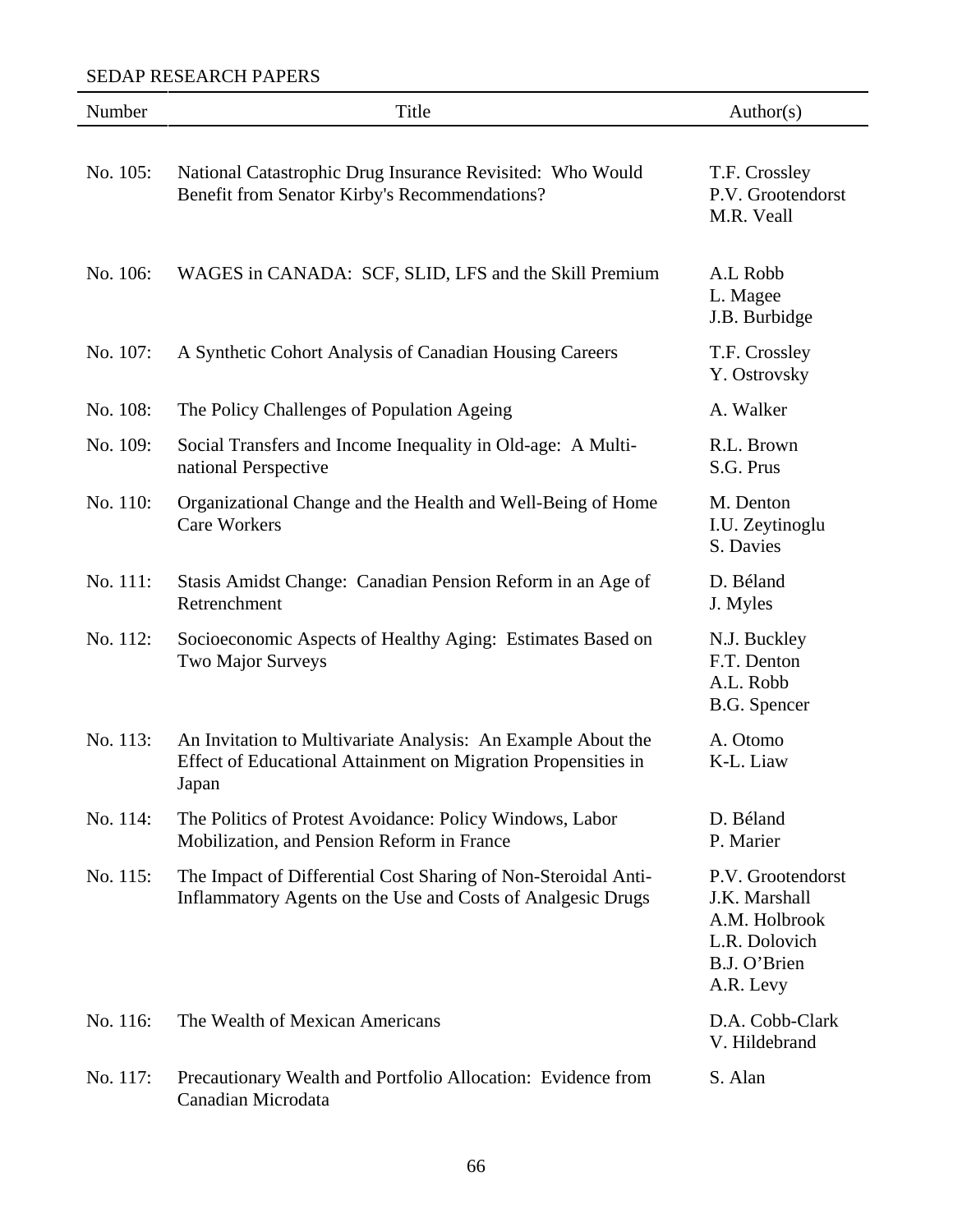SEDAP RESEARCH PAPERS

| Number | Title | Author(s) |
| --- | --- | --- |
| No. 105: | National Catastrophic Drug Insurance Revisited: Who Would Benefit from Senator Kirby's Recommendations? | T.F. Crossley<br>P.V. Grootendorst<br>M.R. Veall |
| No. 106: | WAGES in CANADA: SCF, SLID, LFS and the Skill Premium | A.L Robb<br>L. Magee<br>J.B. Burbidge |
| No. 107: | A Synthetic Cohort Analysis of Canadian Housing Careers | T.F. Crossley<br>Y. Ostrovsky |
| No. 108: | The Policy Challenges of Population Ageing | A. Walker |
| No. 109: | Social Transfers and Income Inequality in Old-age: A Multi-national Perspective | R.L. Brown<br>S.G. Prus |
| No. 110: | Organizational Change and the Health and Well-Being of Home Care Workers | M. Denton<br>I.U. Zeytinoglu<br>S. Davies |
| No. 111: | Stasis Amidst Change: Canadian Pension Reform in an Age of Retrenchment | D. Béland<br>J. Myles |
| No. 112: | Socioeconomic Aspects of Healthy Aging: Estimates Based on Two Major Surveys | N.J. Buckley<br>F.T. Denton<br>A.L. Robb<br>B.G. Spencer |
| No. 113: | An Invitation to Multivariate Analysis: An Example About the Effect of Educational Attainment on Migration Propensities in Japan | A. Otomo<br>K-L. Liaw |
| No. 114: | The Politics of Protest Avoidance: Policy Windows, Labor Mobilization, and Pension Reform in France | D. Béland<br>P. Marier |
| No. 115: | The Impact of Differential Cost Sharing of Non-Steroidal Anti-Inflammatory Agents on the Use and Costs of Analgesic Drugs | P.V. Grootendorst<br>J.K. Marshall<br>A.M. Holbrook<br>L.R. Dolovich<br>B.J. O'Brien<br>A.R. Levy |
| No. 116: | The Wealth of Mexican Americans | D.A. Cobb-Clark<br>V. Hildebrand |
| No. 117: | Precautionary Wealth and Portfolio Allocation: Evidence from Canadian Microdata | S. Alan |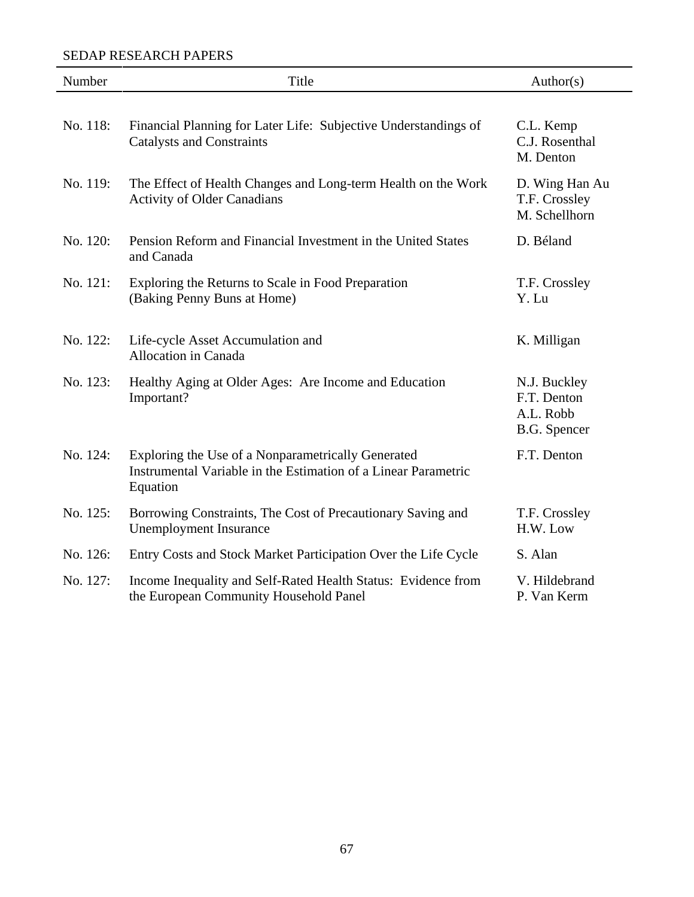SEDAP RESEARCH PAPERS

| Number | Title | Author(s) |
|---|---|---|
| No. 118: | Financial Planning for Later Life: Subjective Understandings of Catalysts and Constraints | C.L. Kemp<br>C.J. Rosenthal<br>M. Denton |
| No. 119: | The Effect of Health Changes and Long-term Health on the Work Activity of Older Canadians | D. Wing Han Au<br>T.F. Crossley<br>M. Schellhorn |
| No. 120: | Pension Reform and Financial Investment in the United States and Canada | D. Béland |
| No. 121: | Exploring the Returns to Scale in Food Preparation (Baking Penny Buns at Home) | T.F. Crossley<br>Y. Lu |
| No. 122: | Life-cycle Asset Accumulation and Allocation in Canada | K. Milligan |
| No. 123: | Healthy Aging at Older Ages: Are Income and Education Important? | N.J. Buckley<br>F.T. Denton<br>A.L. Robb<br>B.G. Spencer |
| No. 124: | Exploring the Use of a Nonparametrically Generated Instrumental Variable in the Estimation of a Linear Parametric Equation | F.T. Denton |
| No. 125: | Borrowing Constraints, The Cost of Precautionary Saving and Unemployment Insurance | T.F. Crossley<br>H.W. Low |
| No. 126: | Entry Costs and Stock Market Participation Over the Life Cycle | S. Alan |
| No. 127: | Income Inequality and Self-Rated Health Status: Evidence from the European Community Household Panel | V. Hildebrand<br>P. Van Kerm |